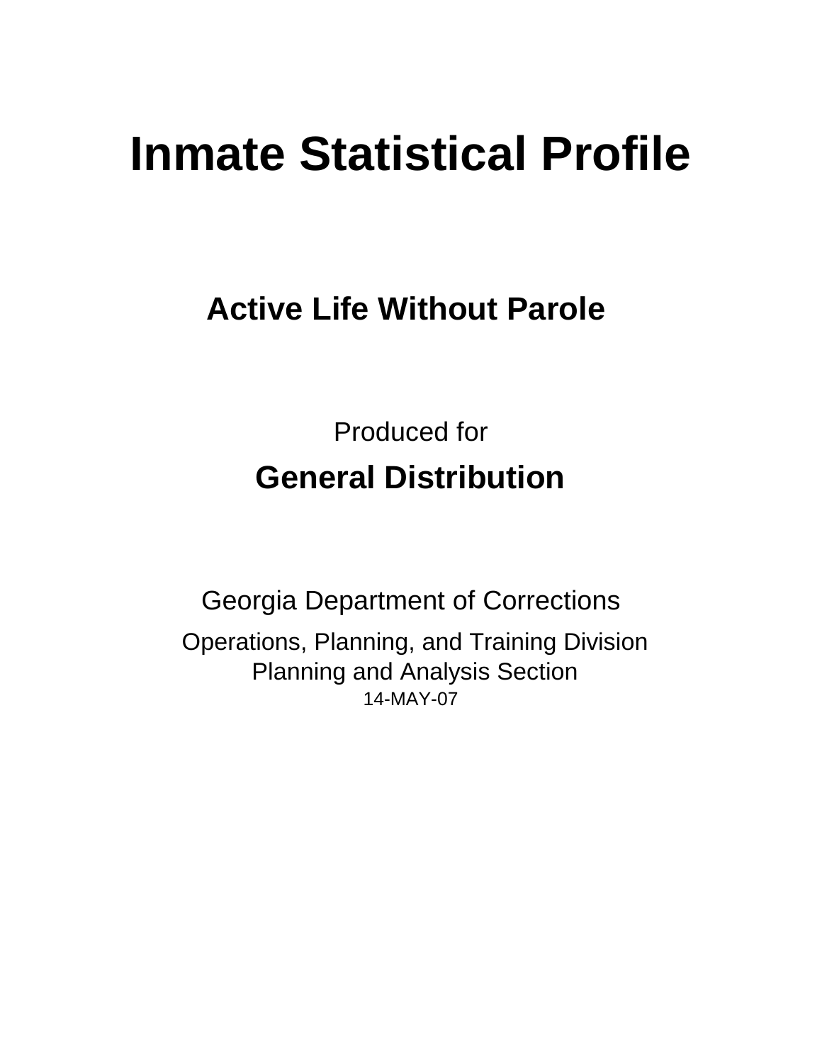# Inmate Statistical Profile

## Active Life Without Parole

Produced for

## General Distribution

Georgia Department of Corrections

Operations, Planning, and Training Division
Planning and Analysis Section
14-MAY-07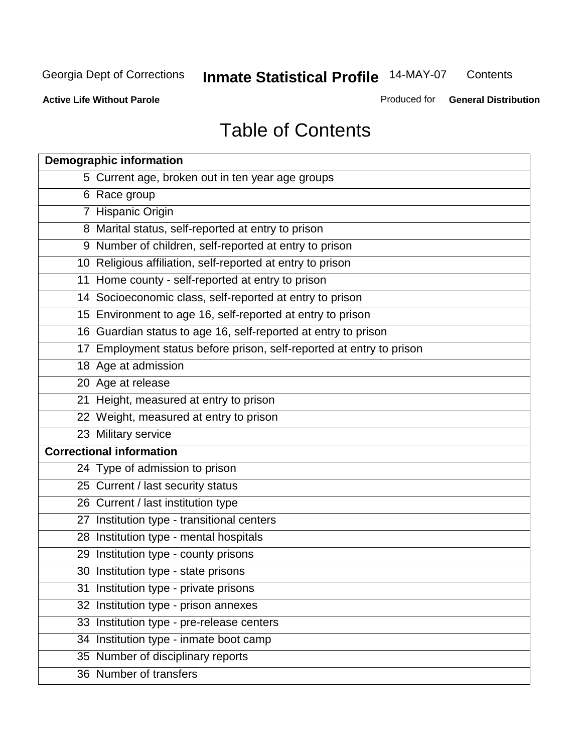# Table of Contents

| Demographic information | |
|---|---|
| 5 | Current age, broken out in ten year age groups |
| 6 | Race group |
| 7 | Hispanic Origin |
| 8 | Marital status, self-reported at entry to prison |
| 9 | Number of children, self-reported at entry to prison |
| 10 | Religious affiliation, self-reported at entry to prison |
| 11 | Home county - self-reported at entry to prison |
| 14 | Socioeconomic class, self-reported at entry to prison |
| 15 | Environment to age 16, self-reported at entry to prison |
| 16 | Guardian status to age 16, self-reported at entry to prison |
| 17 | Employment status before prison, self-reported at entry to prison |
| 18 | Age at admission |
| 20 | Age at release |
| 21 | Height, measured at entry to prison |
| 22 | Weight, measured at entry to prison |
| 23 | Military service |
| **Correctional information** | |
| 24 | Type of admission to prison |
| 25 | Current / last security status |
| 26 | Current / last institution type |
| 27 | Institution type - transitional centers |
| 28 | Institution type - mental hospitals |
| 29 | Institution type - county prisons |
| 30 | Institution type - state prisons |
| 31 | Institution type - private prisons |
| 32 | Institution type - prison annexes |
| 33 | Institution type - pre-release centers |
| 34 | Institution type - inmate boot camp |
| 35 | Number of disciplinary reports |
| 36 | Number of transfers |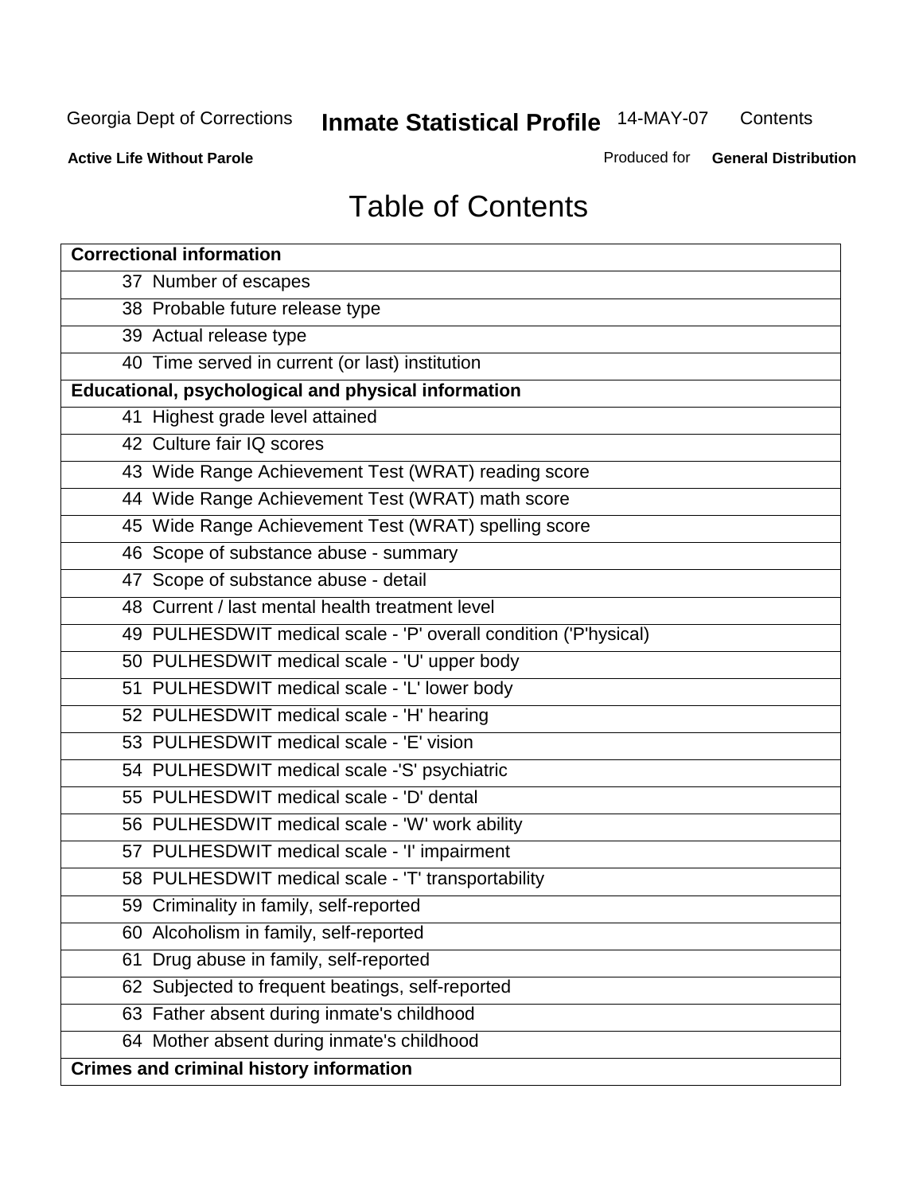# Table of Contents

| Correctional information |
|---|
| 37 Number of escapes |
| 38 Probable future release type |
| 39 Actual release type |
| 40 Time served in current (or last) institution |
| **Educational, psychological and physical information** |
| 41 Highest grade level attained |
| 42 Culture fair IQ scores |
| 43 Wide Range Achievement Test (WRAT) reading score |
| 44 Wide Range Achievement Test (WRAT) math score |
| 45 Wide Range Achievement Test (WRAT) spelling score |
| 46 Scope of substance abuse - summary |
| 47 Scope of substance abuse - detail |
| 48 Current / last mental health treatment level |
| 49 PULHESDWIT medical scale - 'P' overall condition ('P'hysical) |
| 50 PULHESDWIT medical scale - 'U' upper body |
| 51 PULHESDWIT medical scale - 'L' lower body |
| 52 PULHESDWIT medical scale - 'H' hearing |
| 53 PULHESDWIT medical scale - 'E' vision |
| 54 PULHESDWIT medical scale -'S' psychiatric |
| 55 PULHESDWIT medical scale - 'D' dental |
| 56 PULHESDWIT medical scale - 'W' work ability |
| 57 PULHESDWIT medical scale - 'I' impairment |
| 58 PULHESDWIT medical scale - 'T' transportability |
| 59 Criminality in family, self-reported |
| 60 Alcoholism in family, self-reported |
| 61 Drug abuse in family, self-reported |
| 62 Subjected to frequent beatings, self-reported |
| 63 Father absent during inmate's childhood |
| 64 Mother absent during inmate's childhood |
| **Crimes and criminal history information** |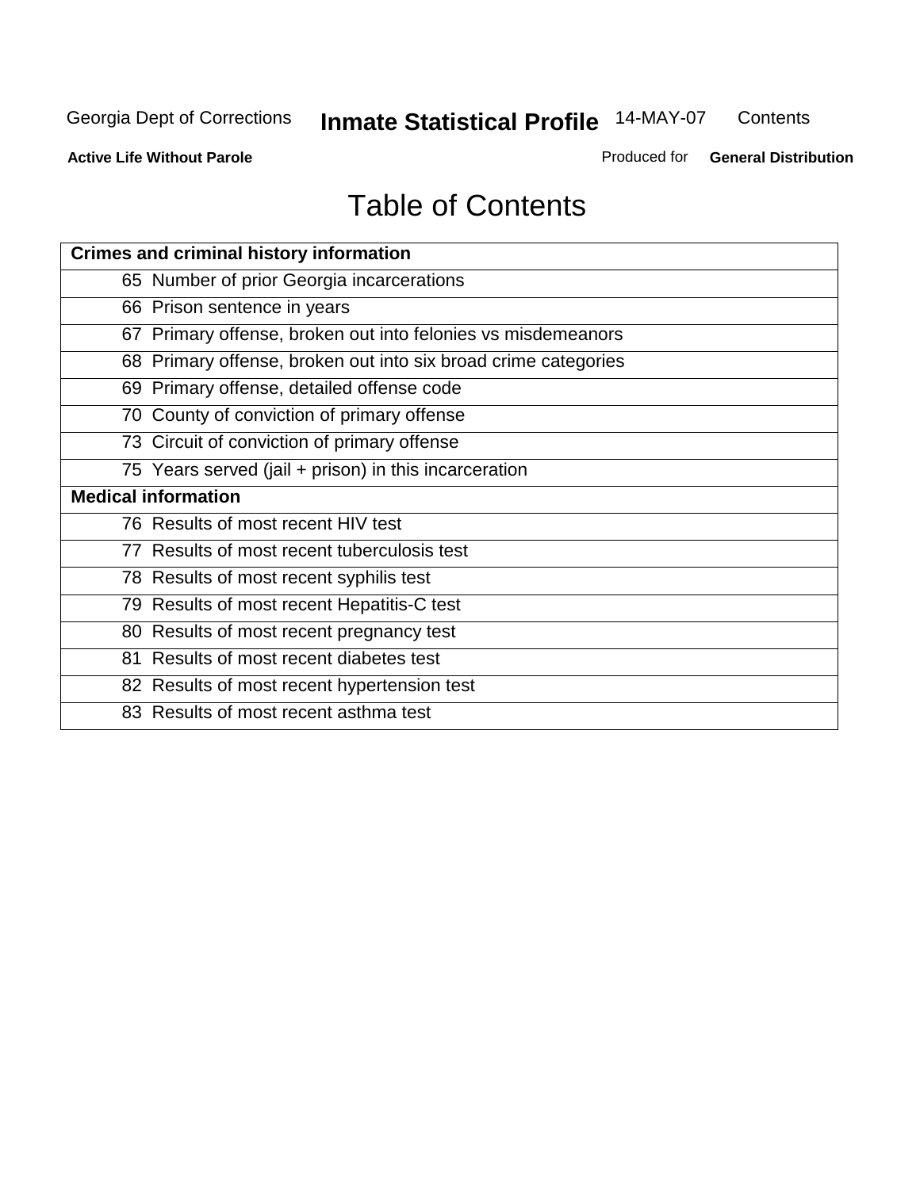# Table of Contents

| Crimes and criminal history information |
|---|
| 65 Number of prior Georgia incarcerations |
| 66 Prison sentence in years |
| 67 Primary offense, broken out into felonies vs misdemeanors |
| 68 Primary offense, broken out into six broad crime categories |
| 69 Primary offense, detailed offense code |
| 70 County of conviction of primary offense |
| 73 Circuit of conviction of primary offense |
| 75 Years served (jail + prison) in this incarceration |
| **Medical information** |
| 76 Results of most recent HIV test |
| 77 Results of most recent tuberculosis test |
| 78 Results of most recent syphilis test |
| 79 Results of most recent Hepatitis-C test |
| 80 Results of most recent pregnancy test |
| 81 Results of most recent diabetes test |
| 82 Results of most recent hypertension test |
| 83 Results of most recent asthma test |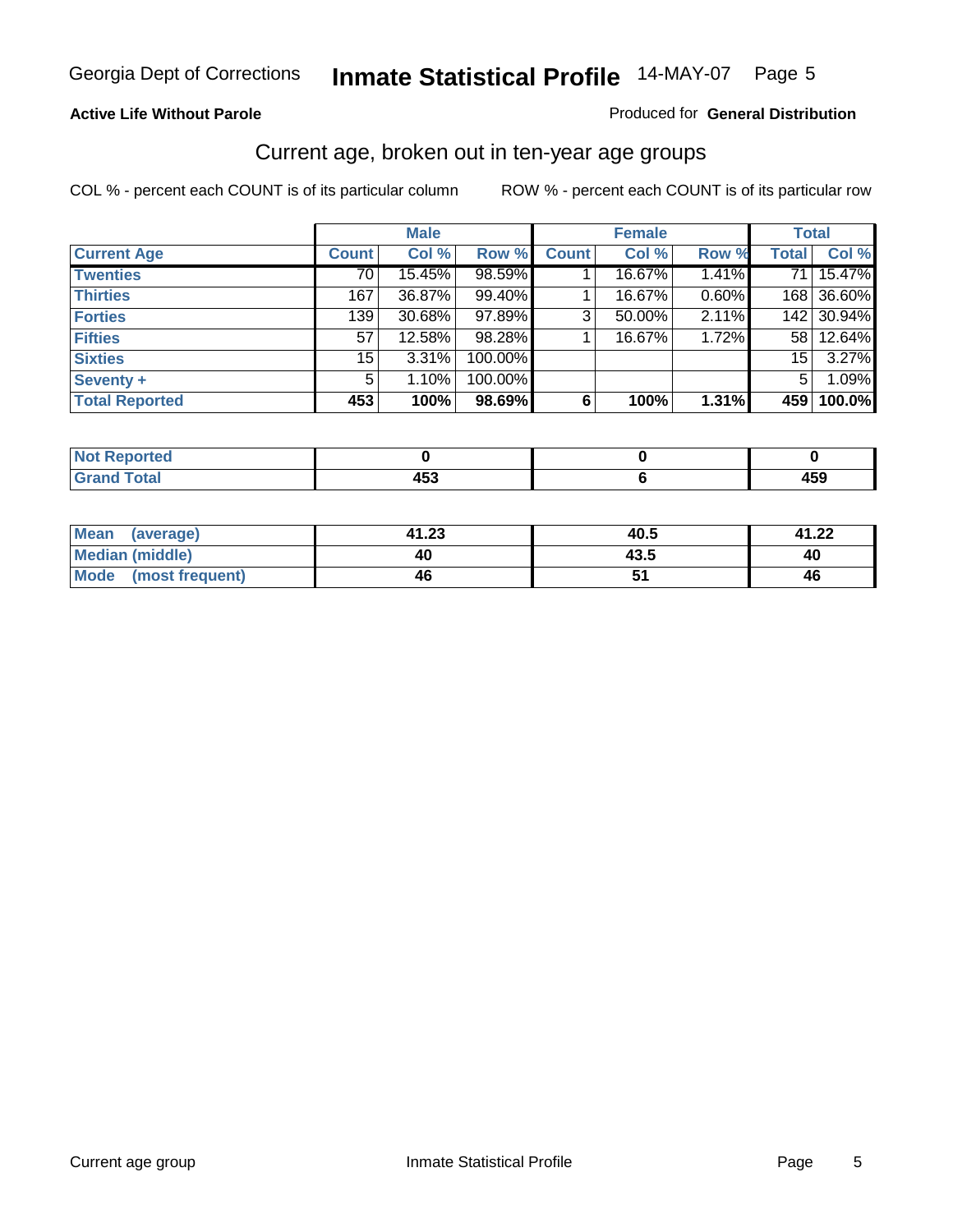Georgia Dept of Corrections **Inmate Statistical Profile** 14-MAY-07

**Active Life Without Parole**

Produced for **General Distribution**

## Current age, broken out in ten-year age groups

COL % - percent each COUNT is of its particular column    ROW % - percent each COUNT is of its particular row

| | Male | | | Female | | | Total | |
|---|---|---|---|---|---|---|---|---|
| **Current Age** | **Count** | **Col %** | **Row %** | **Count** | **Col %** | **Row %** | **Total** | **Col %** |
| **Twenties** | 70 | 15.45% | 98.59% | 1 | 16.67% | 1.41% | 71 | 15.47% |
| **Thirties** | 167 | 36.87% | 99.40% | 1 | 16.67% | 0.60% | 168 | 36.60% |
| **Forties** | 139 | 30.68% | 97.89% | 3 | 50.00% | 2.11% | 142 | 30.94% |
| **Fifties** | 57 | 12.58% | 98.28% | 1 | 16.67% | 1.72% | 58 | 12.64% |
| **Sixties** | 15 | 3.31% | 100.00% | | | | 15 | 3.27% |
| **Seventy +** | 5 | 1.10% | 100.00% | | | | 5 | 1.09% |
| **Total Reported** | **453** | **100%** | **98.69%** | **6** | **100%** | **1.31%** | **459** | **100.0%** |

| | Male | Female | Total |
|---|---|---|---|
| **Not Reported** | **0** | **0** | **0** |
| **Grand Total** | **453** | **6** | **459** |

| | Male | Female | Total |
|---|---|---|---|
| **Mean (average)** | **41.23** | **40.5** | **41.22** |
| **Median (middle)** | **40** | **43.5** | **40** |
| **Mode (most frequent)** | **46** | **51** | **46** |

Current age group    Inmate Statistical Profile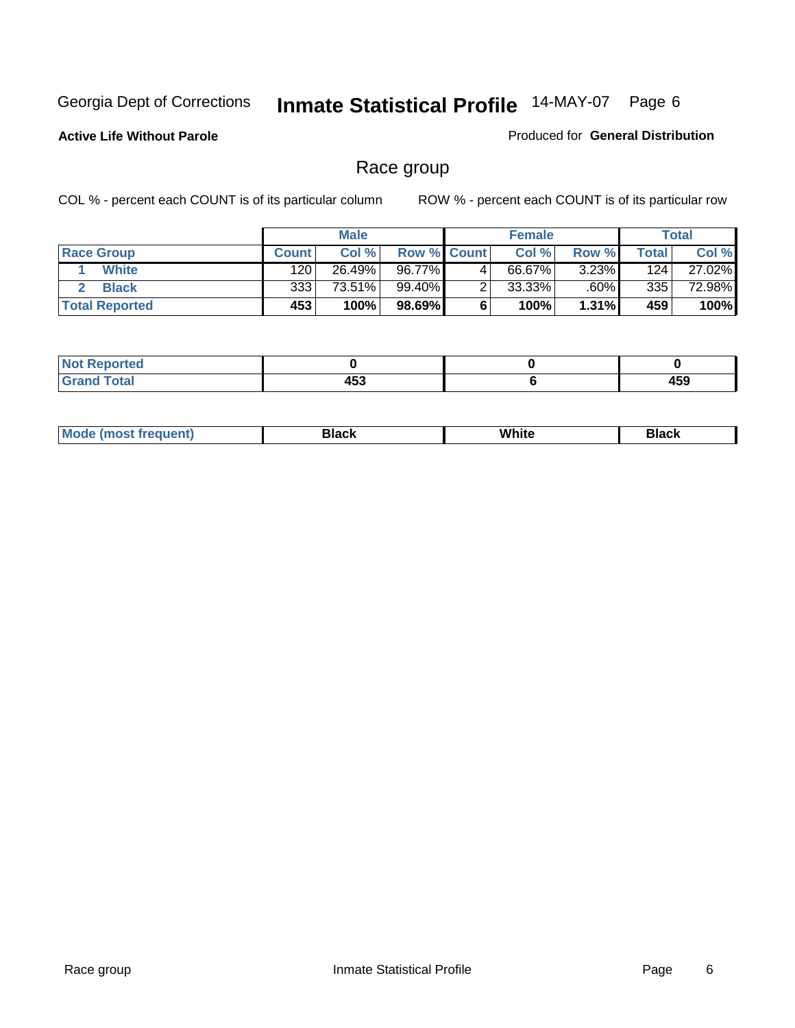Georgia Dept of Corrections **Inmate Statistical Profile** 14-MAY-07

**Active Life Without Parole**

Produced for **General Distribution**

## Race group

COL % - percent each COUNT is of its particular column    ROW % - percent each COUNT is of its particular row

| | Male | | | Female | | | Total | |
|---|---|---|---|---|---|---|---|---|
| **Race Group** | **Count** | **Col %** | **Row %** | **Count** | **Col %** | **Row %** | **Total** | **Col %** |
| 1 **White** | 120 | 26.49% | 96.77% | 4 | 66.67% | 3.23% | 124 | 27.02% |
| 2 **Black** | 333 | 73.51% | 99.40% | 2 | 33.33% | .60% | 335 | 72.98% |
| **Total Reported** | **453** | **100%** | **98.69%** | **6** | **100%** | **1.31%** | **459** | **100%** |

| | Male | Female | Total |
|---|---|---|---|
| **Not Reported** | **0** | **0** | **0** |
| **Grand Total** | **453** | **6** | **459** |

| | Male | Female | Total |
|---|---|---|---|
| **Mode (most frequent)** | **Black** | **White** | **Black** |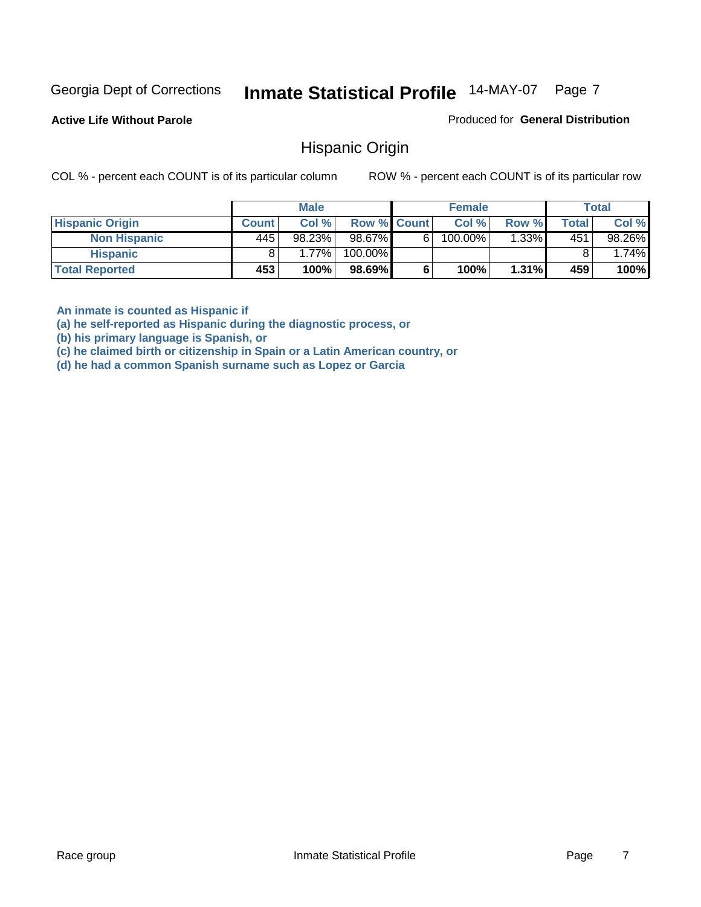**Active Life Without Parole**

Produced for **General Distribution**

## Hispanic Origin

COL % - percent each COUNT is of its particular column

ROW % - percent each COUNT is of its particular row

| | Male | | | Female | | | Total | |
|---|---|---|---|---|---|---|---|---|
| **Hispanic Origin** | **Count** | **Col %** | **Row %** | **Count** | **Col %** | **Row %** | **Total** | **Col %** |
| **Non Hispanic** | 445 | 98.23% | 98.67% | 6 | 100.00% | 1.33% | 451 | 98.26% |
| **Hispanic** | 8 | 1.77% | 100.00% | | | | 8 | 1.74% |
| **Total Reported** | **453** | **100%** | **98.69%** | **6** | **100%** | **1.31%** | **459** | **100%** |

**An inmate is counted as Hispanic if**
**(a) he self-reported as Hispanic during the diagnostic process, or**
**(b) his primary language is Spanish, or**
**(c) he claimed birth or citizenship in Spain or a Latin American country, or**
**(d) he had a common Spanish surname such as Lopez or Garcia**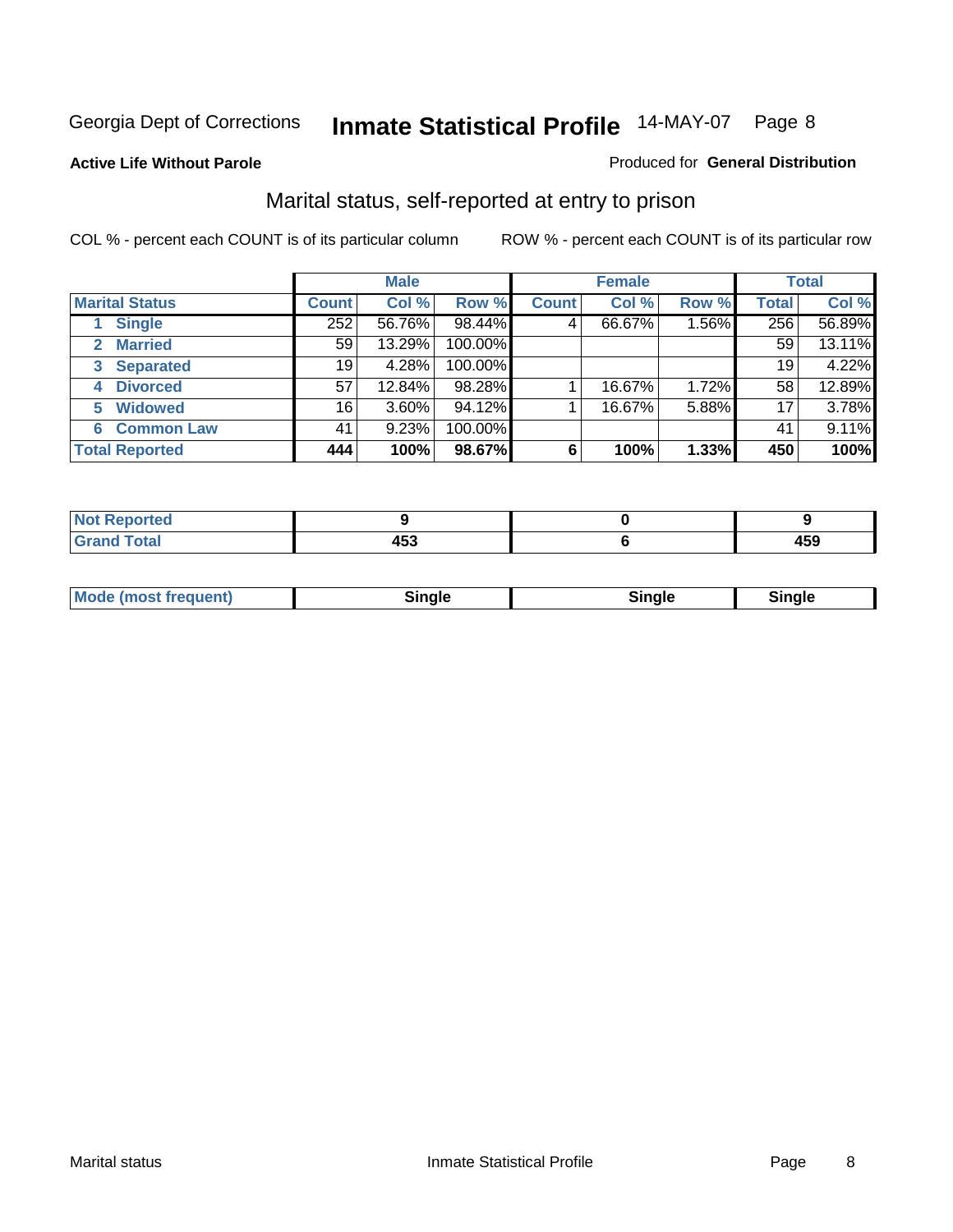Georgia Dept of Corrections **Inmate Statistical Profile** 14-MAY-07 Page 8

**Active Life Without Parole**

Produced for **General Distribution**

## Marital status, self-reported at entry to prison

COL % - percent each COUNT is of its particular column

ROW % - percent each COUNT is of its particular row

| | Male | | | Female | | | Total | |
|---|---|---|---|---|---|---|---|---|
| **Marital Status** | **Count** | **Col %** | **Row %** | **Count** | **Col %** | **Row %** | **Total** | **Col %** |
| 1 **Single** | 252 | 56.76% | 98.44% | 4 | 66.67% | 1.56% | 256 | 56.89% |
| 2 **Married** | 59 | 13.29% | 100.00% | | | | 59 | 13.11% |
| 3 **Separated** | 19 | 4.28% | 100.00% | | | | 19 | 4.22% |
| 4 **Divorced** | 57 | 12.84% | 98.28% | 1 | 16.67% | 1.72% | 58 | 12.89% |
| 5 **Widowed** | 16 | 3.60% | 94.12% | 1 | 16.67% | 5.88% | 17 | 3.78% |
| 6 **Common Law** | 41 | 9.23% | 100.00% | | | | 41 | 9.11% |
| **Total Reported** | **444** | **100%** | **98.67%** | **6** | **100%** | **1.33%** | **450** | **100%** |

| | Male | Female | Total |
|---|---|---|---|
| **Not Reported** | **9** | **0** | **9** |
| **Grand Total** | **453** | **6** | **459** |

| | Male | Female | Total |
|---|---|---|---|
| **Mode (most frequent)** | **Single** | **Single** | **Single** |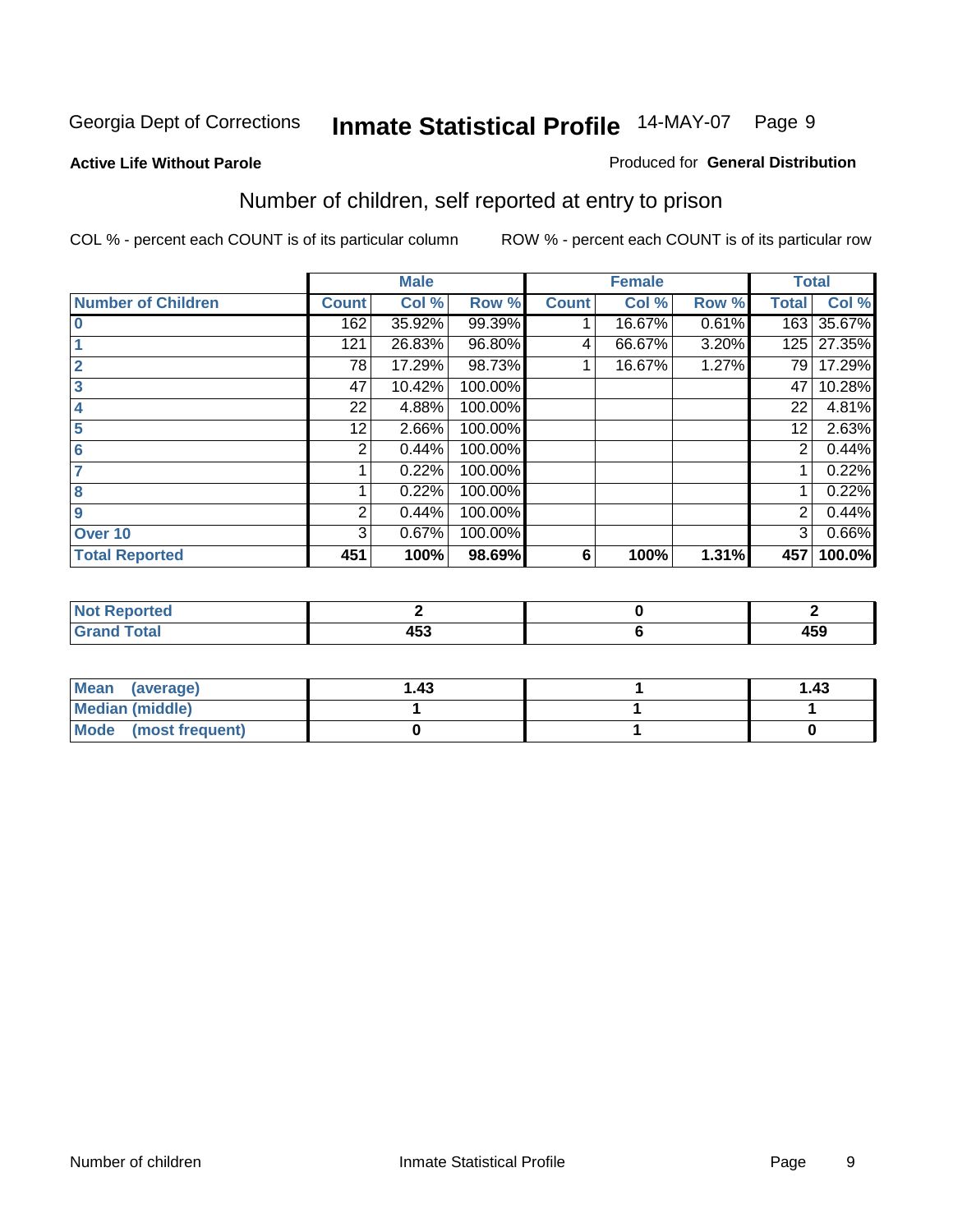Georgia Dept of Corrections **Inmate Statistical Profile** 14-MAY-07

**Active Life Without Parole**

Produced for **General Distribution**

## Number of children, self reported at entry to prison

COL % - percent each COUNT is of its particular column

ROW % - percent each COUNT is of its particular row

| | Male | | | Female | | | Total | |
|---|---|---|---|---|---|---|---|---|
| **Number of Children** | **Count** | **Col %** | **Row %** | **Count** | **Col %** | **Row %** | **Total** | **Col %** |
| **0** | 162 | 35.92% | 99.39% | 1 | 16.67% | 0.61% | 163 | 35.67% |
| **1** | 121 | 26.83% | 96.80% | 4 | 66.67% | 3.20% | 125 | 27.35% |
| **2** | 78 | 17.29% | 98.73% | 1 | 16.67% | 1.27% | 79 | 17.29% |
| **3** | 47 | 10.42% | 100.00% | | | | 47 | 10.28% |
| **4** | 22 | 4.88% | 100.00% | | | | 22 | 4.81% |
| **5** | 12 | 2.66% | 100.00% | | | | 12 | 2.63% |
| **6** | 2 | 0.44% | 100.00% | | | | 2 | 0.44% |
| **7** | 1 | 0.22% | 100.00% | | | | 1 | 0.22% |
| **8** | 1 | 0.22% | 100.00% | | | | 1 | 0.22% |
| **9** | 2 | 0.44% | 100.00% | | | | 2 | 0.44% |
| **Over 10** | 3 | 0.67% | 100.00% | | | | 3 | 0.66% |
| **Total Reported** | **451** | **100%** | **98.69%** | **6** | **100%** | **1.31%** | **457** | **100.0%** |

| | Male | Female | Total |
|---|---|---|---|
| **Not Reported** | **2** | **0** | **2** |
| **Grand Total** | **453** | **6** | **459** |

| | Male | Female | Total |
|---|---|---|---|
| **Mean (average)** | **1.43** | **1** | **1.43** |
| **Median (middle)** | **1** | **1** | **1** |
| **Mode (most frequent)** | **0** | **1** | **0** |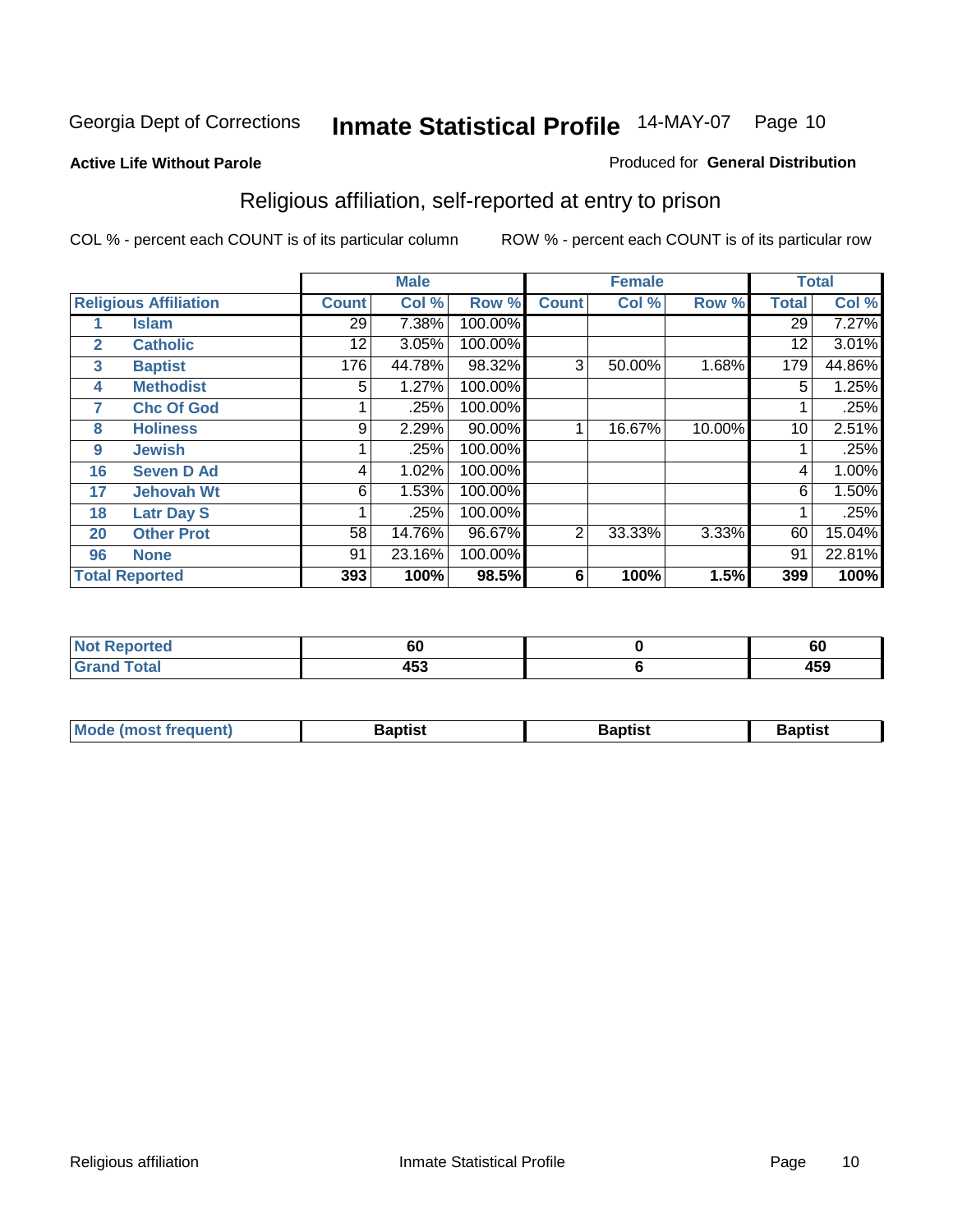Georgia Dept of Corrections **Inmate Statistical Profile** 14-MAY-07 Page 10

**Active Life Without Parole**

Produced for **General Distribution**

## Religious affiliation, self-reported at entry to prison

COL % - percent each COUNT is of its particular column

ROW % - percent each COUNT is of its particular row

| Religious Affiliation | | Male | | | Female | | | Total | |
|---|---|---|---|---|---|---|---|---|---|
| | | Count | Col % | Row % | Count | Col % | Row % | Total | Col % |
| 1 | Islam | 29 | 7.38% | 100.00% | | | | 29 | 7.27% |
| 2 | Catholic | 12 | 3.05% | 100.00% | | | | 12 | 3.01% |
| 3 | Baptist | 176 | 44.78% | 98.32% | 3 | 50.00% | 1.68% | 179 | 44.86% |
| 4 | Methodist | 5 | 1.27% | 100.00% | | | | 5 | 1.25% |
| 7 | Chc Of God | 1 | .25% | 100.00% | | | | 1 | .25% |
| 8 | Holiness | 9 | 2.29% | 90.00% | 1 | 16.67% | 10.00% | 10 | 2.51% |
| 9 | Jewish | 1 | .25% | 100.00% | | | | 1 | .25% |
| 16 | Seven D Ad | 4 | 1.02% | 100.00% | | | | 4 | 1.00% |
| 17 | Jehovah Wt | 6 | 1.53% | 100.00% | | | | 6 | 1.50% |
| 18 | Latr Day S | 1 | .25% | 100.00% | | | | 1 | .25% |
| 20 | Other Prot | 58 | 14.76% | 96.67% | 2 | 33.33% | 3.33% | 60 | 15.04% |
| 96 | None | 91 | 23.16% | 100.00% | | | | 91 | 22.81% |
| Total Reported | | 393 | 100% | 98.5% | 6 | 100% | 1.5% | 399 | 100% |

| | Male | Female | Total |
|---|---|---|---|
| Not Reported | 60 | 0 | 60 |
| Grand Total | 453 | 6 | 459 |

| | Male | Female | Total |
|---|---|---|---|
| Mode (most frequent) | Baptist | Baptist | Baptist |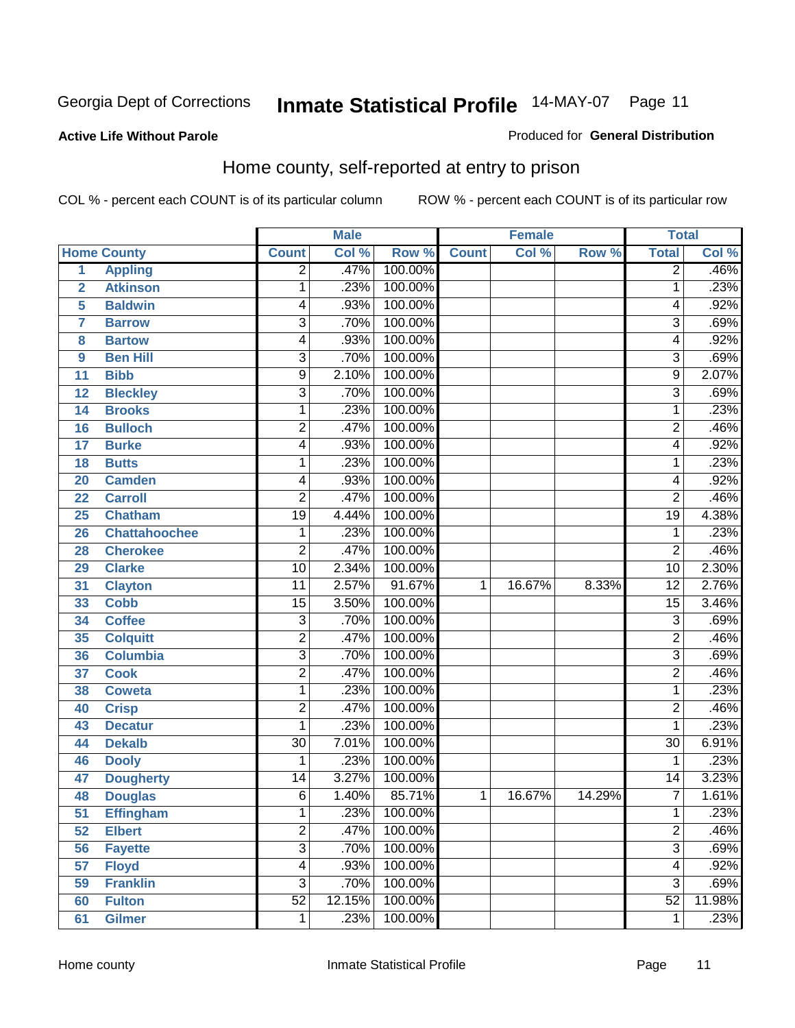Georgia Dept of Corrections **Inmate Statistical Profile** 14-MAY-07 Page 11

**Active Life Without Parole**

Produced for **General Distribution**

## Home county, self-reported at entry to prison

COL % - percent each COUNT is of its particular column ROW % - percent each COUNT is of its particular row

| Home County | | Male | | | Female | | | Total | |
|---|---|---|---|---|---|---|---|---|---|
| | | Count | Col % | Row % | Count | Col % | Row % | Total | Col % |
| 1 | Appling | 2 | .47% | 100.00% | | | | 2 | .46% |
| 2 | Atkinson | 1 | .23% | 100.00% | | | | 1 | .23% |
| 5 | Baldwin | 4 | .93% | 100.00% | | | | 4 | .92% |
| 7 | Barrow | 3 | .70% | 100.00% | | | | 3 | .69% |
| 8 | Bartow | 4 | .93% | 100.00% | | | | 4 | .92% |
| 9 | Ben Hill | 3 | .70% | 100.00% | | | | 3 | .69% |
| 11 | Bibb | 9 | 2.10% | 100.00% | | | | 9 | 2.07% |
| 12 | Bleckley | 3 | .70% | 100.00% | | | | 3 | .69% |
| 14 | Brooks | 1 | .23% | 100.00% | | | | 1 | .23% |
| 16 | Bulloch | 2 | .47% | 100.00% | | | | 2 | .46% |
| 17 | Burke | 4 | .93% | 100.00% | | | | 4 | .92% |
| 18 | Butts | 1 | .23% | 100.00% | | | | 1 | .23% |
| 20 | Camden | 4 | .93% | 100.00% | | | | 4 | .92% |
| 22 | Carroll | 2 | .47% | 100.00% | | | | 2 | .46% |
| 25 | Chatham | 19 | 4.44% | 100.00% | | | | 19 | 4.38% |
| 26 | Chattahoochee | 1 | .23% | 100.00% | | | | 1 | .23% |
| 28 | Cherokee | 2 | .47% | 100.00% | | | | 2 | .46% |
| 29 | Clarke | 10 | 2.34% | 100.00% | | | | 10 | 2.30% |
| 31 | Clayton | 11 | 2.57% | 91.67% | 1 | 16.67% | 8.33% | 12 | 2.76% |
| 33 | Cobb | 15 | 3.50% | 100.00% | | | | 15 | 3.46% |
| 34 | Coffee | 3 | .70% | 100.00% | | | | 3 | .69% |
| 35 | Colquitt | 2 | .47% | 100.00% | | | | 2 | .46% |
| 36 | Columbia | 3 | .70% | 100.00% | | | | 3 | .69% |
| 37 | Cook | 2 | .47% | 100.00% | | | | 2 | .46% |
| 38 | Coweta | 1 | .23% | 100.00% | | | | 1 | .23% |
| 40 | Crisp | 2 | .47% | 100.00% | | | | 2 | .46% |
| 43 | Decatur | 1 | .23% | 100.00% | | | | 1 | .23% |
| 44 | Dekalb | 30 | 7.01% | 100.00% | | | | 30 | 6.91% |
| 46 | Dooly | 1 | .23% | 100.00% | | | | 1 | .23% |
| 47 | Dougherty | 14 | 3.27% | 100.00% | | | | 14 | 3.23% |
| 48 | Douglas | 6 | 1.40% | 85.71% | 1 | 16.67% | 14.29% | 7 | 1.61% |
| 51 | Effingham | 1 | .23% | 100.00% | | | | 1 | .23% |
| 52 | Elbert | 2 | .47% | 100.00% | | | | 2 | .46% |
| 56 | Fayette | 3 | .70% | 100.00% | | | | 3 | .69% |
| 57 | Floyd | 4 | .93% | 100.00% | | | | 4 | .92% |
| 59 | Franklin | 3 | .70% | 100.00% | | | | 3 | .69% |
| 60 | Fulton | 52 | 12.15% | 100.00% | | | | 52 | 11.98% |
| 61 | Gilmer | 1 | .23% | 100.00% | | | | 1 | .23% |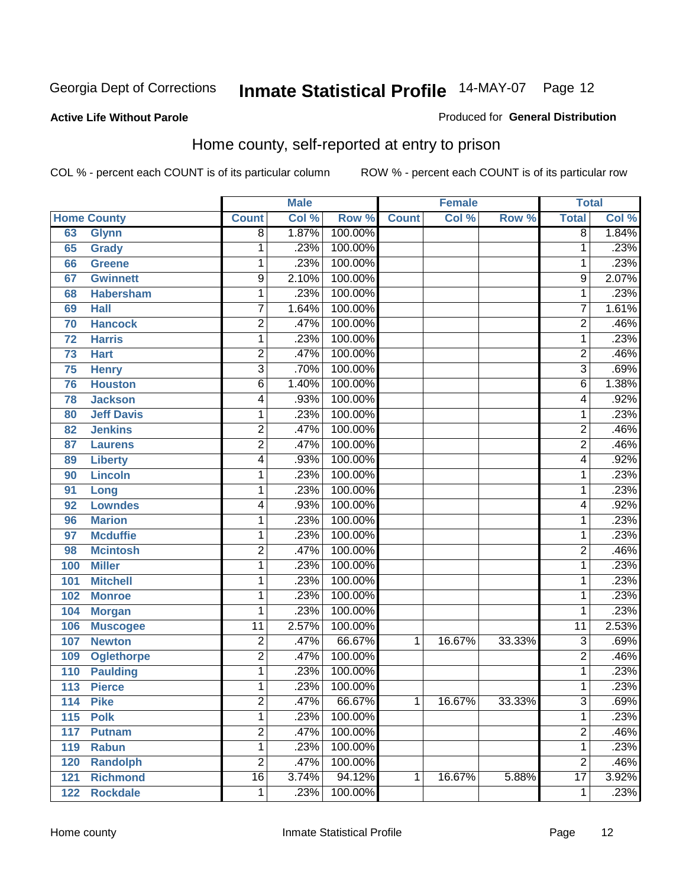Georgia Dept of Corrections **Inmate Statistical Profile** 14-MAY-07 Page 12

**Active Life Without Parole**

Produced for **General Distribution**

## Home county, self-reported at entry to prison

COL % - percent each COUNT is of its particular column ROW % - percent each COUNT is of its particular row

| Home County | | Male | | | Female | | | Total | |
|---|---|---|---|---|---|---|---|---|---|
| | | Count | Col % | Row % | Count | Col % | Row % | Total | Col % |
| 63 | Glynn | 8 | 1.87% | 100.00% | | | | 8 | 1.84% |
| 65 | Grady | 1 | .23% | 100.00% | | | | 1 | .23% |
| 66 | Greene | 1 | .23% | 100.00% | | | | 1 | .23% |
| 67 | Gwinnett | 9 | 2.10% | 100.00% | | | | 9 | 2.07% |
| 68 | Habersham | 1 | .23% | 100.00% | | | | 1 | .23% |
| 69 | Hall | 7 | 1.64% | 100.00% | | | | 7 | 1.61% |
| 70 | Hancock | 2 | .47% | 100.00% | | | | 2 | .46% |
| 72 | Harris | 1 | .23% | 100.00% | | | | 1 | .23% |
| 73 | Hart | 2 | .47% | 100.00% | | | | 2 | .46% |
| 75 | Henry | 3 | .70% | 100.00% | | | | 3 | .69% |
| 76 | Houston | 6 | 1.40% | 100.00% | | | | 6 | 1.38% |
| 78 | Jackson | 4 | .93% | 100.00% | | | | 4 | .92% |
| 80 | Jeff Davis | 1 | .23% | 100.00% | | | | 1 | .23% |
| 82 | Jenkins | 2 | .47% | 100.00% | | | | 2 | .46% |
| 87 | Laurens | 2 | .47% | 100.00% | | | | 2 | .46% |
| 89 | Liberty | 4 | .93% | 100.00% | | | | 4 | .92% |
| 90 | Lincoln | 1 | .23% | 100.00% | | | | 1 | .23% |
| 91 | Long | 1 | .23% | 100.00% | | | | 1 | .23% |
| 92 | Lowndes | 4 | .93% | 100.00% | | | | 4 | .92% |
| 96 | Marion | 1 | .23% | 100.00% | | | | 1 | .23% |
| 97 | Mcduffie | 1 | .23% | 100.00% | | | | 1 | .23% |
| 98 | Mcintosh | 2 | .47% | 100.00% | | | | 2 | .46% |
| 100 | Miller | 1 | .23% | 100.00% | | | | 1 | .23% |
| 101 | Mitchell | 1 | .23% | 100.00% | | | | 1 | .23% |
| 102 | Monroe | 1 | .23% | 100.00% | | | | 1 | .23% |
| 104 | Morgan | 1 | .23% | 100.00% | | | | 1 | .23% |
| 106 | Muscogee | 11 | 2.57% | 100.00% | | | | 11 | 2.53% |
| 107 | Newton | 2 | .47% | 66.67% | 1 | 16.67% | 33.33% | 3 | .69% |
| 109 | Oglethorpe | 2 | .47% | 100.00% | | | | 2 | .46% |
| 110 | Paulding | 1 | .23% | 100.00% | | | | 1 | .23% |
| 113 | Pierce | 1 | .23% | 100.00% | | | | 1 | .23% |
| 114 | Pike | 2 | .47% | 66.67% | 1 | 16.67% | 33.33% | 3 | .69% |
| 115 | Polk | 1 | .23% | 100.00% | | | | 1 | .23% |
| 117 | Putnam | 2 | .47% | 100.00% | | | | 2 | .46% |
| 119 | Rabun | 1 | .23% | 100.00% | | | | 1 | .23% |
| 120 | Randolph | 2 | .47% | 100.00% | | | | 2 | .46% |
| 121 | Richmond | 16 | 3.74% | 94.12% | 1 | 16.67% | 5.88% | 17 | 3.92% |
| 122 | Rockdale | 1 | .23% | 100.00% | | | | 1 | .23% |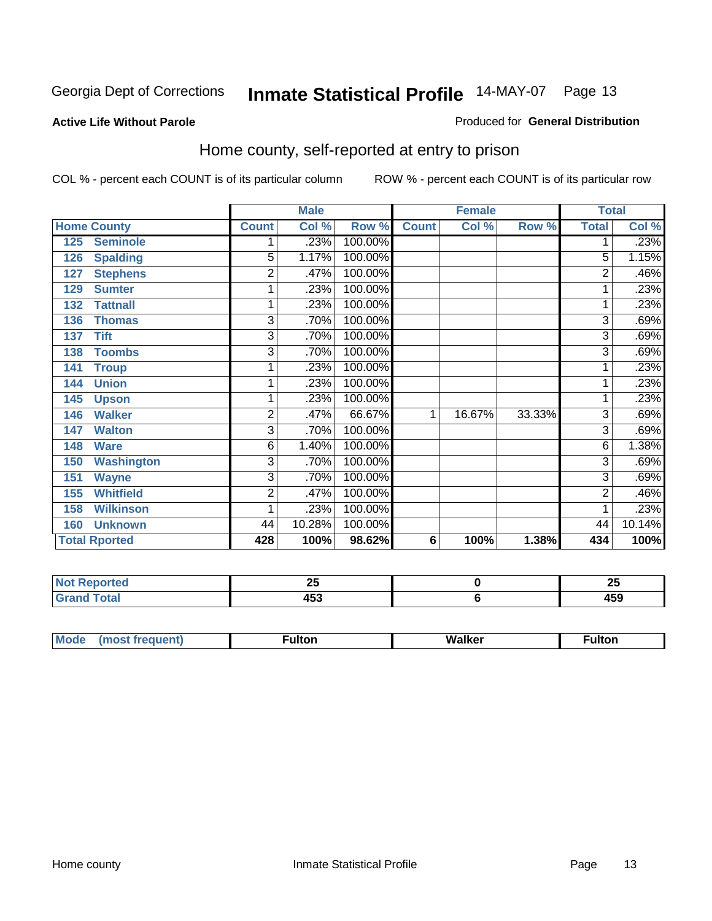Georgia Dept of Corrections **Inmate Statistical Profile** 14-MAY-07

**Active Life Without Parole**

Produced for **General Distribution**

## Home county, self-reported at entry to prison

COL % - percent each COUNT is of its particular column ROW % - percent each COUNT is of its particular row

| Home County | Male | | | Female | | | Total | |
|---|---|---|---|---|---|---|---|---|
| | Count | Col % | Row % | Count | Col % | Row % | Total | Col % |
| 125 Seminole | 1 | .23% | 100.00% | | | | 1 | .23% |
| 126 Spalding | 5 | 1.17% | 100.00% | | | | 5 | 1.15% |
| 127 Stephens | 2 | .47% | 100.00% | | | | 2 | .46% |
| 129 Sumter | 1 | .23% | 100.00% | | | | 1 | .23% |
| 132 Tattnall | 1 | .23% | 100.00% | | | | 1 | .23% |
| 136 Thomas | 3 | .70% | 100.00% | | | | 3 | .69% |
| 137 Tift | 3 | .70% | 100.00% | | | | 3 | .69% |
| 138 Toombs | 3 | .70% | 100.00% | | | | 3 | .69% |
| 141 Troup | 1 | .23% | 100.00% | | | | 1 | .23% |
| 144 Union | 1 | .23% | 100.00% | | | | 1 | .23% |
| 145 Upson | 1 | .23% | 100.00% | | | | 1 | .23% |
| 146 Walker | 2 | .47% | 66.67% | 1 | 16.67% | 33.33% | 3 | .69% |
| 147 Walton | 3 | .70% | 100.00% | | | | 3 | .69% |
| 148 Ware | 6 | 1.40% | 100.00% | | | | 6 | 1.38% |
| 150 Washington | 3 | .70% | 100.00% | | | | 3 | .69% |
| 151 Wayne | 3 | .70% | 100.00% | | | | 3 | .69% |
| 155 Whitfield | 2 | .47% | 100.00% | | | | 2 | .46% |
| 158 Wilkinson | 1 | .23% | 100.00% | | | | 1 | .23% |
| 160 Unknown | 44 | 10.28% | 100.00% | | | | 44 | 10.14% |
| **Total Rported** | **428** | **100%** | **98.62%** | **6** | **100%** | **1.38%** | **434** | **100%** |

| | Male | Female | Total |
|---|---|---|---|
| Not Reported | 25 | 0 | 25 |
| Grand Total | 453 | 6 | 459 |

| | Male | Female | Total |
|---|---|---|---|
| Mode (most frequent) | Fulton | Walker | Fulton |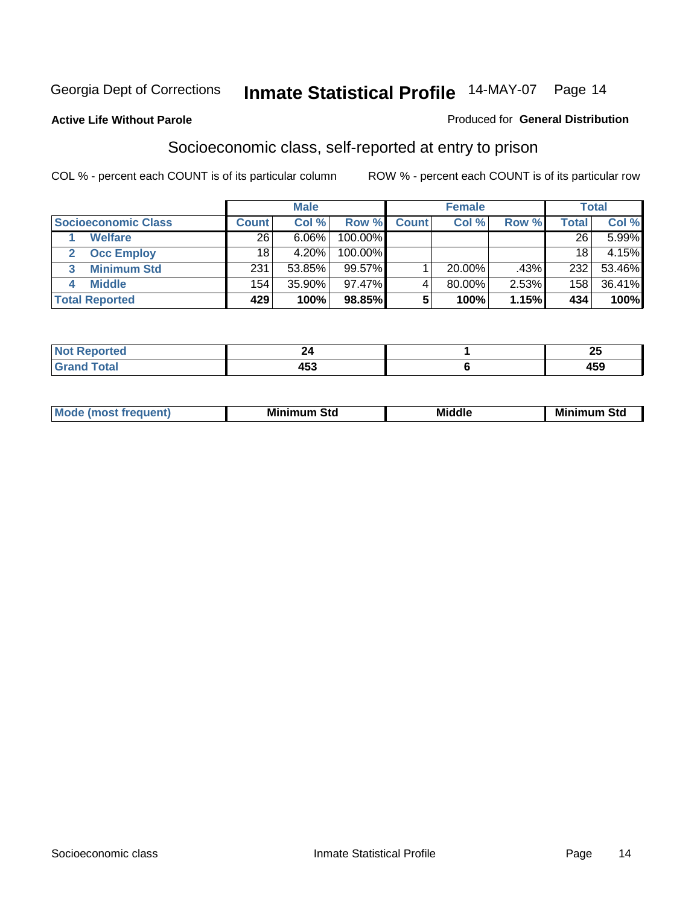Georgia Dept of Corrections **Inmate Statistical Profile** 14-MAY-07

**Active Life Without Parole**

Produced for **General Distribution**

## Socioeconomic class, self-reported at entry to prison

COL % - percent each COUNT is of its particular column ROW % - percent each COUNT is of its particular row

| | Male | | | Female | | | Total | |
|---|---|---|---|---|---|---|---|---|
| **Socioeconomic Class** | **Count** | **Col %** | **Row %** | **Count** | **Col %** | **Row %** | **Total** | **Col %** |
| 1 **Welfare** | 26 | 6.06% | 100.00% | | | | 26 | 5.99% |
| 2 **Occ Employ** | 18 | 4.20% | 100.00% | | | | 18 | 4.15% |
| 3 **Minimum Std** | 231 | 53.85% | 99.57% | 1 | 20.00% | .43% | 232 | 53.46% |
| 4 **Middle** | 154 | 35.90% | 97.47% | 4 | 80.00% | 2.53% | 158 | 36.41% |
| **Total Reported** | **429** | **100%** | **98.85%** | **5** | **100%** | **1.15%** | **434** | **100%** |

| | Male | Female | Total |
|---|---|---|---|
| **Not Reported** | **24** | **1** | **25** |
| **Grand Total** | **453** | **6** | **459** |

| | Male | Female | Total |
|---|---|---|---|
| **Mode (most frequent)** | **Minimum Std** | **Middle** | **Minimum Std** |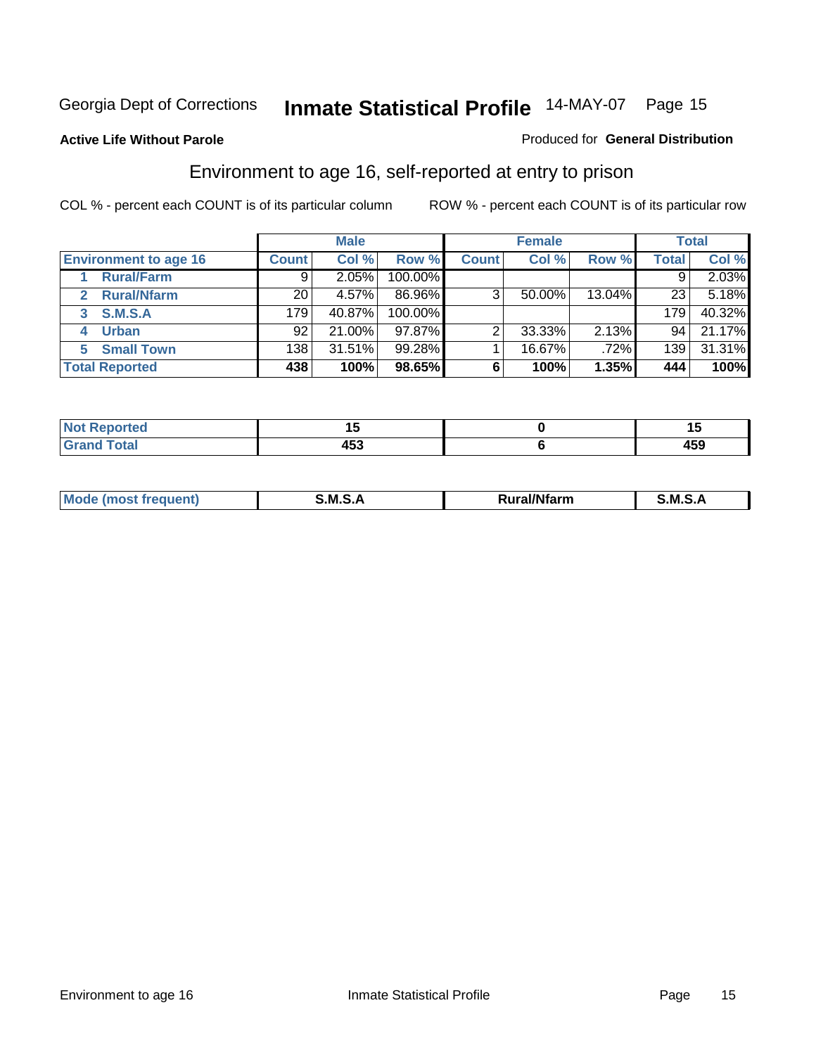Georgia Dept of Corrections **Inmate Statistical Profile** 14-MAY-07

**Active Life Without Parole**

Produced for **General Distribution**

## Environment to age 16, self-reported at entry to prison

COL % - percent each COUNT is of its particular column    ROW % - percent each COUNT is of its particular row

| | Male | | | Female | | | Total | |
|---|---|---|---|---|---|---|---|---|
| **Environment to age 16** | **Count** | **Col %** | **Row %** | **Count** | **Col %** | **Row %** | **Total** | **Col %** |
| **1 Rural/Farm** | 9 | 2.05% | 100.00% | | | | 9 | 2.03% |
| **2 Rural/Nfarm** | 20 | 4.57% | 86.96% | 3 | 50.00% | 13.04% | 23 | 5.18% |
| **3 S.M.S.A** | 179 | 40.87% | 100.00% | | | | 179 | 40.32% |
| **4 Urban** | 92 | 21.00% | 97.87% | 2 | 33.33% | 2.13% | 94 | 21.17% |
| **5 Small Town** | 138 | 31.51% | 99.28% | 1 | 16.67% | .72% | 139 | 31.31% |
| **Total Reported** | **438** | **100%** | **98.65%** | **6** | **100%** | **1.35%** | **444** | **100%** |

| | Male | Female | Total |
|---|---|---|---|
| **Not Reported** | **15** | **0** | **15** |
| **Grand Total** | **453** | **6** | **459** |

| | Male | Female | Total |
|---|---|---|---|
| **Mode (most frequent)** | **S.M.S.A** | **Rural/Nfarm** | **S.M.S.A** |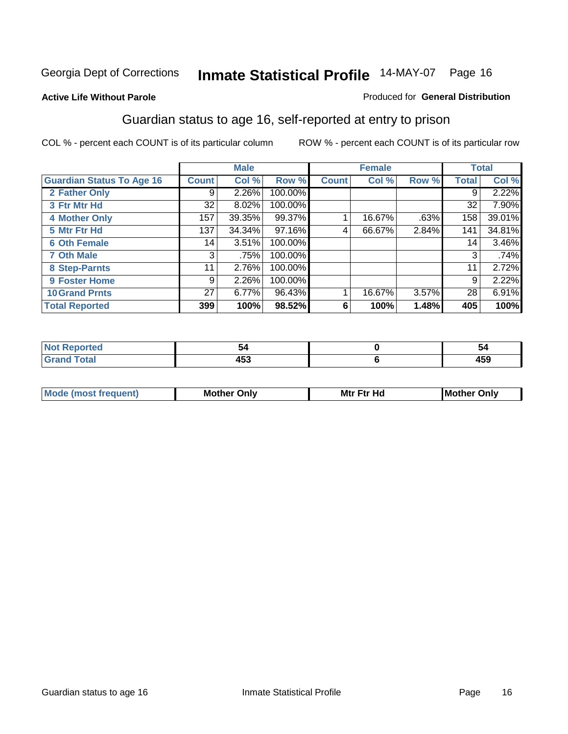Georgia Dept of Corrections **Inmate Statistical Profile** 14-MAY-07

**Active Life Without Parole**

Produced for **General Distribution**

## Guardian status to age 16, self-reported at entry to prison

COL % - percent each COUNT is of its particular column

ROW % - percent each COUNT is of its particular row

| | Male | | | Female | | | Total | |
|---|---|---|---|---|---|---|---|---|
| **Guardian Status To Age 16** | **Count** | **Col %** | **Row %** | **Count** | **Col %** | **Row %** | **Total** | **Col %** |
| **2 Father Only** | 9 | 2.26% | 100.00% | | | | 9 | 2.22% |
| **3 Ftr Mtr Hd** | 32 | 8.02% | 100.00% | | | | 32 | 7.90% |
| **4 Mother Only** | 157 | 39.35% | 99.37% | 1 | 16.67% | .63% | 158 | 39.01% |
| **5 Mtr Ftr Hd** | 137 | 34.34% | 97.16% | 4 | 66.67% | 2.84% | 141 | 34.81% |
| **6 Oth Female** | 14 | 3.51% | 100.00% | | | | 14 | 3.46% |
| **7 Oth Male** | 3 | .75% | 100.00% | | | | 3 | .74% |
| **8 Step-Parnts** | 11 | 2.76% | 100.00% | | | | 11 | 2.72% |
| **9 Foster Home** | 9 | 2.26% | 100.00% | | | | 9 | 2.22% |
| **10 Grand Prnts** | 27 | 6.77% | 96.43% | 1 | 16.67% | 3.57% | 28 | 6.91% |
| **Total Reported** | **399** | **100%** | **98.52%** | **6** | **100%** | **1.48%** | **405** | **100%** |

| | Male | Female | Total |
|---|---|---|---|
| **Not Reported** | **54** | **0** | **54** |
| **Grand Total** | **453** | **6** | **459** |

| | Male | Female | Total |
|---|---|---|---|
| **Mode (most frequent)** | **Mother Only** | **Mtr Ftr Hd** | **Mother Only** |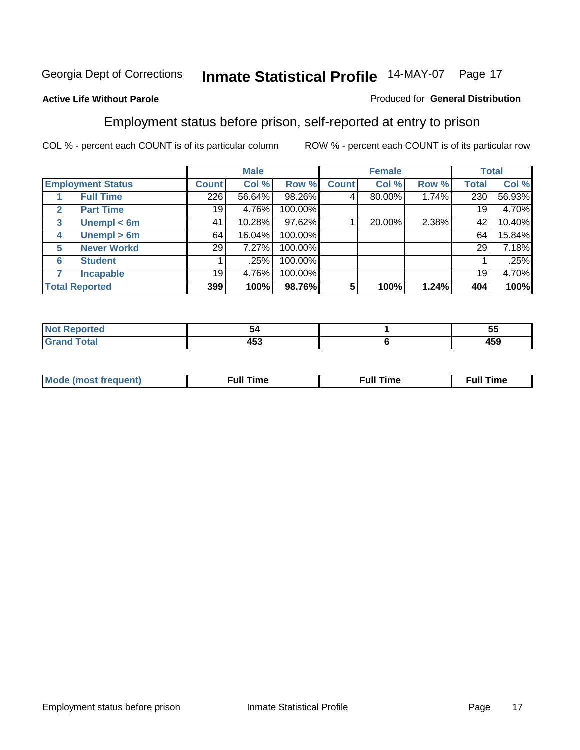Georgia Dept of Corrections **Inmate Statistical Profile** 14-MAY-07 Page 17

**Active Life Without Parole**

Produced for **General Distribution**

## Employment status before prison, self-reported at entry to prison

COL % - percent each COUNT is of its particular column ROW % - percent each COUNT is of its particular row

| | | Male | | | Female | | | Total | |
|---|---|---|---|---|---|---|---|---|---|
| **Employment Status** | | **Count** | **Col %** | **Row %** | **Count** | **Col %** | **Row %** | **Total** | **Col %** |
| 1 | **Full Time** | 226 | 56.64% | 98.26% | 4 | 80.00% | 1.74% | 230 | 56.93% |
| 2 | **Part Time** | 19 | 4.76% | 100.00% | | | | 19 | 4.70% |
| 3 | **Unempl < 6m** | 41 | 10.28% | 97.62% | 1 | 20.00% | 2.38% | 42 | 10.40% |
| 4 | **Unempl > 6m** | 64 | 16.04% | 100.00% | | | | 64 | 15.84% |
| 5 | **Never Workd** | 29 | 7.27% | 100.00% | | | | 29 | 7.18% |
| 6 | **Student** | 1 | .25% | 100.00% | | | | 1 | .25% |
| 7 | **Incapable** | 19 | 4.76% | 100.00% | | | | 19 | 4.70% |
| **Total Reported** | | **399** | **100%** | **98.76%** | **5** | **100%** | **1.24%** | **404** | **100%** |

| | Male | Female | Total |
|---|---|---|---|
| **Not Reported** | **54** | **1** | **55** |
| **Grand Total** | **453** | **6** | **459** |

| | Male | Female | Total |
|---|---|---|---|
| **Mode (most frequent)** | **Full Time** | **Full Time** | **Full Time** |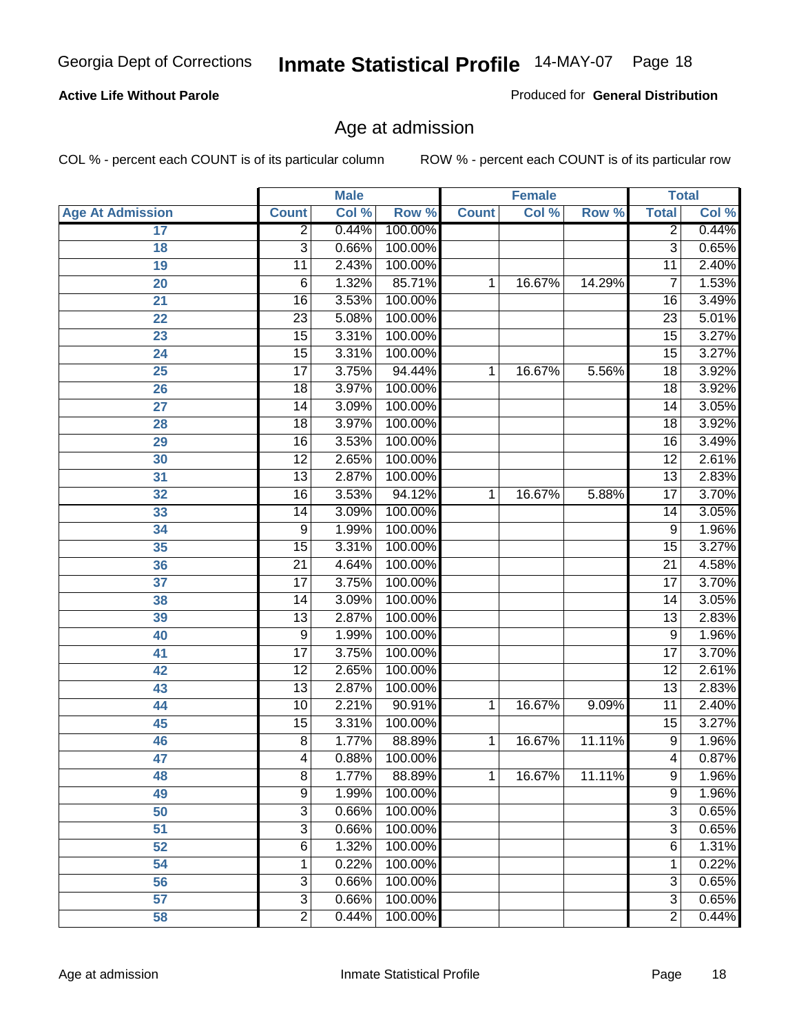**Active Life Without Parole**

Produced for **General Distribution**

## Age at admission

COL % - percent each COUNT is of its particular column

ROW % - percent each COUNT is of its particular row

| | Male | | | Female | | | Total | |
|---|---|---|---|---|---|---|---|---|
| **Age At Admission** | **Count** | **Col %** | **Row %** | **Count** | **Col %** | **Row %** | **Total** | **Col %** |
| 17 | 2 | 0.44% | 100.00% | | | | 2 | 0.44% |
| 18 | 3 | 0.66% | 100.00% | | | | 3 | 0.65% |
| 19 | 11 | 2.43% | 100.00% | | | | 11 | 2.40% |
| 20 | 6 | 1.32% | 85.71% | 1 | 16.67% | 14.29% | 7 | 1.53% |
| 21 | 16 | 3.53% | 100.00% | | | | 16 | 3.49% |
| 22 | 23 | 5.08% | 100.00% | | | | 23 | 5.01% |
| 23 | 15 | 3.31% | 100.00% | | | | 15 | 3.27% |
| 24 | 15 | 3.31% | 100.00% | | | | 15 | 3.27% |
| 25 | 17 | 3.75% | 94.44% | 1 | 16.67% | 5.56% | 18 | 3.92% |
| 26 | 18 | 3.97% | 100.00% | | | | 18 | 3.92% |
| 27 | 14 | 3.09% | 100.00% | | | | 14 | 3.05% |
| 28 | 18 | 3.97% | 100.00% | | | | 18 | 3.92% |
| 29 | 16 | 3.53% | 100.00% | | | | 16 | 3.49% |
| 30 | 12 | 2.65% | 100.00% | | | | 12 | 2.61% |
| 31 | 13 | 2.87% | 100.00% | | | | 13 | 2.83% |
| 32 | 16 | 3.53% | 94.12% | 1 | 16.67% | 5.88% | 17 | 3.70% |
| 33 | 14 | 3.09% | 100.00% | | | | 14 | 3.05% |
| 34 | 9 | 1.99% | 100.00% | | | | 9 | 1.96% |
| 35 | 15 | 3.31% | 100.00% | | | | 15 | 3.27% |
| 36 | 21 | 4.64% | 100.00% | | | | 21 | 4.58% |
| 37 | 17 | 3.75% | 100.00% | | | | 17 | 3.70% |
| 38 | 14 | 3.09% | 100.00% | | | | 14 | 3.05% |
| 39 | 13 | 2.87% | 100.00% | | | | 13 | 2.83% |
| 40 | 9 | 1.99% | 100.00% | | | | 9 | 1.96% |
| 41 | 17 | 3.75% | 100.00% | | | | 17 | 3.70% |
| 42 | 12 | 2.65% | 100.00% | | | | 12 | 2.61% |
| 43 | 13 | 2.87% | 100.00% | | | | 13 | 2.83% |
| 44 | 10 | 2.21% | 90.91% | 1 | 16.67% | 9.09% | 11 | 2.40% |
| 45 | 15 | 3.31% | 100.00% | | | | 15 | 3.27% |
| 46 | 8 | 1.77% | 88.89% | 1 | 16.67% | 11.11% | 9 | 1.96% |
| 47 | 4 | 0.88% | 100.00% | | | | 4 | 0.87% |
| 48 | 8 | 1.77% | 88.89% | 1 | 16.67% | 11.11% | 9 | 1.96% |
| 49 | 9 | 1.99% | 100.00% | | | | 9 | 1.96% |
| 50 | 3 | 0.66% | 100.00% | | | | 3 | 0.65% |
| 51 | 3 | 0.66% | 100.00% | | | | 3 | 0.65% |
| 52 | 6 | 1.32% | 100.00% | | | | 6 | 1.31% |
| 54 | 1 | 0.22% | 100.00% | | | | 1 | 0.22% |
| 56 | 3 | 0.66% | 100.00% | | | | 3 | 0.65% |
| 57 | 3 | 0.66% | 100.00% | | | | 3 | 0.65% |
| 58 | 2 | 0.44% | 100.00% | | | | 2 | 0.44% |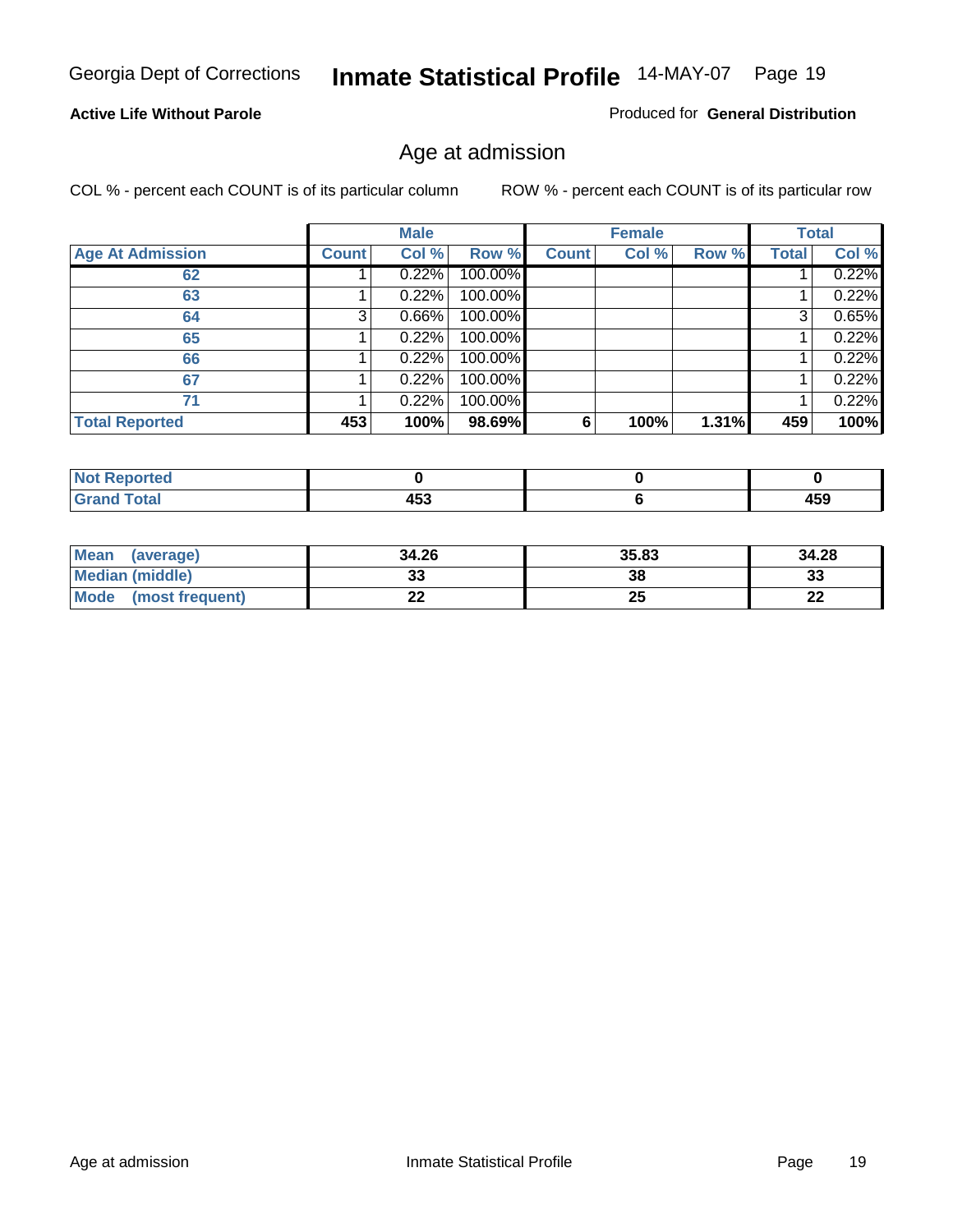Georgia Dept of Corrections **Inmate Statistical Profile** 14-MAY-07 Page 19

**Active Life Without Parole**

Produced for **General Distribution**

## Age at admission

COL % - percent each COUNT is of its particular column ROW % - percent each COUNT is of its particular row

| | Male | | | Female | | | Total | |
|---|---|---|---|---|---|---|---|---|
| **Age At Admission** | **Count** | **Col %** | **Row %** | **Count** | **Col %** | **Row %** | **Total** | **Col %** |
| **62** | 1 | 0.22% | 100.00% | | | | 1 | 0.22% |
| **63** | 1 | 0.22% | 100.00% | | | | 1 | 0.22% |
| **64** | 3 | 0.66% | 100.00% | | | | 3 | 0.65% |
| **65** | 1 | 0.22% | 100.00% | | | | 1 | 0.22% |
| **66** | 1 | 0.22% | 100.00% | | | | 1 | 0.22% |
| **67** | 1 | 0.22% | 100.00% | | | | 1 | 0.22% |
| **71** | 1 | 0.22% | 100.00% | | | | 1 | 0.22% |
| **Total Reported** | **453** | **100%** | **98.69%** | **6** | **100%** | **1.31%** | **459** | **100%** |

| | Male | Female | Total |
|---|---|---|---|
| **Not Reported** | **0** | **0** | **0** |
| **Grand Total** | **453** | **6** | **459** |

| | Male | Female | Total |
|---|---|---|---|
| **Mean (average)** | **34.26** | **35.83** | **34.28** |
| **Median (middle)** | **33** | **38** | **33** |
| **Mode (most frequent)** | **22** | **25** | **22** |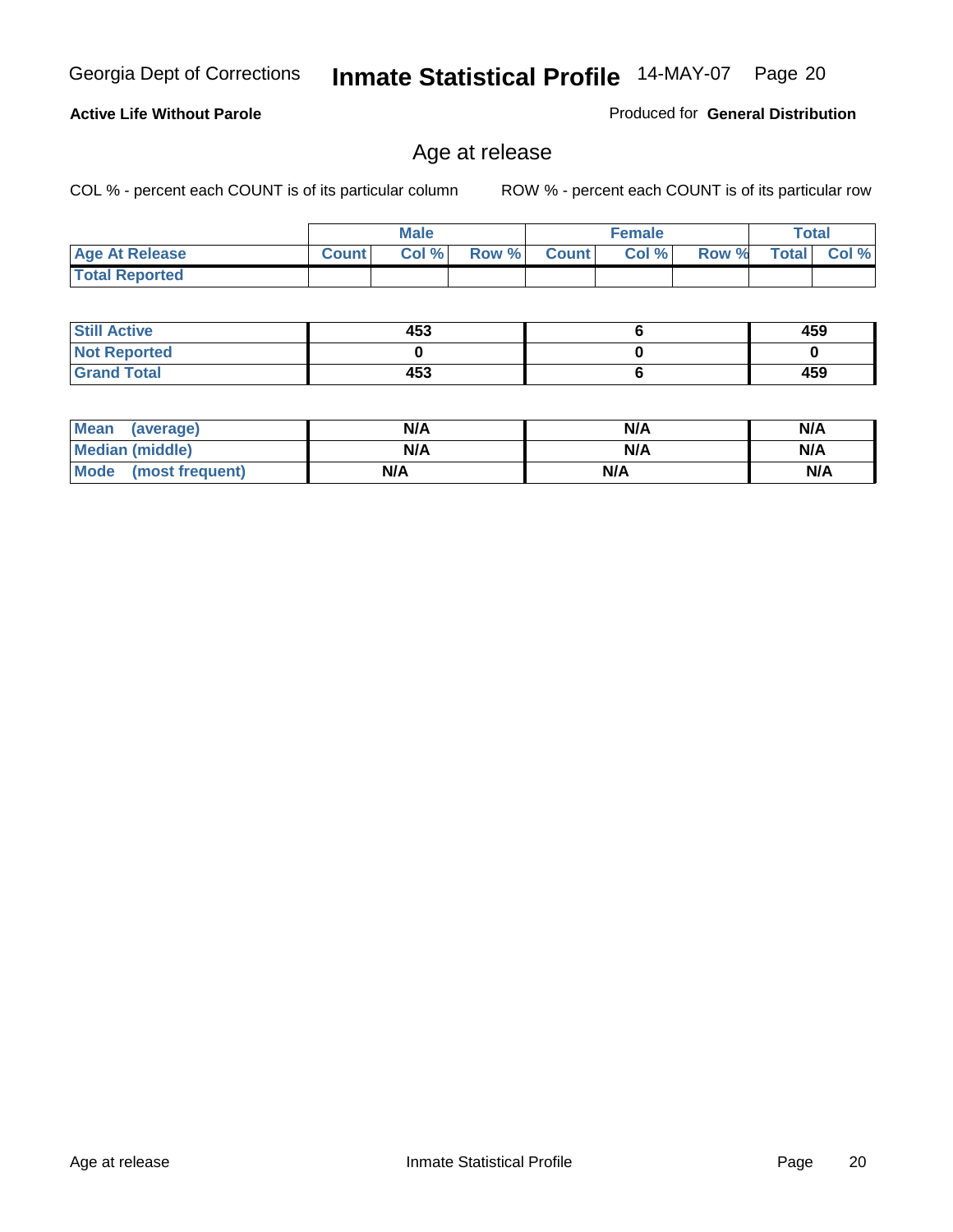Georgia Dept of Corrections **Inmate Statistical Profile** 14-MAY-07

**Active Life Without Parole**

Produced for **General Distribution**

## Age at release

COL % - percent each COUNT is of its particular column

ROW % - percent each COUNT is of its particular row

| | Male | | | Female | | | Total | |
|---|---|---|---|---|---|---|---|---|
| **Age At Release** | **Count** | **Col %** | **Row %** | **Count** | **Col %** | **Row %** | **Total** | **Col %** |
| **Total Reported** | | | | | | | | |

| | Male | Female | Total |
|---|---|---|---|
| **Still Active** | **453** | **6** | **459** |
| **Not Reported** | **0** | **0** | **0** |
| **Grand Total** | **453** | **6** | **459** |

| | Male | Female | Total |
|---|---|---|---|
| **Mean (average)** | **N/A** | **N/A** | **N/A** |
| **Median (middle)** | **N/A** | **N/A** | **N/A** |
| **Mode (most frequent)** | **N/A** | **N/A** | **N/A** |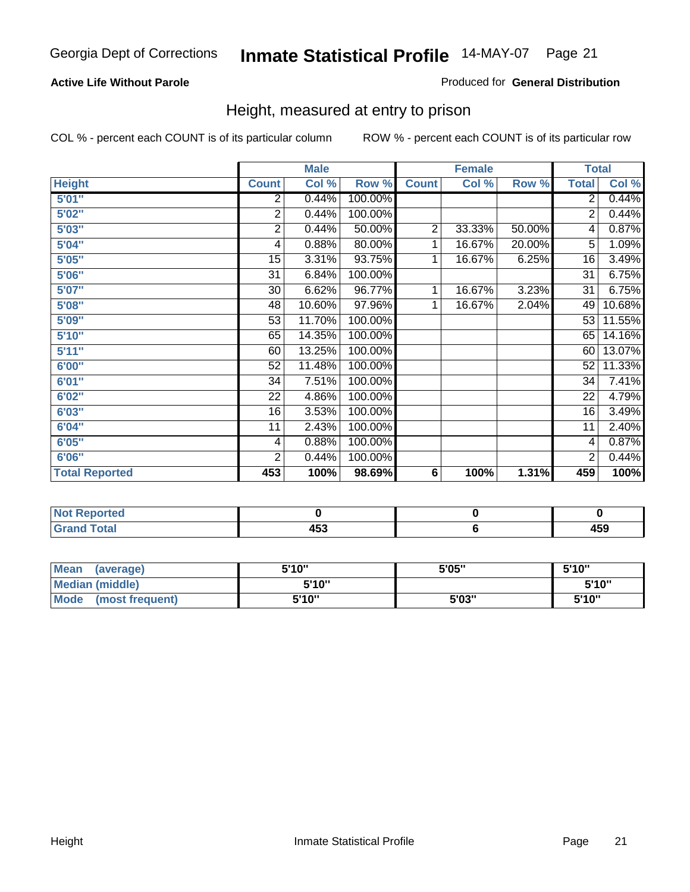Georgia Dept of Corrections **Inmate Statistical Profile** 14-MAY-07

**Active Life Without Parole** Produced for **General Distribution**

## Height, measured at entry to prison

COL % - percent each COUNT is of its particular column ROW % - percent each COUNT is of its particular row

| | Male | | | Female | | | Total | |
|---|---|---|---|---|---|---|---|---|
| **Height** | **Count** | **Col %** | **Row %** | **Count** | **Col %** | **Row %** | **Total** | **Col %** |
| **5'01"** | 2 | 0.44% | 100.00% | | | | 2 | 0.44% |
| **5'02"** | 2 | 0.44% | 100.00% | | | | 2 | 0.44% |
| **5'03"** | 2 | 0.44% | 50.00% | 2 | 33.33% | 50.00% | 4 | 0.87% |
| **5'04"** | 4 | 0.88% | 80.00% | 1 | 16.67% | 20.00% | 5 | 1.09% |
| **5'05"** | 15 | 3.31% | 93.75% | 1 | 16.67% | 6.25% | 16 | 3.49% |
| **5'06"** | 31 | 6.84% | 100.00% | | | | 31 | 6.75% |
| **5'07"** | 30 | 6.62% | 96.77% | 1 | 16.67% | 3.23% | 31 | 6.75% |
| **5'08"** | 48 | 10.60% | 97.96% | 1 | 16.67% | 2.04% | 49 | 10.68% |
| **5'09"** | 53 | 11.70% | 100.00% | | | | 53 | 11.55% |
| **5'10"** | 65 | 14.35% | 100.00% | | | | 65 | 14.16% |
| **5'11"** | 60 | 13.25% | 100.00% | | | | 60 | 13.07% |
| **6'00"** | 52 | 11.48% | 100.00% | | | | 52 | 11.33% |
| **6'01"** | 34 | 7.51% | 100.00% | | | | 34 | 7.41% |
| **6'02"** | 22 | 4.86% | 100.00% | | | | 22 | 4.79% |
| **6'03"** | 16 | 3.53% | 100.00% | | | | 16 | 3.49% |
| **6'04"** | 11 | 2.43% | 100.00% | | | | 11 | 2.40% |
| **6'05"** | 4 | 0.88% | 100.00% | | | | 4 | 0.87% |
| **6'06"** | 2 | 0.44% | 100.00% | | | | 2 | 0.44% |
| **Total Reported** | **453** | **100%** | **98.69%** | **6** | **100%** | **1.31%** | **459** | **100%** |

| | Male | Female | Total |
|---|---|---|---|
| **Not Reported** | **0** | **0** | **0** |
| **Grand Total** | **453** | **6** | **459** |

| | Male | Female | Total |
|---|---|---|---|
| **Mean (average)** | **5'10"** | **5'05"** | **5'10"** |
| **Median (middle)** | **5'10"** | | **5'10"** |
| **Mode (most frequent)** | **5'10"** | **5'03"** | **5'10"** |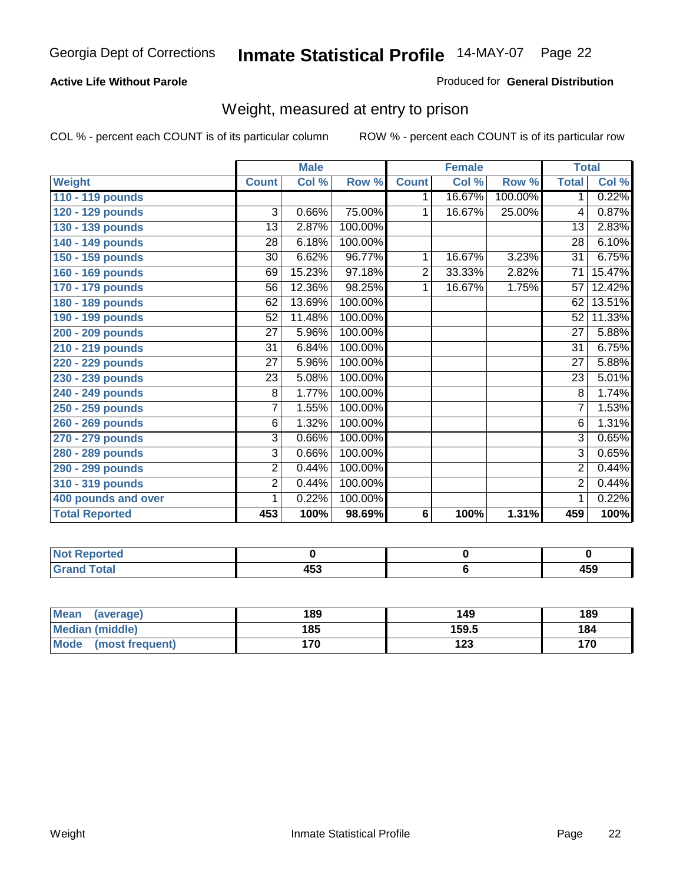Georgia Dept of Corrections **Inmate Statistical Profile** 14-MAY-07

**Active Life Without Parole**

Produced for **General Distribution**

## Weight, measured at entry to prison

COL % - percent each COUNT is of its particular column

ROW % - percent each COUNT is of its particular row

| | Male | | | Female | | | Total | |
|---|---|---|---|---|---|---|---|---|
| **Weight** | **Count** | **Col %** | **Row %** | **Count** | **Col %** | **Row %** | **Total** | **Col %** |
| **110 - 119 pounds** | | | | 1 | 16.67% | 100.00% | 1 | 0.22% |
| **120 - 129 pounds** | 3 | 0.66% | 75.00% | 1 | 16.67% | 25.00% | 4 | 0.87% |
| **130 - 139 pounds** | 13 | 2.87% | 100.00% | | | | 13 | 2.83% |
| **140 - 149 pounds** | 28 | 6.18% | 100.00% | | | | 28 | 6.10% |
| **150 - 159 pounds** | 30 | 6.62% | 96.77% | 1 | 16.67% | 3.23% | 31 | 6.75% |
| **160 - 169 pounds** | 69 | 15.23% | 97.18% | 2 | 33.33% | 2.82% | 71 | 15.47% |
| **170 - 179 pounds** | 56 | 12.36% | 98.25% | 1 | 16.67% | 1.75% | 57 | 12.42% |
| **180 - 189 pounds** | 62 | 13.69% | 100.00% | | | | 62 | 13.51% |
| **190 - 199 pounds** | 52 | 11.48% | 100.00% | | | | 52 | 11.33% |
| **200 - 209 pounds** | 27 | 5.96% | 100.00% | | | | 27 | 5.88% |
| **210 - 219 pounds** | 31 | 6.84% | 100.00% | | | | 31 | 6.75% |
| **220 - 229 pounds** | 27 | 5.96% | 100.00% | | | | 27 | 5.88% |
| **230 - 239 pounds** | 23 | 5.08% | 100.00% | | | | 23 | 5.01% |
| **240 - 249 pounds** | 8 | 1.77% | 100.00% | | | | 8 | 1.74% |
| **250 - 259 pounds** | 7 | 1.55% | 100.00% | | | | 7 | 1.53% |
| **260 - 269 pounds** | 6 | 1.32% | 100.00% | | | | 6 | 1.31% |
| **270 - 279 pounds** | 3 | 0.66% | 100.00% | | | | 3 | 0.65% |
| **280 - 289 pounds** | 3 | 0.66% | 100.00% | | | | 3 | 0.65% |
| **290 - 299 pounds** | 2 | 0.44% | 100.00% | | | | 2 | 0.44% |
| **310 - 319 pounds** | 2 | 0.44% | 100.00% | | | | 2 | 0.44% |
| **400 pounds and over** | 1 | 0.22% | 100.00% | | | | 1 | 0.22% |
| **Total Reported** | **453** | **100%** | **98.69%** | **6** | **100%** | **1.31%** | **459** | **100%** |

| | Male | Female | Total |
|---|---|---|---|
| **Not Reported** | **0** | **0** | **0** |
| **Grand Total** | **453** | **6** | **459** |

| | Male | Female | Total |
|---|---|---|---|
| **Mean (average)** | **189** | **149** | **189** |
| **Median (middle)** | **185** | **159.5** | **184** |
| **Mode (most frequent)** | **170** | **123** | **170** |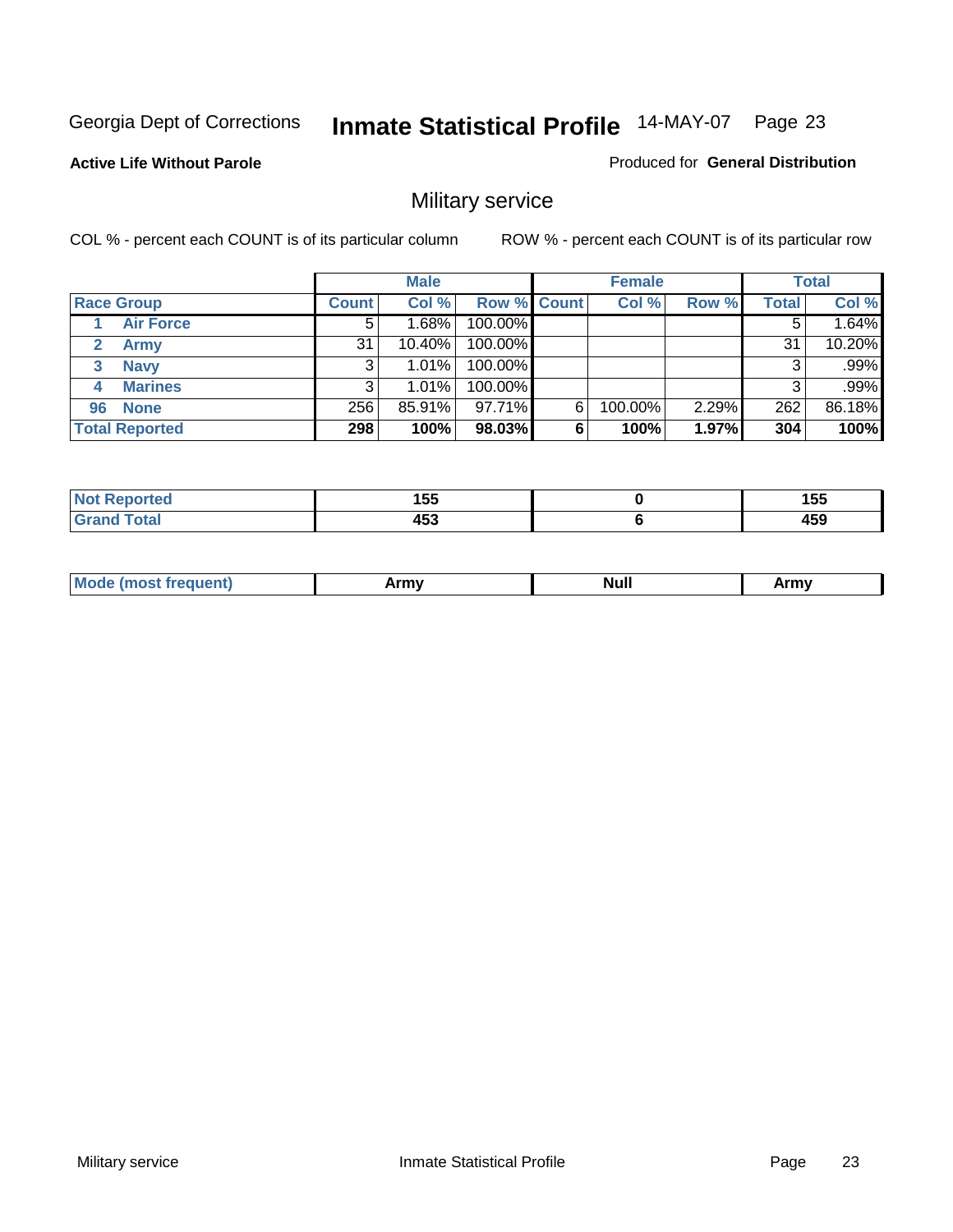Georgia Dept of Corrections **Inmate Statistical Profile** 14-MAY-07

**Active Life Without Parole**

Produced for **General Distribution**

## Military service

COL % - percent each COUNT is of its particular column

ROW % - percent each COUNT is of its particular row

| | Male | | | Female | | | Total | |
|---|---|---|---|---|---|---|---|---|
| Race Group | Count | Col % | Row % | Count | Col % | Row % | Total | Col % |
| 1 Air Force | 5 | 1.68% | 100.00% | | | | 5 | 1.64% |
| 2 Army | 31 | 10.40% | 100.00% | | | | 31 | 10.20% |
| 3 Navy | 3 | 1.01% | 100.00% | | | | 3 | .99% |
| 4 Marines | 3 | 1.01% | 100.00% | | | | 3 | .99% |
| 96 None | 256 | 85.91% | 97.71% | 6 | 100.00% | 2.29% | 262 | 86.18% |
| **Total Reported** | **298** | **100%** | **98.03%** | **6** | **100%** | **1.97%** | **304** | **100%** |

| | Male | Female | Total |
|---|---|---|---|
| Not Reported | 155 | 0 | 155 |
| Grand Total | 453 | 6 | 459 |

| | Male | Female | Total |
|---|---|---|---|
| Mode (most frequent) | Army | Null | Army |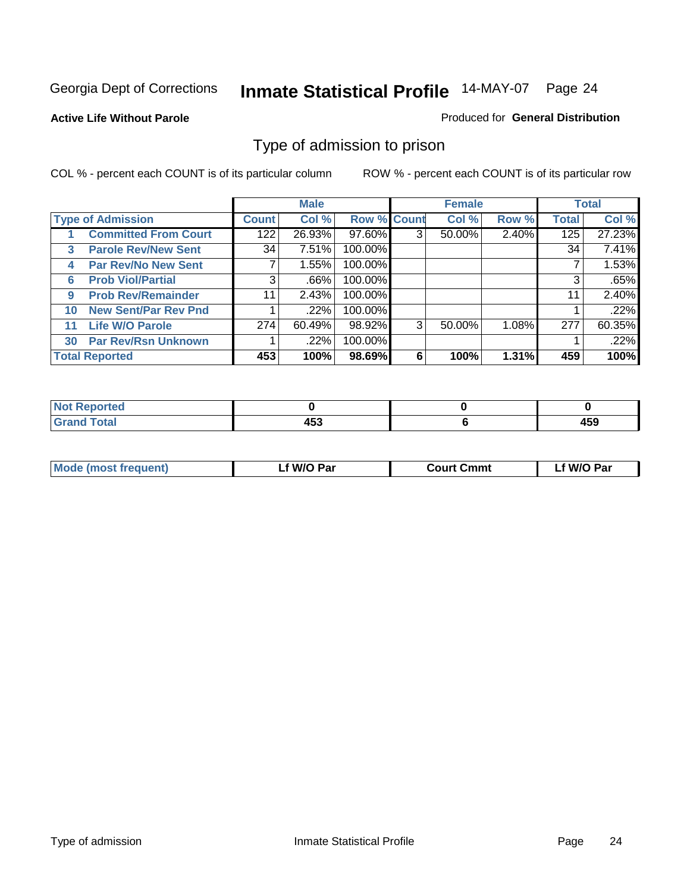Georgia Dept of Corrections **Inmate Statistical Profile** 14-MAY-07

**Active Life Without Parole**

Produced for **General Distribution**

## Type of admission to prison

COL % - percent each COUNT is of its particular column

ROW % - percent each COUNT is of its particular row

| | | Male | | | Female | | | Total | |
|---|---|---|---|---|---|---|---|---|---|
| **Type of Admission** | | **Count** | **Col %** | **Row %** | **Count** | **Col %** | **Row %** | **Total** | **Col %** |
| 1 | **Committed From Court** | 122 | 26.93% | 97.60% | 3 | 50.00% | 2.40% | 125 | 27.23% |
| 3 | **Parole Rev/New Sent** | 34 | 7.51% | 100.00% | | | | 34 | 7.41% |
| 4 | **Par Rev/No New Sent** | 7 | 1.55% | 100.00% | | | | 7 | 1.53% |
| 6 | **Prob Viol/Partial** | 3 | .66% | 100.00% | | | | 3 | .65% |
| 9 | **Prob Rev/Remainder** | 11 | 2.43% | 100.00% | | | | 11 | 2.40% |
| 10 | **New Sent/Par Rev Pnd** | 1 | .22% | 100.00% | | | | 1 | .22% |
| 11 | **Life W/O Parole** | 274 | 60.49% | 98.92% | 3 | 50.00% | 1.08% | 277 | 60.35% |
| 30 | **Par Rev/Rsn Unknown** | 1 | .22% | 100.00% | | | | 1 | .22% |
| **Total Reported** | | **453** | **100%** | **98.69%** | **6** | **100%** | **1.31%** | **459** | **100%** |

| | Male | Female | Total |
|---|---|---|---|
| **Not Reported** | **0** | **0** | **0** |
| **Grand Total** | **453** | **6** | **459** |

| | Male | Female | Total |
|---|---|---|---|
| **Mode (most frequent)** | **Lf W/O Par** | **Court Cmmt** | **Lf W/O Par** |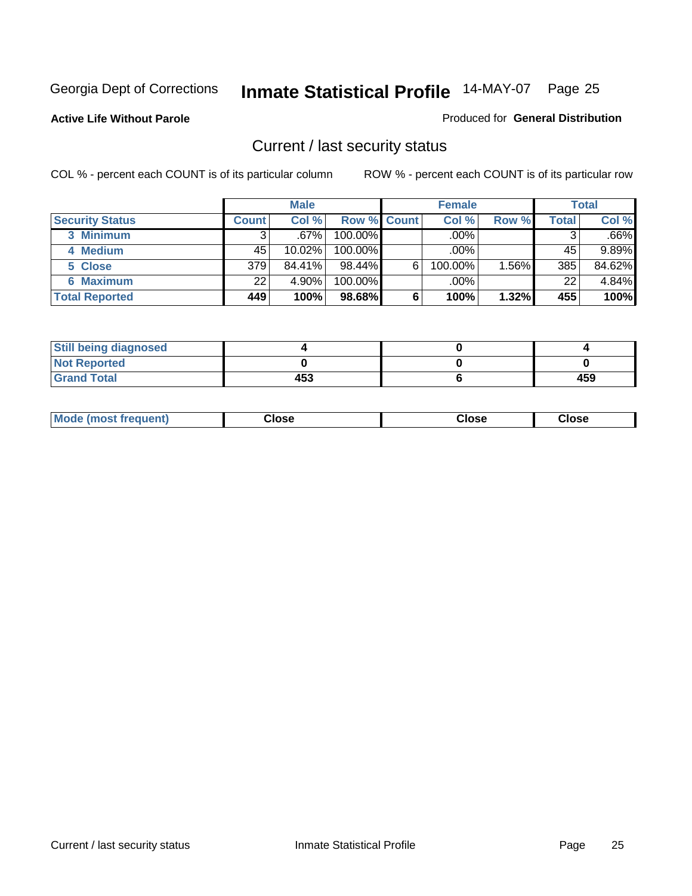Georgia Dept of Corrections **Inmate Statistical Profile** 14-MAY-07 Page 25

**Active Life Without Parole**

Produced for **General Distribution**

## Current / last security status

COL % - percent each COUNT is of its particular column

ROW % - percent each COUNT is of its particular row

| | Male | | | Female | | | Total | |
|---|---|---|---|---|---|---|---|---|
| **Security Status** | **Count** | **Col %** | **Row %** | **Count** | **Col %** | **Row %** | **Total** | **Col %** |
| 3 Minimum | 3 | .67% | 100.00% | | .00% | | 3 | .66% |
| 4 Medium | 45 | 10.02% | 100.00% | | .00% | | 45 | 9.89% |
| 5 Close | 379 | 84.41% | 98.44% | 6 | 100.00% | 1.56% | 385 | 84.62% |
| 6 Maximum | 22 | 4.90% | 100.00% | | .00% | | 22 | 4.84% |
| **Total Reported** | **449** | **100%** | **98.68%** | **6** | **100%** | **1.32%** | **455** | **100%** |

| | Male | Female | Total |
|---|---|---|---|
| **Still being diagnosed** | **4** | **0** | **4** |
| **Not Reported** | **0** | **0** | **0** |
| **Grand Total** | **453** | **6** | **459** |

| | Male | Female | Total |
|---|---|---|---|
| **Mode (most frequent)** | **Close** | **Close** | **Close** |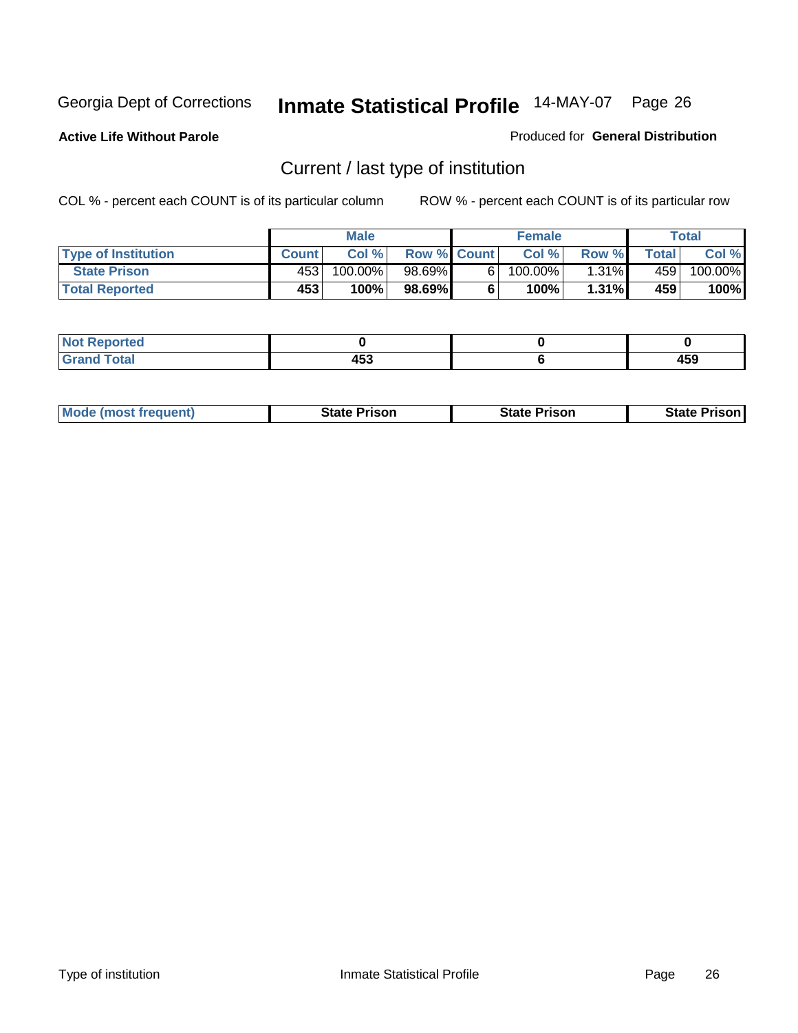Georgia Dept of Corrections **Inmate Statistical Profile** 14-MAY-07

**Active Life Without Parole**

Produced for **General Distribution**

## Current / last type of institution

COL % - percent each COUNT is of its particular column

ROW % - percent each COUNT is of its particular row

| | Male | | | Female | | | Total | |
|---|---|---|---|---|---|---|---|---|
| **Type of Institution** | **Count** | **Col %** | **Row %** | **Count** | **Col %** | **Row %** | **Total** | **Col %** |
| **State Prison** | 453 | 100.00% | 98.69% | 6 | 100.00% | 1.31% | 459 | 100.00% |
| **Total Reported** | **453** | **100%** | **98.69%** | **6** | **100%** | **1.31%** | **459** | **100%** |

| | Male | Female | Total |
|---|---|---|---|
| **Not Reported** | **0** | **0** | **0** |
| **Grand Total** | **453** | **6** | **459** |

| | Male | Female | Total |
|---|---|---|---|
| **Mode (most frequent)** | **State Prison** | **State Prison** | **State Prison** |

Type of institution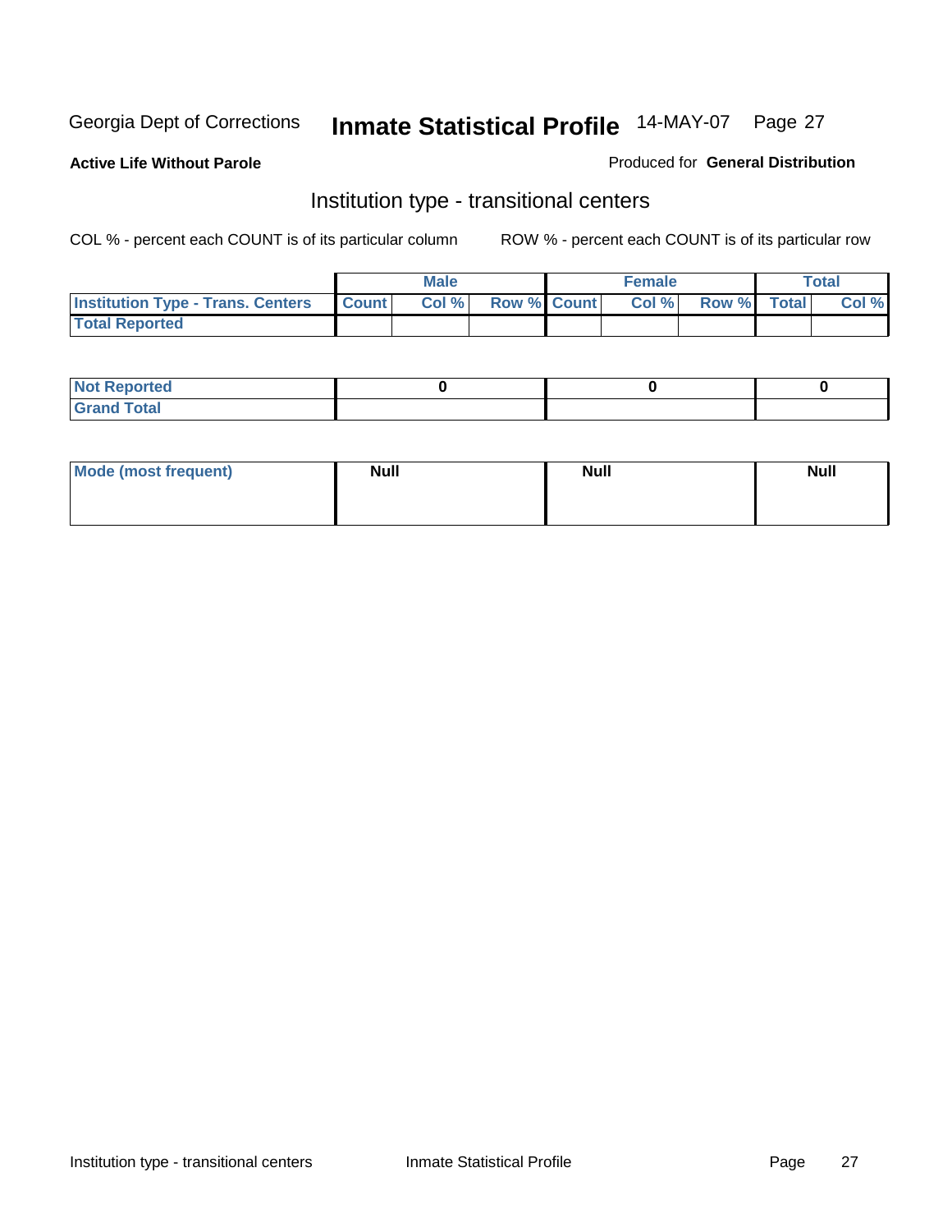Georgia Dept of Corrections **Inmate Statistical Profile** 14-MAY-07

**Active Life Without Parole**

Produced for **General Distribution**

## Institution type - transitional centers

COL % - percent each COUNT is of its particular column

ROW % - percent each COUNT is of its particular row

| | Male | | | Female | | | Total | |
|---|---|---|---|---|---|---|---|---|
| **Institution Type - Trans. Centers** | **Count** | **Col %** | **Row %** | **Count** | **Col %** | **Row %** | **Total** | **Col %** |
| **Total Reported** | | | | | | | | |

| | Male | Female | Total |
|---|---|---|---|
| **Not Reported** | 0 | 0 | 0 |
| **Grand Total** | | | |

| | Male | Female | Total |
|---|---|---|---|
| **Mode (most frequent)** | **Null** | **Null** | **Null** |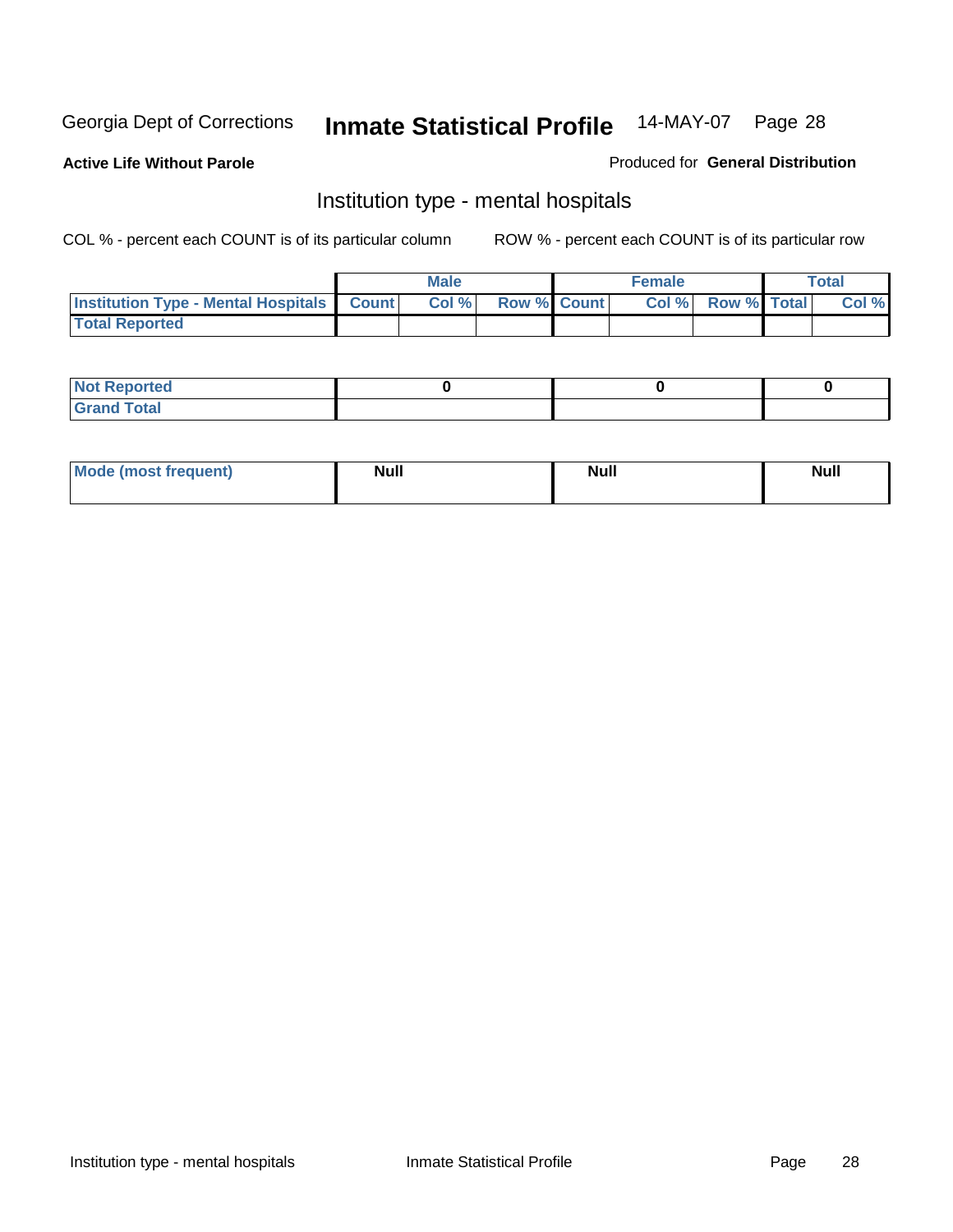Georgia Dept of Corrections **Inmate Statistical Profile** 14-MAY-07 Page 28

**Active Life Without Parole**

Produced for **General Distribution**

## Institution type - mental hospitals

COL % - percent each COUNT is of its particular column

ROW % - percent each COUNT is of its particular row

| | Male | | | Female | | | Total | |
|---|---|---|---|---|---|---|---|---|
| **Institution Type - Mental Hospitals** | **Count** | **Col %** | **Row %** | **Count** | **Col %** | **Row %** | **Total** | **Col %** |
| **Total Reported** | | | | | | | | |

| | Male | Female | Total |
|---|---|---|---|
| **Not Reported** | 0 | 0 | 0 |
| **Grand Total** | | | |

| | Male | Female | Total |
|---|---|---|---|
| **Mode (most frequent)** | Null | Null | Null |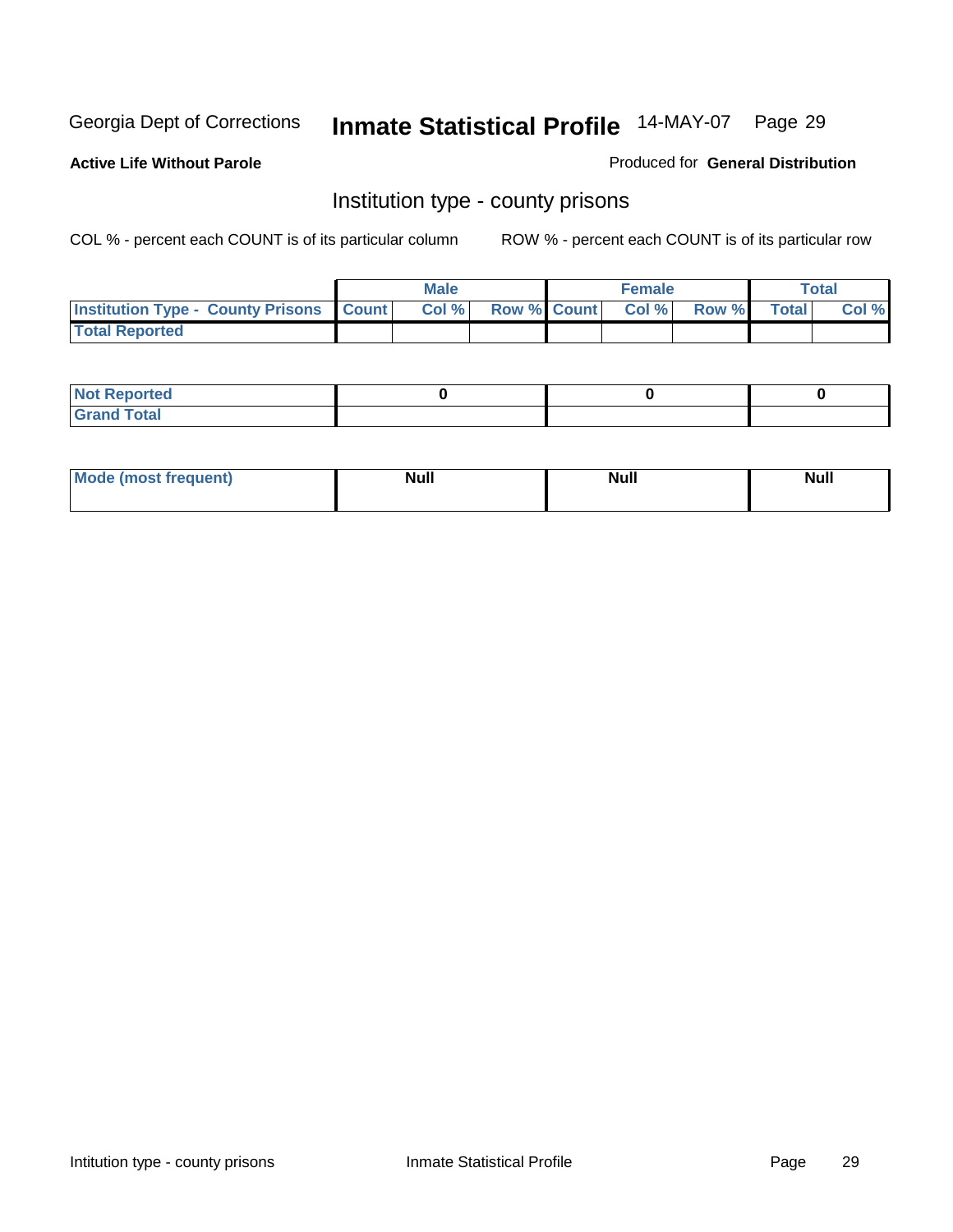Georgia Dept of Corrections **Inmate Statistical Profile** 14-MAY-07 Page 29

**Active Life Without Parole**

Produced for **General Distribution**

## Institution type - county prisons

COL % - percent each COUNT is of its particular column

ROW % - percent each COUNT is of its particular row

| | Male | | | Female | | | Total | |
|---|---|---|---|---|---|---|---|---|
| **Institution Type - County Prisons** | **Count** | **Col %** | **Row %** | **Count** | **Col %** | **Row %** | **Total** | **Col %** |
| **Total Reported** | | | | | | | | |

| | Male | Female | Total |
|---|---|---|---|
| **Not Reported** | **0** | **0** | **0** |
| **Grand Total** | | | |

| | Male | Female | Total |
|---|---|---|---|
| **Mode (most frequent)** | **Null** | **Null** | **Null** |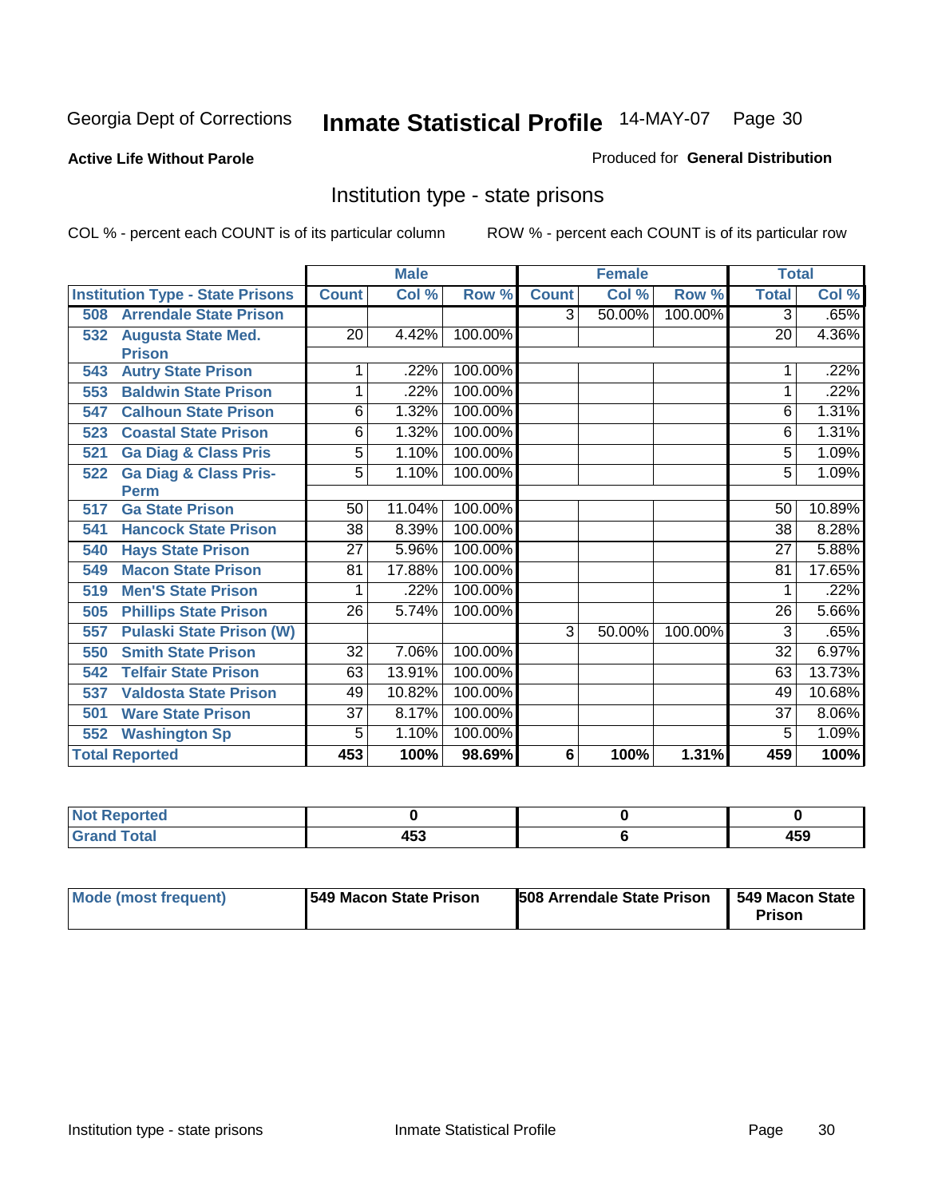Georgia Dept of Corrections **Inmate Statistical Profile** 14-MAY-07 Page 30

**Active Life Without Parole**

Produced for **General Distribution**

## Institution type - state prisons

COL % - percent each COUNT is of its particular column

ROW % - percent each COUNT is of its particular row

| | Male | | | Female | | | Total | |
|---|---|---|---|---|---|---|---|---|
| **Institution Type - State Prisons** | **Count** | **Col %** | **Row %** | **Count** | **Col %** | **Row %** | **Total** | **Col %** |
| 508 Arrendale State Prison | | | | 3 | 50.00% | 100.00% | 3 | .65% |
| 532 Augusta State Med. Prison | 20 | 4.42% | 100.00% | | | | 20 | 4.36% |
| 543 Autry State Prison | 1 | .22% | 100.00% | | | | 1 | .22% |
| 553 Baldwin State Prison | 1 | .22% | 100.00% | | | | 1 | .22% |
| 547 Calhoun State Prison | 6 | 1.32% | 100.00% | | | | 6 | 1.31% |
| 523 Coastal State Prison | 6 | 1.32% | 100.00% | | | | 6 | 1.31% |
| 521 Ga Diag & Class Pris | 5 | 1.10% | 100.00% | | | | 5 | 1.09% |
| 522 Ga Diag & Class Pris-Perm | 5 | 1.10% | 100.00% | | | | 5 | 1.09% |
| 517 Ga State Prison | 50 | 11.04% | 100.00% | | | | 50 | 10.89% |
| 541 Hancock State Prison | 38 | 8.39% | 100.00% | | | | 38 | 8.28% |
| 540 Hays State Prison | 27 | 5.96% | 100.00% | | | | 27 | 5.88% |
| 549 Macon State Prison | 81 | 17.88% | 100.00% | | | | 81 | 17.65% |
| 519 Men'S State Prison | 1 | .22% | 100.00% | | | | 1 | .22% |
| 505 Phillips State Prison | 26 | 5.74% | 100.00% | | | | 26 | 5.66% |
| 557 Pulaski State Prison (W) | | | | 3 | 50.00% | 100.00% | 3 | .65% |
| 550 Smith State Prison | 32 | 7.06% | 100.00% | | | | 32 | 6.97% |
| 542 Telfair State Prison | 63 | 13.91% | 100.00% | | | | 63 | 13.73% |
| 537 Valdosta State Prison | 49 | 10.82% | 100.00% | | | | 49 | 10.68% |
| 501 Ware State Prison | 37 | 8.17% | 100.00% | | | | 37 | 8.06% |
| 552 Washington Sp | 5 | 1.10% | 100.00% | | | | 5 | 1.09% |
| **Total Reported** | **453** | **100%** | **98.69%** | **6** | **100%** | **1.31%** | **459** | **100%** |

| | Male | Female | Total |
|---|---|---|---|
| **Not Reported** | **0** | **0** | **0** |
| **Grand Total** | **453** | **6** | **459** |

| | Male | Female | Total |
|---|---|---|---|
| **Mode (most frequent)** | **549 Macon State Prison** | **508 Arrendale State Prison** | **549 Macon State Prison** |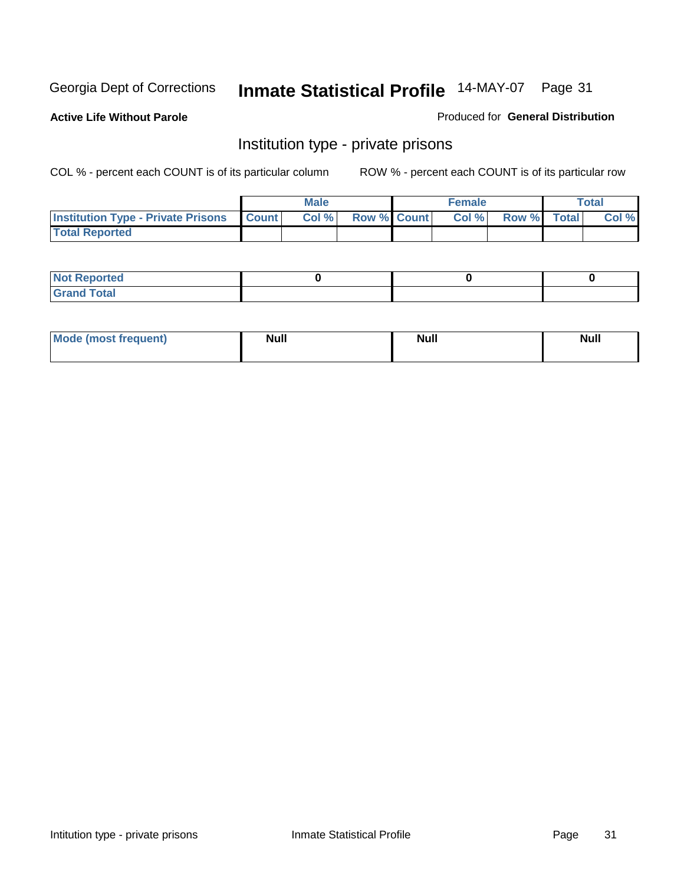Georgia Dept of Corrections **Inmate Statistical Profile** 14-MAY-07

**Active Life Without Parole**

Produced for **General Distribution**

## Institution type - private prisons

COL % - percent each COUNT is of its particular column

ROW % - percent each COUNT is of its particular row

| | Male | | | Female | | | Total | |
|---|---|---|---|---|---|---|---|---|
| **Institution Type - Private Prisons** | **Count** | **Col %** | **Row %** | **Count** | **Col %** | **Row %** | **Total** | **Col %** |
| **Total Reported** | | | | | | | | |

| | Male | Female | Total |
|---|---|---|---|
| **Not Reported** | 0 | 0 | 0 |
| **Grand Total** | | | |

| | Male | Female | Total |
|---|---|---|---|
| **Mode (most frequent)** | Null | Null | Null |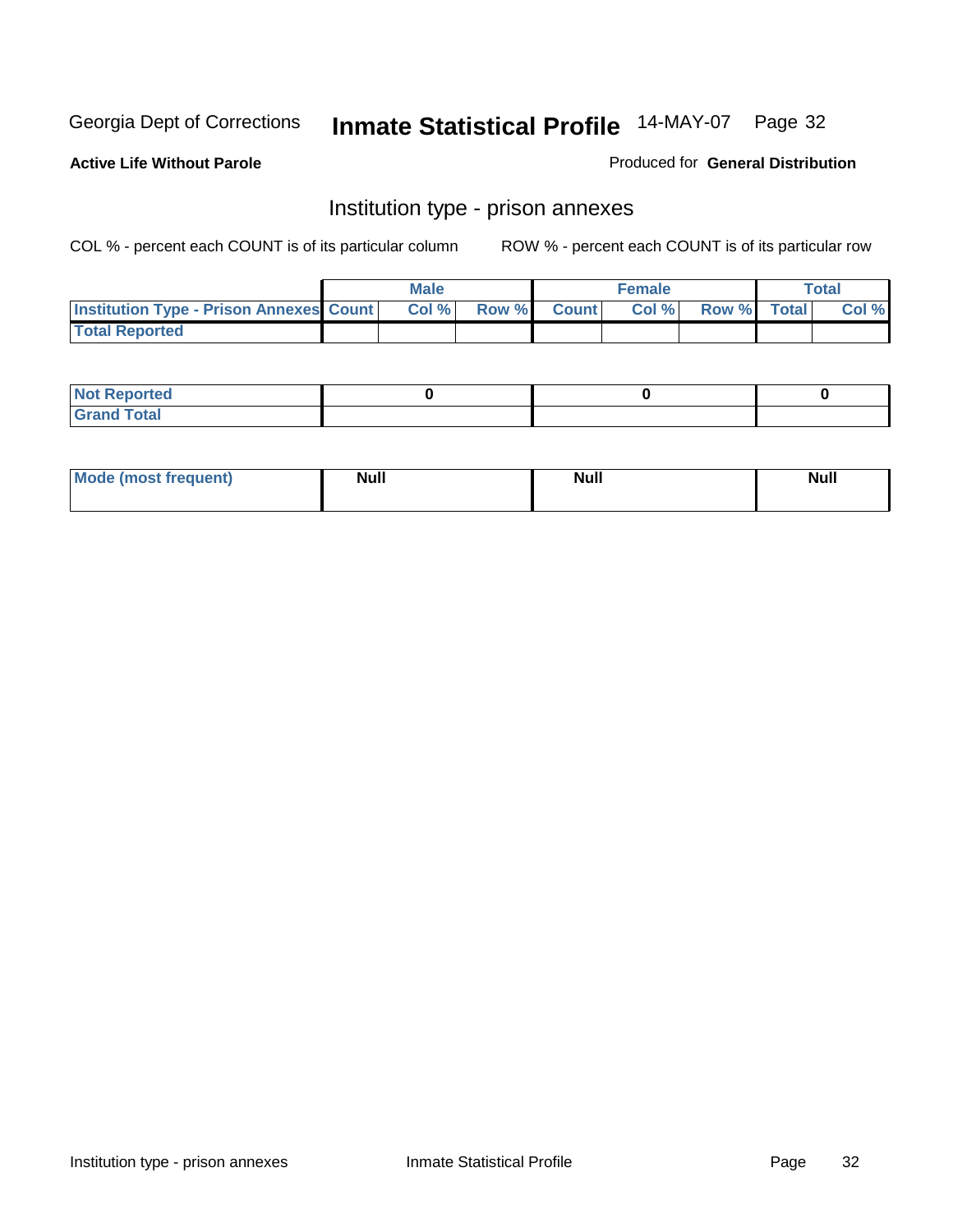Georgia Dept of Corrections **Inmate Statistical Profile** 14-MAY-07

**Active Life Without Parole**

Produced for **General Distribution**

## Institution type - prison annexes

COL % - percent each COUNT is of its particular column    ROW % - percent each COUNT is of its particular row

| | Male | | | Female | | | Total | |
|---|---|---|---|---|---|---|---|---|
| **Institution Type - Prison Annexes** | **Count** | **Col %** | **Row %** | **Count** | **Col %** | **Row %** | **Total** | **Col %** |
| **Total Reported** | | | | | | | | |

| | Male | Female | Total |
|---|---|---|---|
| **Not Reported** | **0** | **0** | **0** |
| **Grand Total** | | | |

| | Male | Female | Total |
|---|---|---|---|
| **Mode (most frequent)** | **Null** | **Null** | **Null** |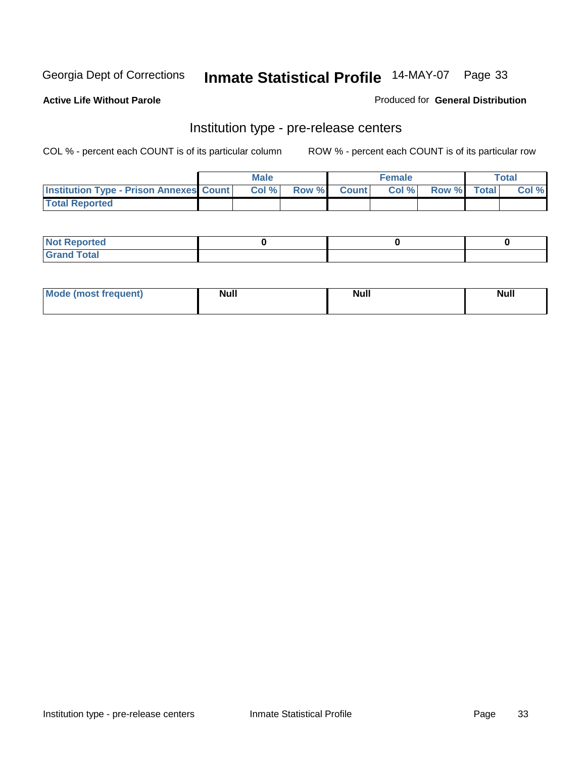Georgia Dept of Corrections **Inmate Statistical Profile** 14-MAY-07

**Active Life Without Parole**

Produced for **General Distribution**

## Institution type - pre-release centers

COL % - percent each COUNT is of its particular column     ROW % - percent each COUNT is of its particular row

| | Male | | | Female | | | Total | |
|---|---|---|---|---|---|---|---|---|
| **Institution Type - Prison Annexes** | **Count** | **Col %** | **Row %** | **Count** | **Col %** | **Row %** | **Total** | **Col %** |
| **Total Reported** | | | | | | | | |

| | Male | Female | Total |
|---|---|---|---|
| **Not Reported** | **0** | **0** | **0** |
| **Grand Total** | | | |

| | Male | Female | Total |
|---|---|---|---|
| **Mode (most frequent)** | **Null** | **Null** | **Null** |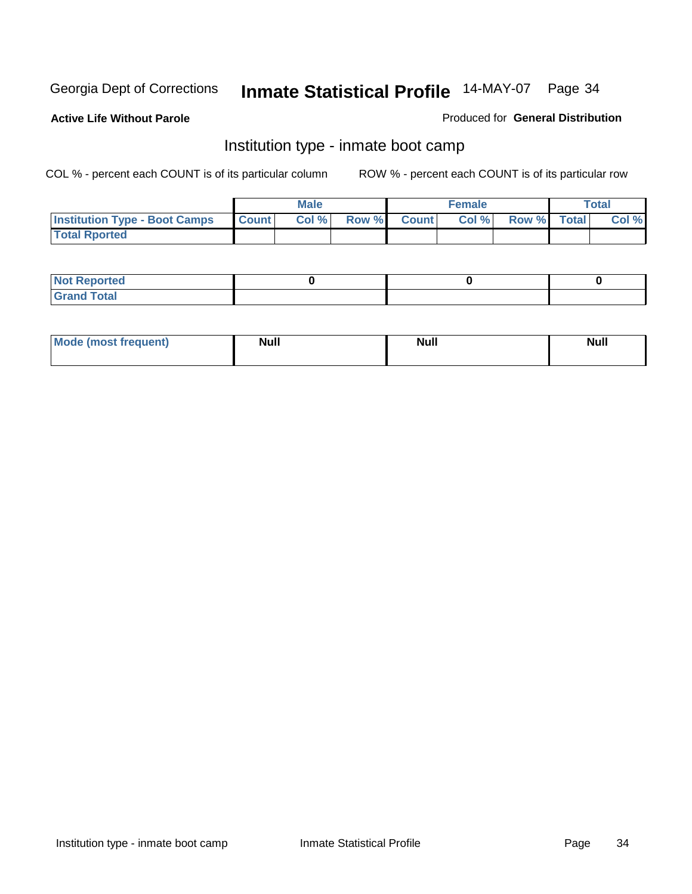Georgia Dept of Corrections **Inmate Statistical Profile** 14-MAY-07

**Active Life Without Parole**

Produced for **General Distribution**

## Institution type - inmate boot camp

COL % - percent each COUNT is of its particular column

ROW % - percent each COUNT is of its particular row

| | Male | | | Female | | | Total | |
|---|---|---|---|---|---|---|---|---|
| **Institution Type - Boot Camps** | **Count** | **Col %** | **Row %** | **Count** | **Col %** | **Row %** | **Total** | **Col %** |
| **Total Rported** | | | | | | | | |

| | Male | Female | Total |
|---|---|---|---|
| **Not Reported** | 0 | 0 | 0 |
| **Grand Total** | | | |

| | Male | Female | Total |
|---|---|---|---|
| **Mode (most frequent)** | Null | Null | Null |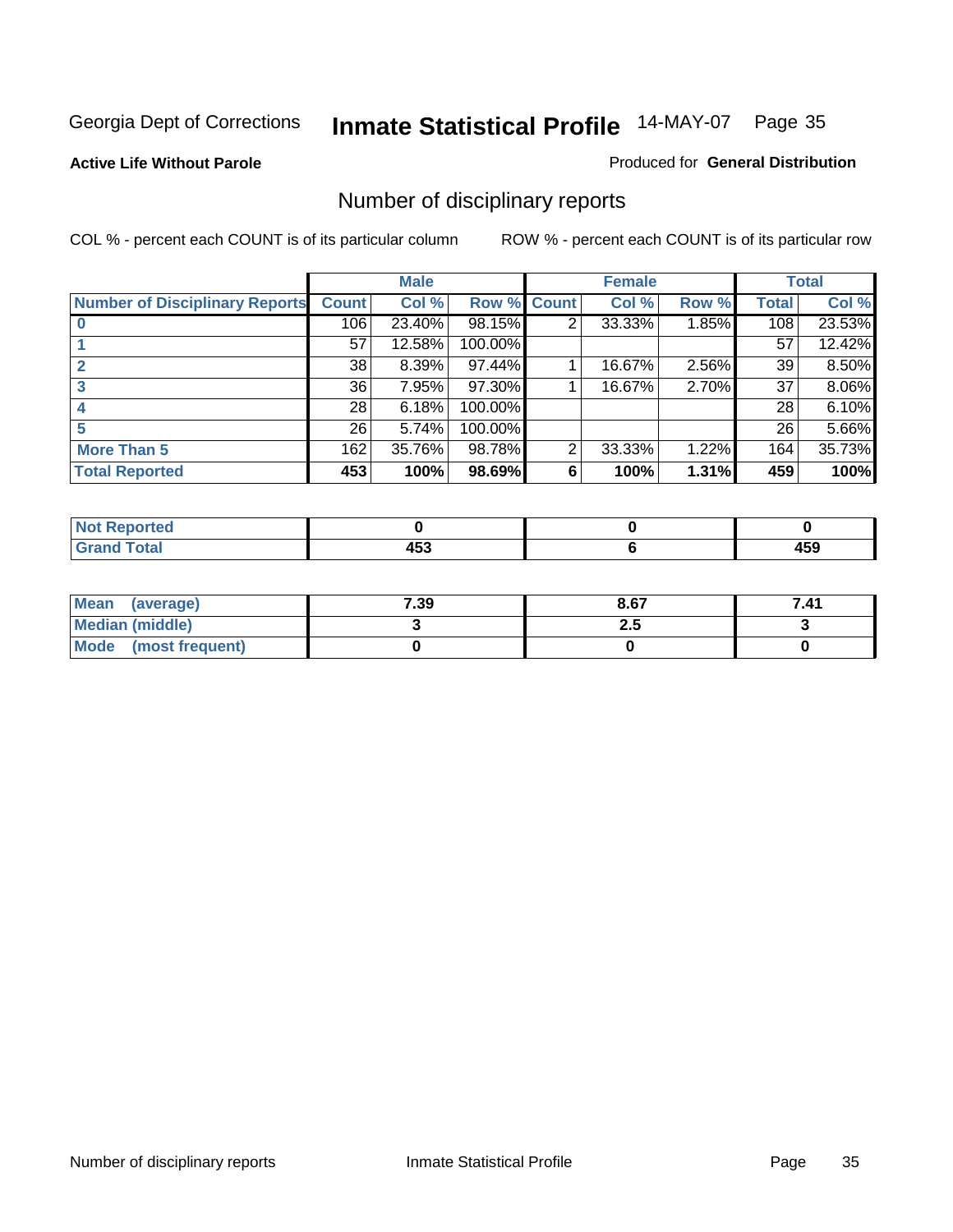Georgia Dept of Corrections **Inmate Statistical Profile** 14-MAY-07

**Active Life Without Parole**

Produced for **General Distribution**

## Number of disciplinary reports

COL % - percent each COUNT is of its particular column

ROW % - percent each COUNT is of its particular row

| | Male | | | Female | | | Total | |
|---|---|---|---|---|---|---|---|---|
| **Number of Disciplinary Reports** | **Count** | **Col %** | **Row %** | **Count** | **Col %** | **Row %** | **Total** | **Col %** |
| **0** | 106 | 23.40% | 98.15% | 2 | 33.33% | 1.85% | 108 | 23.53% |
| **1** | 57 | 12.58% | 100.00% | | | | 57 | 12.42% |
| **2** | 38 | 8.39% | 97.44% | 1 | 16.67% | 2.56% | 39 | 8.50% |
| **3** | 36 | 7.95% | 97.30% | 1 | 16.67% | 2.70% | 37 | 8.06% |
| **4** | 28 | 6.18% | 100.00% | | | | 28 | 6.10% |
| **5** | 26 | 5.74% | 100.00% | | | | 26 | 5.66% |
| **More Than 5** | 162 | 35.76% | 98.78% | 2 | 33.33% | 1.22% | 164 | 35.73% |
| **Total Reported** | **453** | **100%** | **98.69%** | **6** | **100%** | **1.31%** | **459** | **100%** |

| | Male | Female | Total |
|---|---|---|---|
| **Not Reported** | **0** | **0** | **0** |
| **Grand Total** | **453** | **6** | **459** |

| | Male | Female | Total |
|---|---|---|---|
| **Mean (average)** | **7.39** | **8.67** | **7.41** |
| **Median (middle)** | **3** | **2.5** | **3** |
| **Mode (most frequent)** | **0** | **0** | **0** |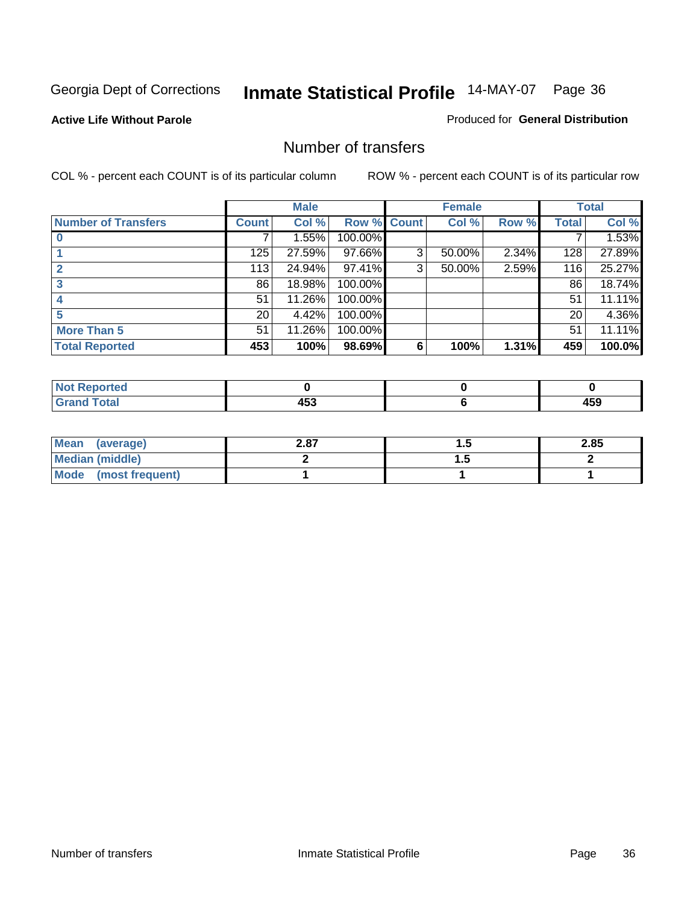Georgia Dept of Corrections **Inmate Statistical Profile** 14-MAY-07

**Active Life Without Parole**

Produced for **General Distribution**

## Number of transfers

COL % - percent each COUNT is of its particular column

ROW % - percent each COUNT is of its particular row

| | Male | | | Female | | | Total | |
|---|---|---|---|---|---|---|---|---|
| **Number of Transfers** | **Count** | **Col %** | **Row %** | **Count** | **Col %** | **Row %** | **Total** | **Col %** |
| **0** | 7 | 1.55% | 100.00% | | | | 7 | 1.53% |
| **1** | 125 | 27.59% | 97.66% | 3 | 50.00% | 2.34% | 128 | 27.89% |
| **2** | 113 | 24.94% | 97.41% | 3 | 50.00% | 2.59% | 116 | 25.27% |
| **3** | 86 | 18.98% | 100.00% | | | | 86 | 18.74% |
| **4** | 51 | 11.26% | 100.00% | | | | 51 | 11.11% |
| **5** | 20 | 4.42% | 100.00% | | | | 20 | 4.36% |
| **More Than 5** | 51 | 11.26% | 100.00% | | | | 51 | 11.11% |
| **Total Reported** | **453** | **100%** | **98.69%** | **6** | **100%** | **1.31%** | **459** | **100.0%** |

| | Male | Female | Total |
|---|---|---|---|
| **Not Reported** | **0** | **0** | **0** |
| **Grand Total** | **453** | **6** | **459** |

| | Male | Female | Total |
|---|---|---|---|
| **Mean (average)** | **2.87** | **1.5** | **2.85** |
| **Median (middle)** | **2** | **1.5** | **2** |
| **Mode (most frequent)** | **1** | **1** | **1** |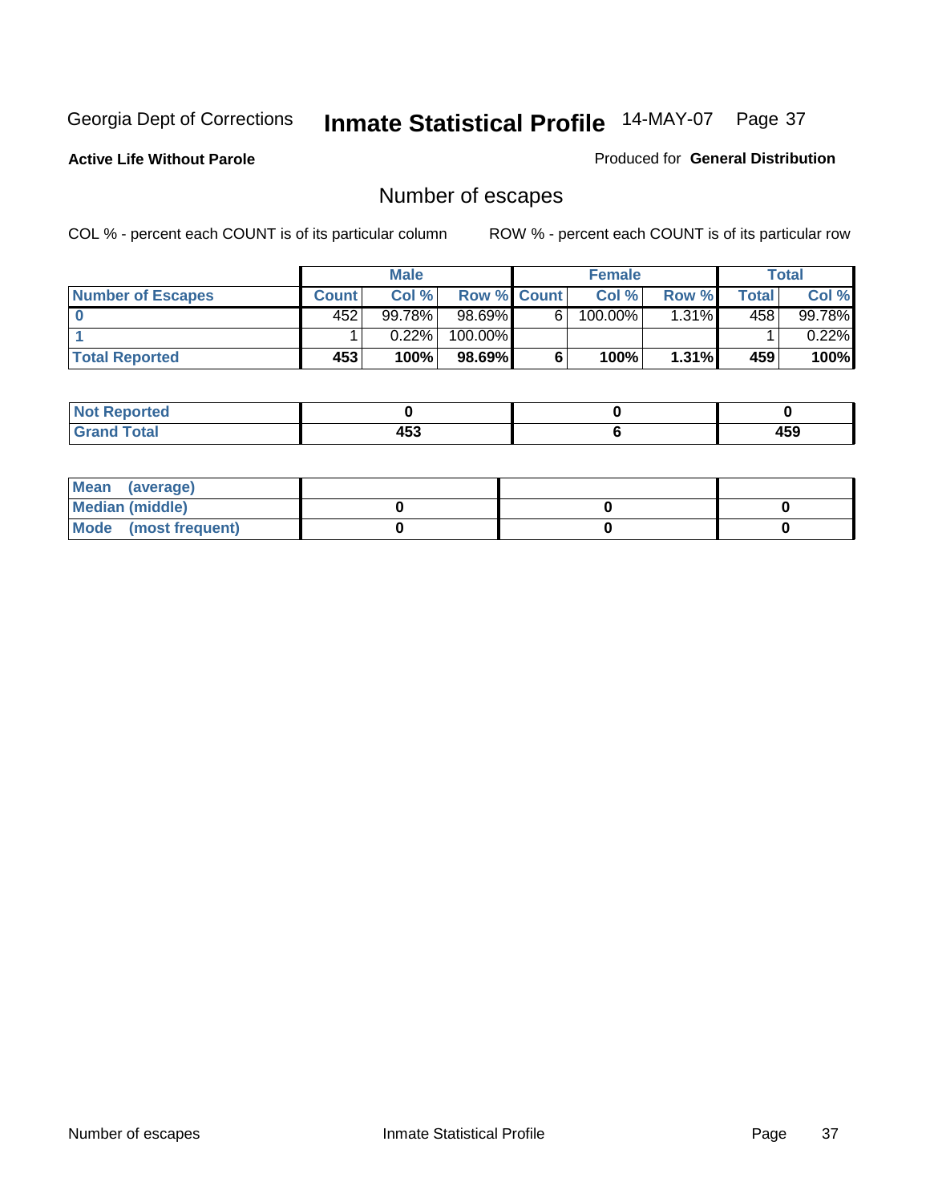Georgia Dept of Corrections **Inmate Statistical Profile** 14-MAY-07

**Active Life Without Parole**

Produced for **General Distribution**

## Number of escapes

COL % - percent each COUNT is of its particular column ROW % - percent each COUNT is of its particular row

| | Male | | | Female | | | Total | |
|---|---|---|---|---|---|---|---|---|
| **Number of Escapes** | **Count** | **Col %** | **Row %** | **Count** | **Col %** | **Row %** | **Total** | **Col %** |
| **0** | 452 | 99.78% | 98.69% | 6 | 100.00% | 1.31% | 458 | 99.78% |
| **1** | 1 | 0.22% | 100.00% | | | | 1 | 0.22% |
| **Total Reported** | **453** | **100%** | **98.69%** | **6** | **100%** | **1.31%** | **459** | **100%** |

| | Male | Female | Total |
|---|---|---|---|
| **Not Reported** | **0** | **0** | **0** |
| **Grand Total** | **453** | **6** | **459** |

| | Male | Female | Total |
|---|---|---|---|
| **Mean (average)** | | | |
| **Median (middle)** | **0** | **0** | **0** |
| **Mode (most frequent)** | **0** | **0** | **0** |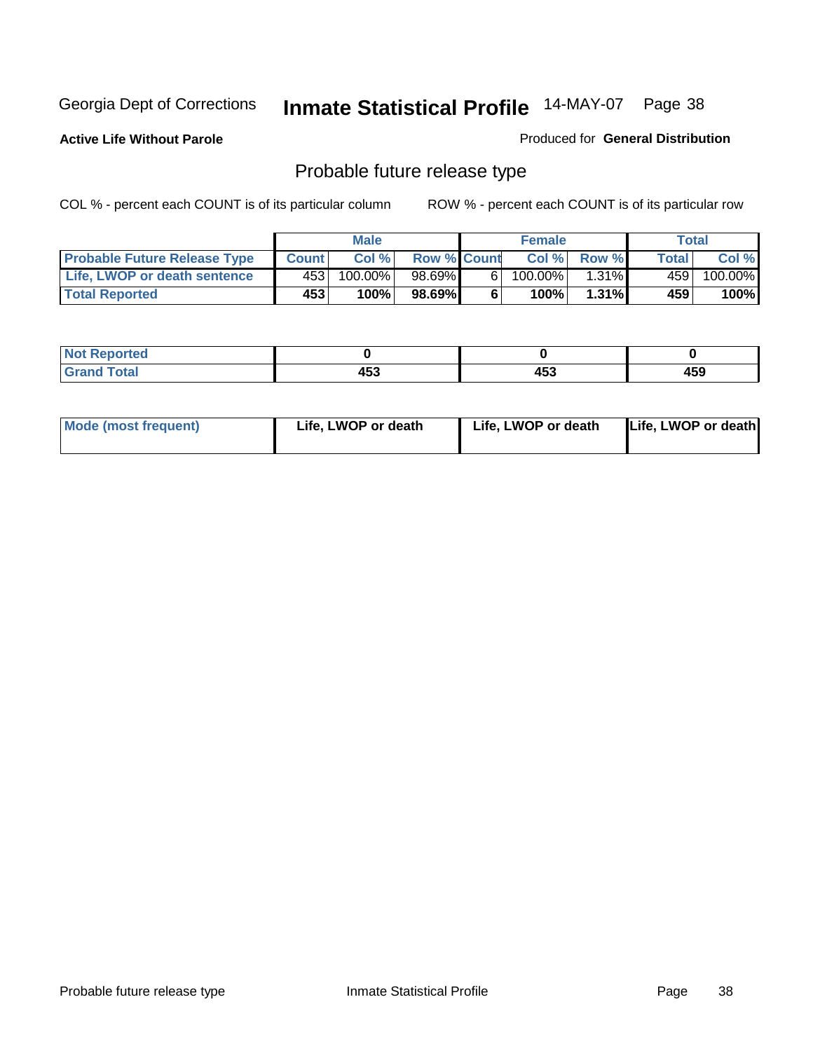Georgia Dept of Corrections **Inmate Statistical Profile** 14-MAY-07

**Active Life Without Parole**

Produced for **General Distribution**

## Probable future release type

COL % - percent each COUNT is of its particular column

ROW % - percent each COUNT is of its particular row

| | Male | | | Female | | | Total | |
|---|---|---|---|---|---|---|---|---|
| **Probable Future Release Type** | **Count** | **Col %** | **Row %** | **Count** | **Col %** | **Row %** | **Total** | **Col %** |
| **Life, LWOP or death sentence** | 453 | 100.00% | 98.69% | 6 | 100.00% | 1.31% | 459 | 100.00% |
| **Total Reported** | **453** | **100%** | **98.69%** | **6** | **100%** | **1.31%** | **459** | **100%** |

| | Male | Female | Total |
|---|---|---|---|
| **Not Reported** | **0** | **0** | **0** |
| **Grand Total** | **453** | **453** | **459** |

| | Male | Female | Total |
|---|---|---|---|
| **Mode (most frequent)** | **Life, LWOP or death** | **Life, LWOP or death** | **Life, LWOP or death** |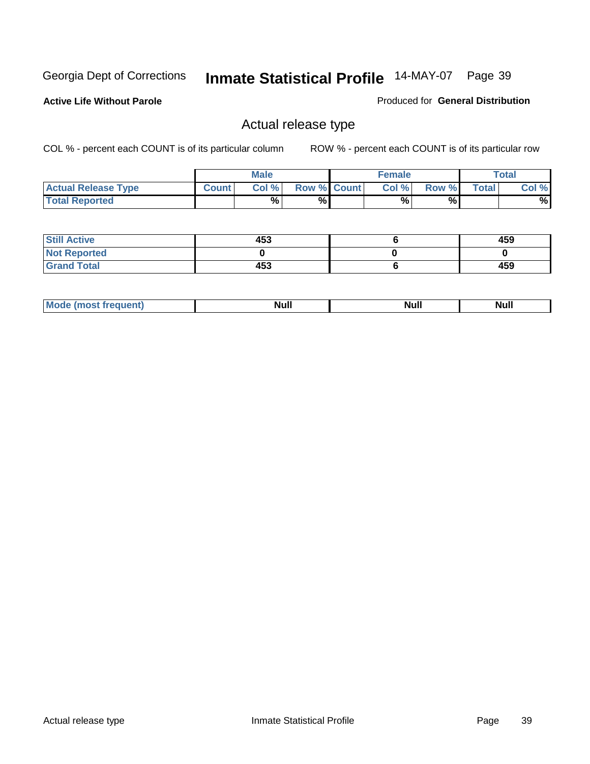Georgia Dept of Corrections **Inmate Statistical Profile** 14-MAY-07 Page 39

**Active Life Without Parole**

Produced for **General Distribution**

## Actual release type

COL % - percent each COUNT is of its particular column

ROW % - percent each COUNT is of its particular row

| | Male | | | Female | | | Total | |
|---|---|---|---|---|---|---|---|---|
| **Actual Release Type** | Count | Col % | Row % | Count | Col % | Row % | Total | Col % |
| **Total Reported** | | % | % | | % | % | | % |
| **Still Active** | 453 | | | 6 | | | 459 | |
| **Not Reported** | 0 | | | 0 | | | 0 | |
| **Grand Total** | 453 | | | 6 | | | 459 | |

| | Male | Female | Total |
|---|---|---|---|
| **Mode (most frequent)** | Null | Null | Null |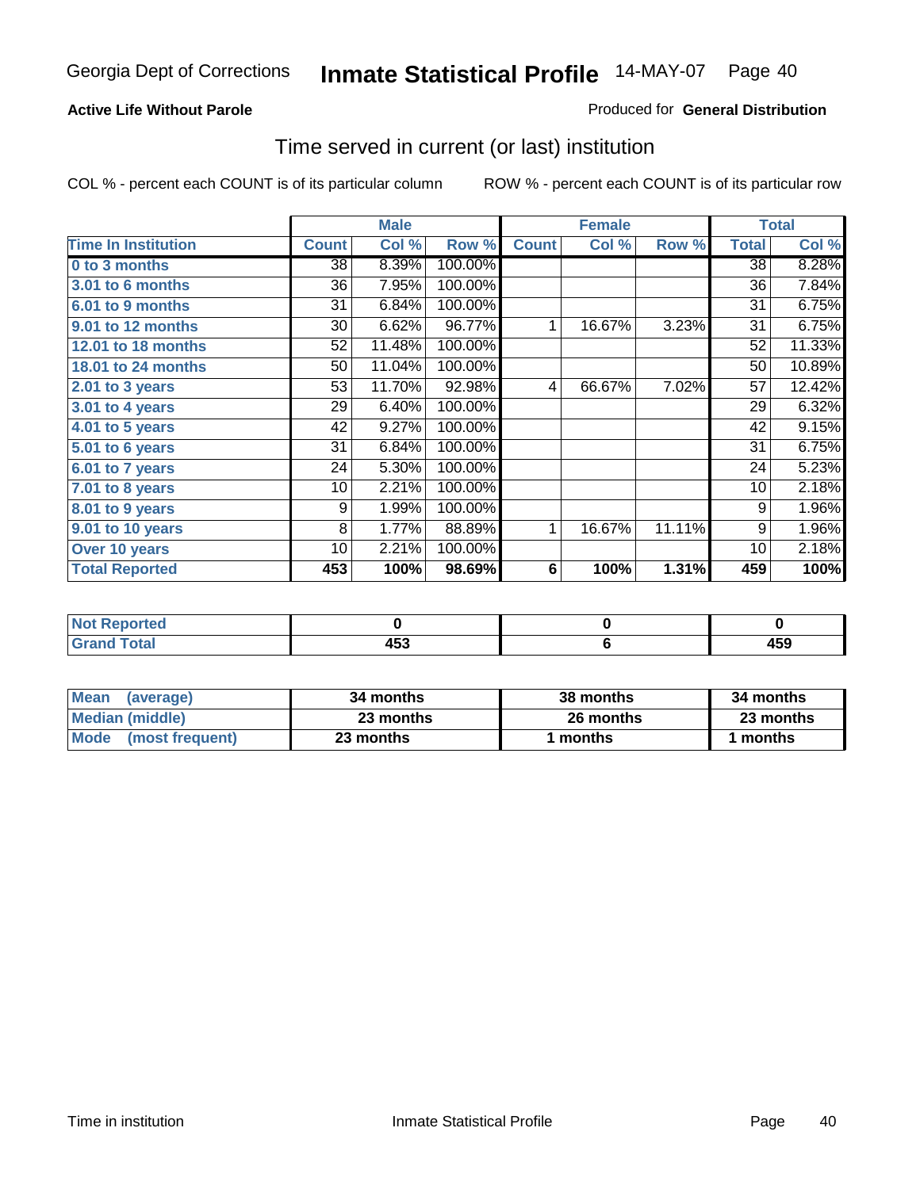Georgia Dept of Corrections **Inmate Statistical Profile** 14-MAY-07

**Active Life Without Parole**

Produced for **General Distribution**

## Time served in current (or last) institution

COL % - percent each COUNT is of its particular column ROW % - percent each COUNT is of its particular row

| | Male | | | Female | | | Total | |
|---|---|---|---|---|---|---|---|---|
| **Time In Institution** | **Count** | **Col %** | **Row %** | **Count** | **Col %** | **Row %** | **Total** | **Col %** |
| 0 to 3 months | 38 | 8.39% | 100.00% | | | | 38 | 8.28% |
| 3.01 to 6 months | 36 | 7.95% | 100.00% | | | | 36 | 7.84% |
| 6.01 to 9 months | 31 | 6.84% | 100.00% | | | | 31 | 6.75% |
| 9.01 to 12 months | 30 | 6.62% | 96.77% | 1 | 16.67% | 3.23% | 31 | 6.75% |
| 12.01 to 18 months | 52 | 11.48% | 100.00% | | | | 52 | 11.33% |
| 18.01 to 24 months | 50 | 11.04% | 100.00% | | | | 50 | 10.89% |
| 2.01 to 3 years | 53 | 11.70% | 92.98% | 4 | 66.67% | 7.02% | 57 | 12.42% |
| 3.01 to 4 years | 29 | 6.40% | 100.00% | | | | 29 | 6.32% |
| 4.01 to 5 years | 42 | 9.27% | 100.00% | | | | 42 | 9.15% |
| 5.01 to 6 years | 31 | 6.84% | 100.00% | | | | 31 | 6.75% |
| 6.01 to 7 years | 24 | 5.30% | 100.00% | | | | 24 | 5.23% |
| 7.01 to 8 years | 10 | 2.21% | 100.00% | | | | 10 | 2.18% |
| 8.01 to 9 years | 9 | 1.99% | 100.00% | | | | 9 | 1.96% |
| 9.01 to 10 years | 8 | 1.77% | 88.89% | 1 | 16.67% | 11.11% | 9 | 1.96% |
| Over 10 years | 10 | 2.21% | 100.00% | | | | 10 | 2.18% |
| **Total Reported** | **453** | **100%** | **98.69%** | **6** | **100%** | **1.31%** | **459** | **100%** |

| | Male | Female | Total |
|---|---|---|---|
| Not Reported | 0 | 0 | 0 |
| Grand Total | 453 | 6 | 459 |

| | Male | Female | Total |
|---|---|---|---|
| Mean (average) | 34 months | 38 months | 34 months |
| Median (middle) | 23 months | 26 months | 23 months |
| Mode (most frequent) | 23 months | 1 months | 1 months |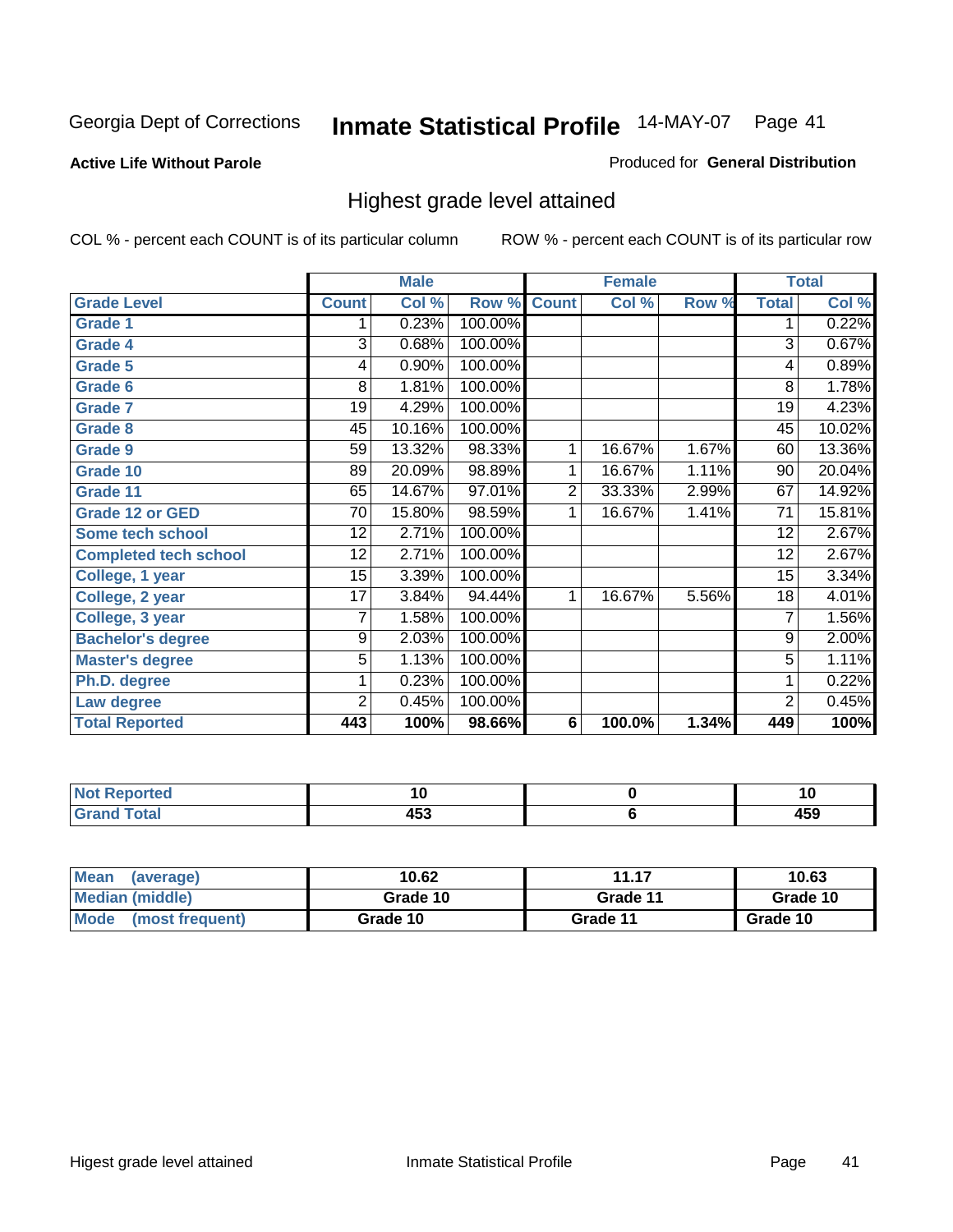Georgia Dept of Corrections **Inmate Statistical Profile** 14-MAY-07 Page 41

**Active Life Without Parole**

Produced for **General Distribution**

## Highest grade level attained

COL % - percent each COUNT is of its particular column

ROW % - percent each COUNT is of its particular row

| | Male | | | Female | | | Total | |
|---|---|---|---|---|---|---|---|---|
| **Grade Level** | **Count** | **Col %** | **Row %** | **Count** | **Col %** | **Row %** | **Total** | **Col %** |
| Grade 1 | 1 | 0.23% | 100.00% | | | | 1 | 0.22% |
| Grade 4 | 3 | 0.68% | 100.00% | | | | 3 | 0.67% |
| Grade 5 | 4 | 0.90% | 100.00% | | | | 4 | 0.89% |
| Grade 6 | 8 | 1.81% | 100.00% | | | | 8 | 1.78% |
| Grade 7 | 19 | 4.29% | 100.00% | | | | 19 | 4.23% |
| Grade 8 | 45 | 10.16% | 100.00% | | | | 45 | 10.02% |
| Grade 9 | 59 | 13.32% | 98.33% | 1 | 16.67% | 1.67% | 60 | 13.36% |
| Grade 10 | 89 | 20.09% | 98.89% | 1 | 16.67% | 1.11% | 90 | 20.04% |
| Grade 11 | 65 | 14.67% | 97.01% | 2 | 33.33% | 2.99% | 67 | 14.92% |
| Grade 12 or GED | 70 | 15.80% | 98.59% | 1 | 16.67% | 1.41% | 71 | 15.81% |
| Some tech school | 12 | 2.71% | 100.00% | | | | 12 | 2.67% |
| Completed tech school | 12 | 2.71% | 100.00% | | | | 12 | 2.67% |
| College, 1 year | 15 | 3.39% | 100.00% | | | | 15 | 3.34% |
| College, 2 year | 17 | 3.84% | 94.44% | 1 | 16.67% | 5.56% | 18 | 4.01% |
| College, 3 year | 7 | 1.58% | 100.00% | | | | 7 | 1.56% |
| Bachelor's degree | 9 | 2.03% | 100.00% | | | | 9 | 2.00% |
| Master's degree | 5 | 1.13% | 100.00% | | | | 5 | 1.11% |
| Ph.D. degree | 1 | 0.23% | 100.00% | | | | 1 | 0.22% |
| Law degree | 2 | 0.45% | 100.00% | | | | 2 | 0.45% |
| **Total Reported** | **443** | **100%** | **98.66%** | **6** | **100.0%** | **1.34%** | **449** | **100%** |

| | Male | Female | Total |
|---|---|---|---|
| Not Reported | 10 | 0 | 10 |
| Grand Total | 453 | 6 | 459 |

| | Male | Female | Total |
|---|---|---|---|
| Mean (average) | 10.62 | 11.17 | 10.63 |
| Median (middle) | Grade 10 | Grade 11 | Grade 10 |
| Mode (most frequent) | Grade 10 | Grade 11 | Grade 10 |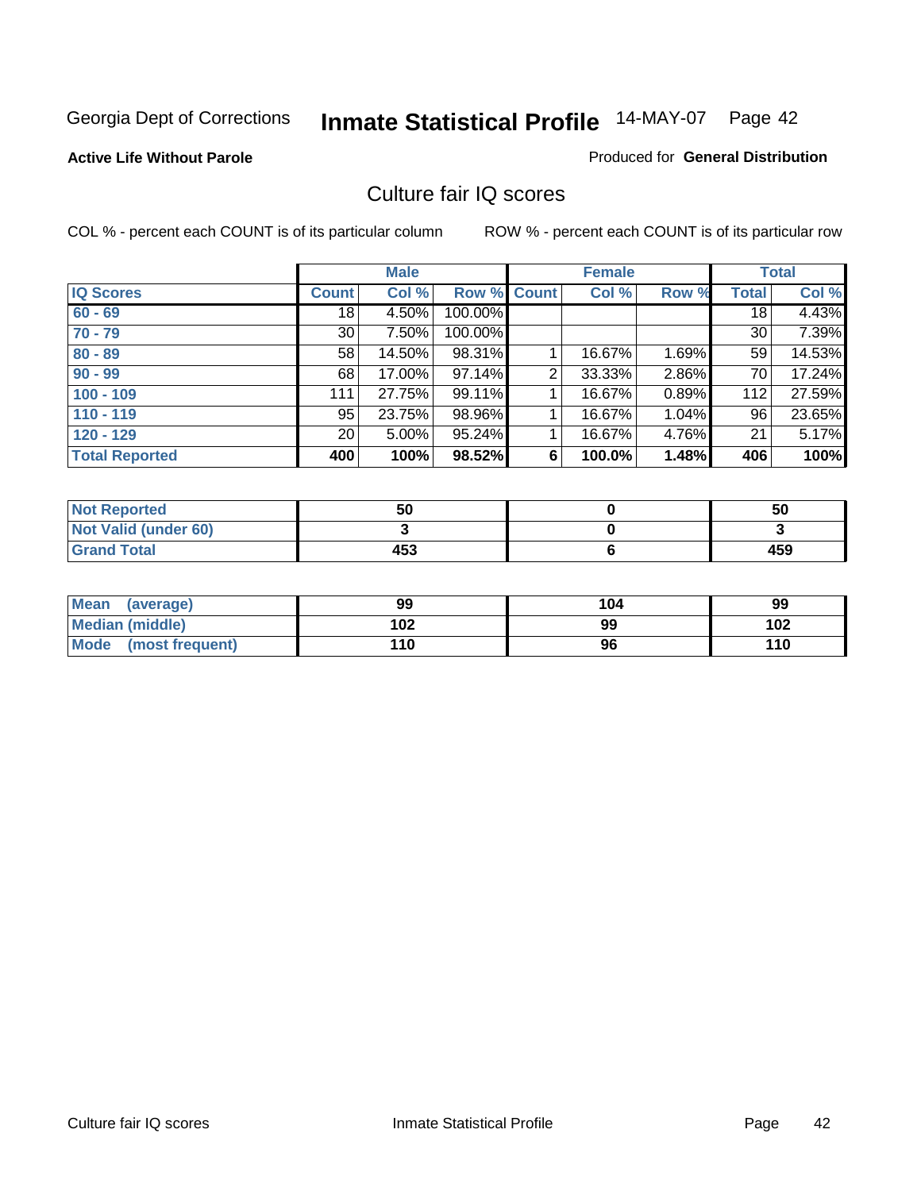Georgia Dept of Corrections **Inmate Statistical Profile** 14-MAY-07

**Active Life Without Parole**

Produced for **General Distribution**

## Culture fair IQ scores

COL % - percent each COUNT is of its particular column

ROW % - percent each COUNT is of its particular row

| | Male | | | Female | | | Total | |
|---|---|---|---|---|---|---|---|---|
| **IQ Scores** | **Count** | **Col %** | **Row %** | **Count** | **Col %** | **Row %** | **Total** | **Col %** |
| **60 - 69** | 18 | 4.50% | 100.00% | | | | 18 | 4.43% |
| **70 - 79** | 30 | 7.50% | 100.00% | | | | 30 | 7.39% |
| **80 - 89** | 58 | 14.50% | 98.31% | 1 | 16.67% | 1.69% | 59 | 14.53% |
| **90 - 99** | 68 | 17.00% | 97.14% | 2 | 33.33% | 2.86% | 70 | 17.24% |
| **100 - 109** | 111 | 27.75% | 99.11% | 1 | 16.67% | 0.89% | 112 | 27.59% |
| **110 - 119** | 95 | 23.75% | 98.96% | 1 | 16.67% | 1.04% | 96 | 23.65% |
| **120 - 129** | 20 | 5.00% | 95.24% | 1 | 16.67% | 4.76% | 21 | 5.17% |
| **Total Reported** | **400** | **100%** | **98.52%** | **6** | **100.0%** | **1.48%** | **406** | **100%** |

| | Male | Female | Total |
|---|---|---|---|
| **Not Reported** | **50** | **0** | **50** |
| **Not Valid (under 60)** | **3** | **0** | **3** |
| **Grand Total** | **453** | **6** | **459** |

| | Male | Female | Total |
|---|---|---|---|
| **Mean (average)** | **99** | **104** | **99** |
| **Median (middle)** | **102** | **99** | **102** |
| **Mode (most frequent)** | **110** | **96** | **110** |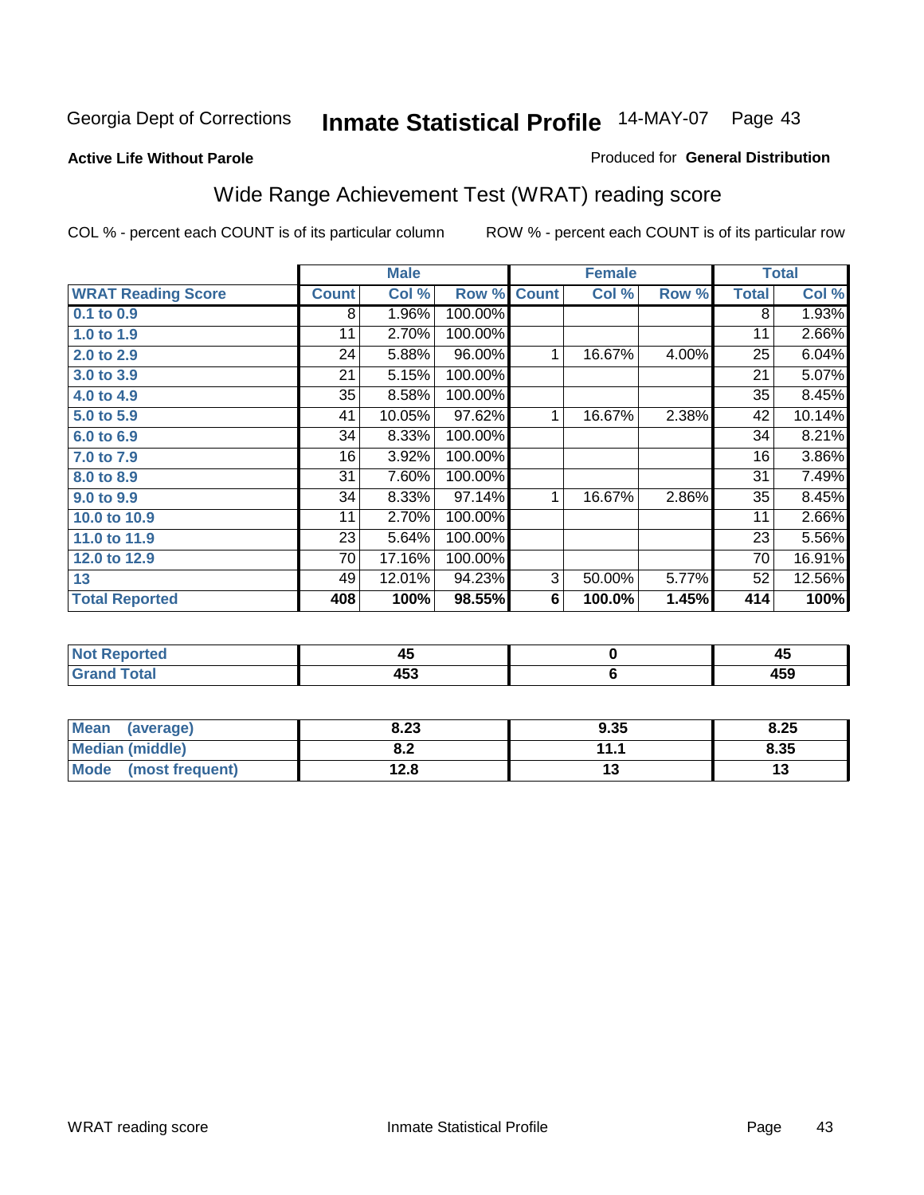Georgia Dept of Corrections **Inmate Statistical Profile** 14-MAY-07

**Active Life Without Parole**

Produced for **General Distribution**

## Wide Range Achievement Test (WRAT) reading score

COL % - percent each COUNT is of its particular column ROW % - percent each COUNT is of its particular row

| | Male | | | Female | | | Total | |
|---|---|---|---|---|---|---|---|---|
| **WRAT Reading Score** | **Count** | **Col %** | **Row %** | **Count** | **Col %** | **Row %** | **Total** | **Col %** |
| 0.1 to 0.9 | 8 | 1.96% | 100.00% | | | | 8 | 1.93% |
| 1.0 to 1.9 | 11 | 2.70% | 100.00% | | | | 11 | 2.66% |
| 2.0 to 2.9 | 24 | 5.88% | 96.00% | 1 | 16.67% | 4.00% | 25 | 6.04% |
| 3.0 to 3.9 | 21 | 5.15% | 100.00% | | | | 21 | 5.07% |
| 4.0 to 4.9 | 35 | 8.58% | 100.00% | | | | 35 | 8.45% |
| 5.0 to 5.9 | 41 | 10.05% | 97.62% | 1 | 16.67% | 2.38% | 42 | 10.14% |
| 6.0 to 6.9 | 34 | 8.33% | 100.00% | | | | 34 | 8.21% |
| 7.0 to 7.9 | 16 | 3.92% | 100.00% | | | | 16 | 3.86% |
| 8.0 to 8.9 | 31 | 7.60% | 100.00% | | | | 31 | 7.49% |
| 9.0 to 9.9 | 34 | 8.33% | 97.14% | 1 | 16.67% | 2.86% | 35 | 8.45% |
| 10.0 to 10.9 | 11 | 2.70% | 100.00% | | | | 11 | 2.66% |
| 11.0 to 11.9 | 23 | 5.64% | 100.00% | | | | 23 | 5.56% |
| 12.0 to 12.9 | 70 | 17.16% | 100.00% | | | | 70 | 16.91% |
| 13 | 49 | 12.01% | 94.23% | 3 | 50.00% | 5.77% | 52 | 12.56% |
| **Total Reported** | **408** | **100%** | **98.55%** | **6** | **100.0%** | **1.45%** | **414** | **100%** |

| | Male | Female | Total |
|---|---|---|---|
| Not Reported | 45 | 0 | 45 |
| Grand Total | 453 | 6 | 459 |

| | Male | Female | Total |
|---|---|---|---|
| Mean (average) | 8.23 | 9.35 | 8.25 |
| Median (middle) | 8.2 | 11.1 | 8.35 |
| Mode (most frequent) | 12.8 | 13 | 13 |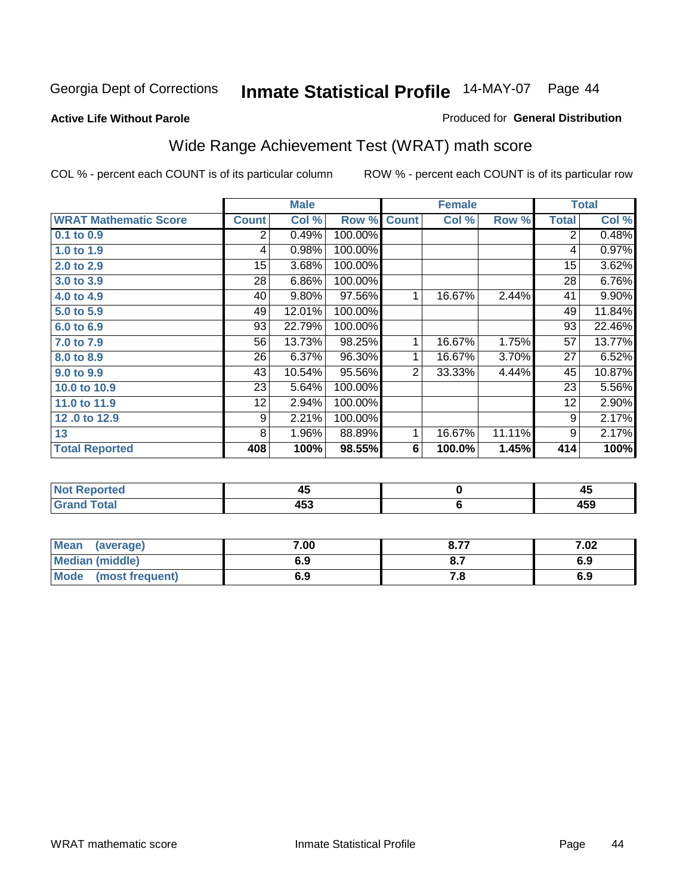Georgia Dept of Corrections **Inmate Statistical Profile** 14-MAY-07 Page 44

**Active Life Without Parole**

Produced for **General Distribution**

## Wide Range Achievement Test (WRAT) math score

COL % - percent each COUNT is of its particular column ROW % - percent each COUNT is of its particular row

| | Male | | | Female | | | Total | |
|---|---|---|---|---|---|---|---|---|
| **WRAT Mathematic Score** | **Count** | **Col %** | **Row %** | **Count** | **Col %** | **Row %** | **Total** | **Col %** |
| **0.1 to 0.9** | 2 | 0.49% | 100.00% | | | | 2 | 0.48% |
| **1.0 to 1.9** | 4 | 0.98% | 100.00% | | | | 4 | 0.97% |
| **2.0 to 2.9** | 15 | 3.68% | 100.00% | | | | 15 | 3.62% |
| **3.0 to 3.9** | 28 | 6.86% | 100.00% | | | | 28 | 6.76% |
| **4.0 to 4.9** | 40 | 9.80% | 97.56% | 1 | 16.67% | 2.44% | 41 | 9.90% |
| **5.0 to 5.9** | 49 | 12.01% | 100.00% | | | | 49 | 11.84% |
| **6.0 to 6.9** | 93 | 22.79% | 100.00% | | | | 93 | 22.46% |
| **7.0 to 7.9** | 56 | 13.73% | 98.25% | 1 | 16.67% | 1.75% | 57 | 13.77% |
| **8.0 to 8.9** | 26 | 6.37% | 96.30% | 1 | 16.67% | 3.70% | 27 | 6.52% |
| **9.0 to 9.9** | 43 | 10.54% | 95.56% | 2 | 33.33% | 4.44% | 45 | 10.87% |
| **10.0 to 10.9** | 23 | 5.64% | 100.00% | | | | 23 | 5.56% |
| **11.0 to 11.9** | 12 | 2.94% | 100.00% | | | | 12 | 2.90% |
| **12 .0 to 12.9** | 9 | 2.21% | 100.00% | | | | 9 | 2.17% |
| **13** | 8 | 1.96% | 88.89% | 1 | 16.67% | 11.11% | 9 | 2.17% |
| **Total Reported** | **408** | **100%** | **98.55%** | **6** | **100.0%** | **1.45%** | **414** | **100%** |

| | Male | Female | Total |
|---|---|---|---|
| **Not Reported** | **45** | **0** | **45** |
| **Grand Total** | **453** | **6** | **459** |

| | Male | Female | Total |
|---|---|---|---|
| **Mean (average)** | **7.00** | **8.77** | **7.02** |
| **Median (middle)** | **6.9** | **8.7** | **6.9** |
| **Mode (most frequent)** | **6.9** | **7.8** | **6.9** |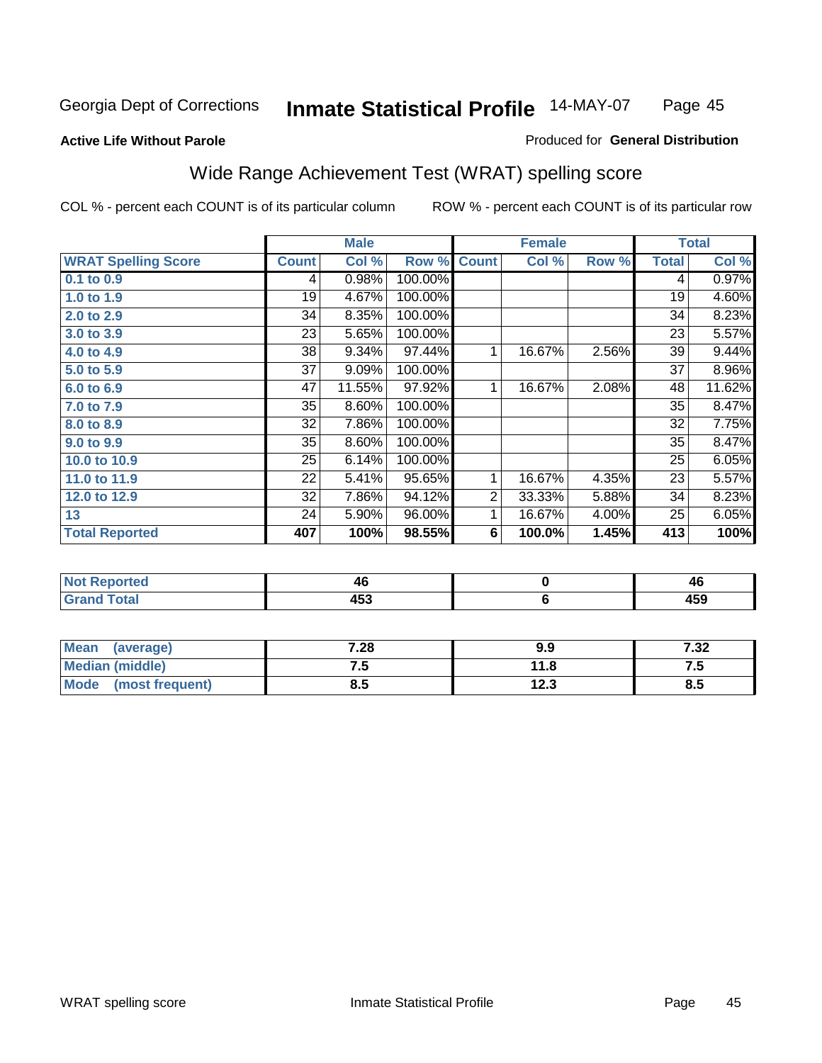Georgia Dept of Corrections **Inmate Statistical Profile** 14-MAY-07

**Active Life Without Parole**

Produced for **General Distribution**

## Wide Range Achievement Test (WRAT) spelling score

COL % - percent each COUNT is of its particular column ROW % - percent each COUNT is of its particular row

| | Male | | | Female | | | Total | |
|---|---|---|---|---|---|---|---|---|
| **WRAT Spelling Score** | **Count** | **Col %** | **Row %** | **Count** | **Col %** | **Row %** | **Total** | **Col %** |
| **0.1 to 0.9** | 4 | 0.98% | 100.00% | | | | 4 | 0.97% |
| **1.0 to 1.9** | 19 | 4.67% | 100.00% | | | | 19 | 4.60% |
| **2.0 to 2.9** | 34 | 8.35% | 100.00% | | | | 34 | 8.23% |
| **3.0 to 3.9** | 23 | 5.65% | 100.00% | | | | 23 | 5.57% |
| **4.0 to 4.9** | 38 | 9.34% | 97.44% | 1 | 16.67% | 2.56% | 39 | 9.44% |
| **5.0 to 5.9** | 37 | 9.09% | 100.00% | | | | 37 | 8.96% |
| **6.0 to 6.9** | 47 | 11.55% | 97.92% | 1 | 16.67% | 2.08% | 48 | 11.62% |
| **7.0 to 7.9** | 35 | 8.60% | 100.00% | | | | 35 | 8.47% |
| **8.0 to 8.9** | 32 | 7.86% | 100.00% | | | | 32 | 7.75% |
| **9.0 to 9.9** | 35 | 8.60% | 100.00% | | | | 35 | 8.47% |
| **10.0 to 10.9** | 25 | 6.14% | 100.00% | | | | 25 | 6.05% |
| **11.0 to 11.9** | 22 | 5.41% | 95.65% | 1 | 16.67% | 4.35% | 23 | 5.57% |
| **12.0 to 12.9** | 32 | 7.86% | 94.12% | 2 | 33.33% | 5.88% | 34 | 8.23% |
| **13** | 24 | 5.90% | 96.00% | 1 | 16.67% | 4.00% | 25 | 6.05% |
| **Total Reported** | **407** | **100%** | **98.55%** | **6** | **100.0%** | **1.45%** | **413** | **100%** |

| | Male | Female | Total |
|---|---|---|---|
| **Not Reported** | **46** | **0** | **46** |
| **Grand Total** | **453** | **6** | **459** |

| | Male | Female | Total |
|---|---|---|---|
| **Mean (average)** | **7.28** | **9.9** | **7.32** |
| **Median (middle)** | **7.5** | **11.8** | **7.5** |
| **Mode (most frequent)** | **8.5** | **12.3** | **8.5** |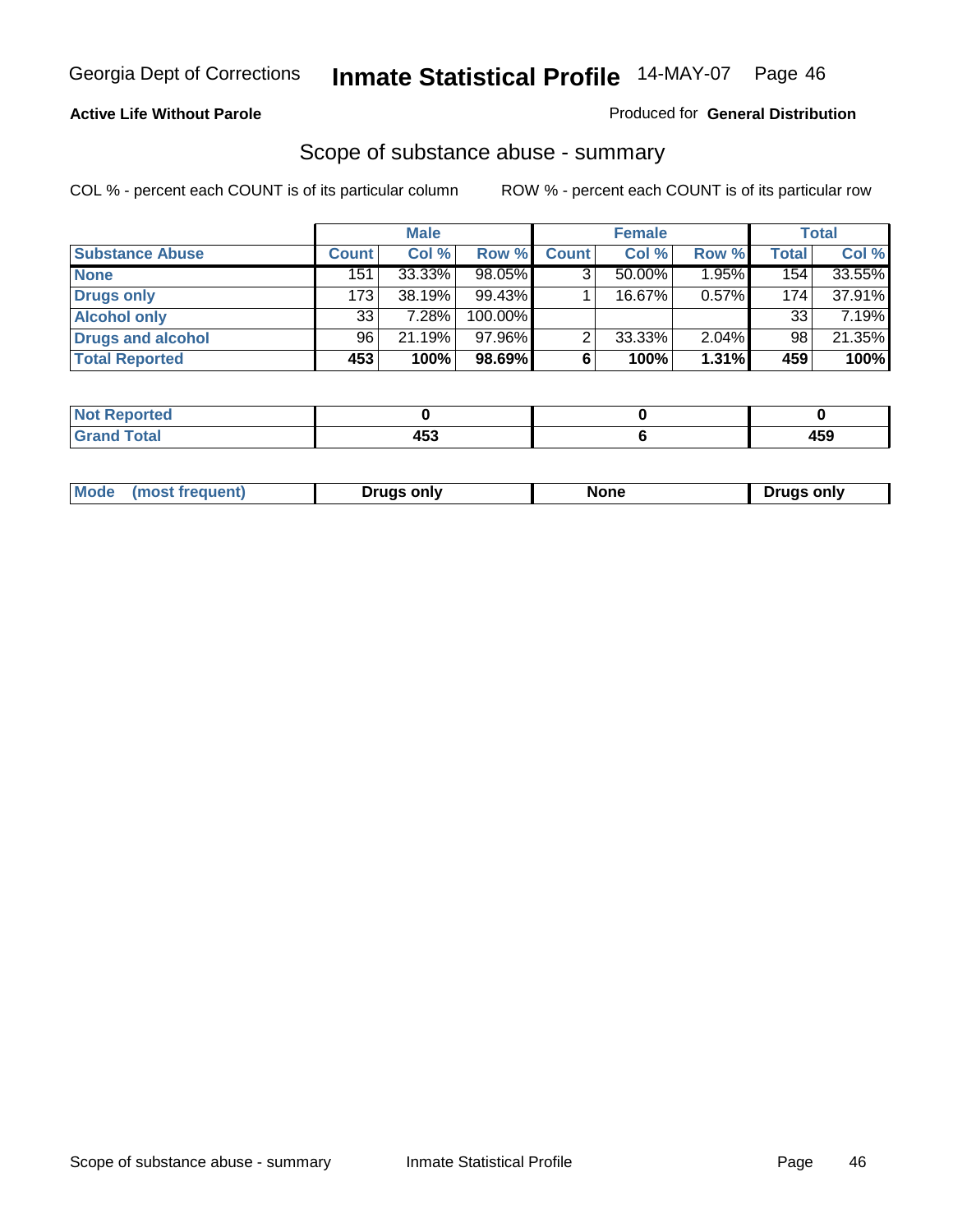Georgia Dept of Corrections **Inmate Statistical Profile** 14-MAY-07

**Active Life Without Parole**

Produced for **General Distribution**

## Scope of substance abuse - summary

COL % - percent each COUNT is of its particular column ROW % - percent each COUNT is of its particular row

| | Male | | | Female | | | Total | |
|---|---|---|---|---|---|---|---|---|
| **Substance Abuse** | **Count** | **Col %** | **Row %** | **Count** | **Col %** | **Row %** | **Total** | **Col %** |
| **None** | 151 | 33.33% | 98.05% | 3 | 50.00% | 1.95% | 154 | 33.55% |
| **Drugs only** | 173 | 38.19% | 99.43% | 1 | 16.67% | 0.57% | 174 | 37.91% |
| **Alcohol only** | 33 | 7.28% | 100.00% | | | | 33 | 7.19% |
| **Drugs and alcohol** | 96 | 21.19% | 97.96% | 2 | 33.33% | 2.04% | 98 | 21.35% |
| **Total Reported** | **453** | **100%** | **98.69%** | **6** | **100%** | **1.31%** | **459** | **100%** |

| | Male | Female | Total |
|---|---|---|---|
| **Not Reported** | **0** | **0** | **0** |
| **Grand Total** | **453** | **6** | **459** |

| | Male | Female | Total |
|---|---|---|---|
| **Mode (most frequent)** | **Drugs only** | **None** | **Drugs only** |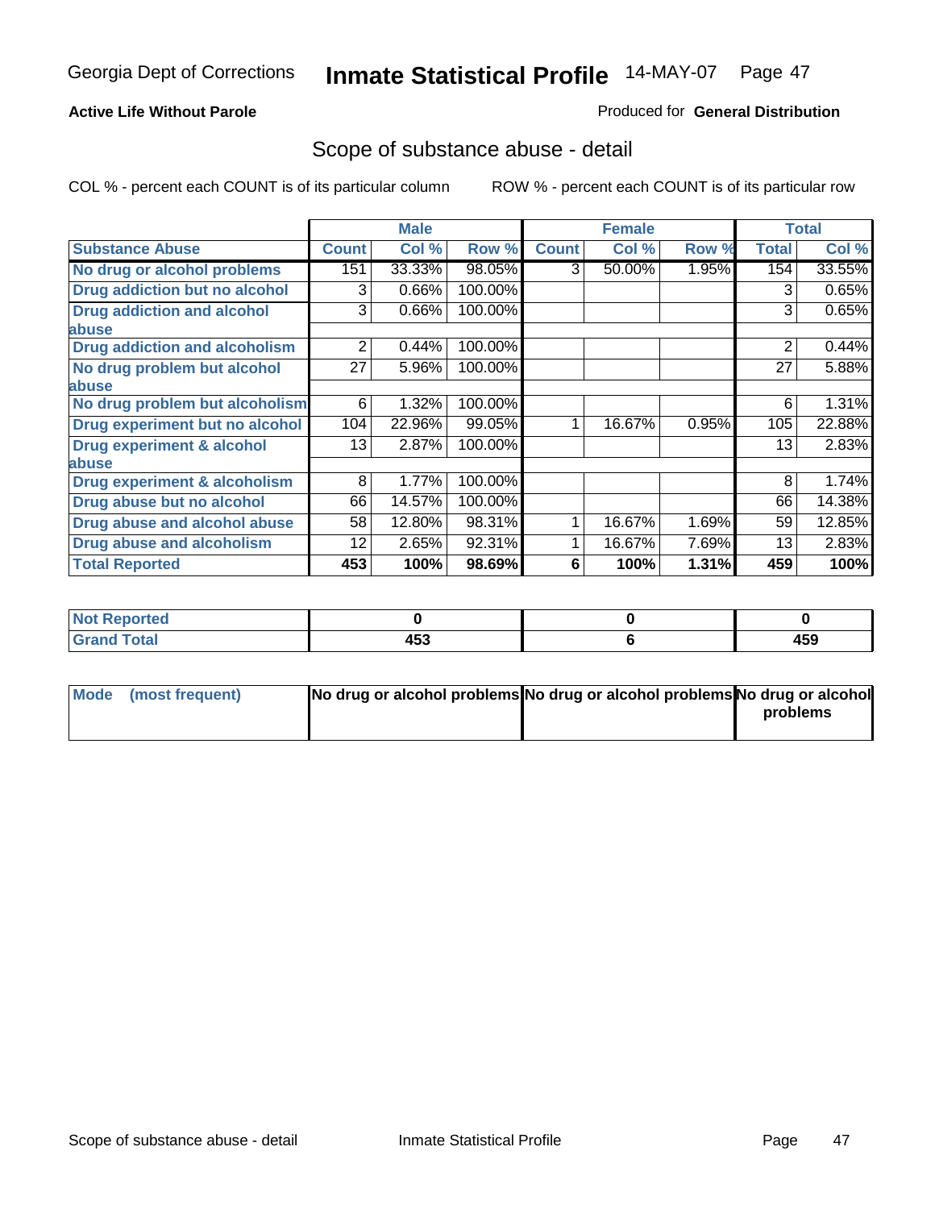Georgia Dept of Corrections **Inmate Statistical Profile** 14-MAY-07

**Active Life Without Parole**

Produced for **General Distribution**

## Scope of substance abuse - detail

COL % - percent each COUNT is of its particular column    ROW % - percent each COUNT is of its particular row

| | Male | | | Female | | | Total | |
|---|---|---|---|---|---|---|---|---|
| **Substance Abuse** | **Count** | **Col %** | **Row %** | **Count** | **Col %** | **Row %** | **Total** | **Col %** |
| **No drug or alcohol problems** | 151 | 33.33% | 98.05% | 3 | 50.00% | 1.95% | 154 | 33.55% |
| **Drug addiction but no alcohol** | 3 | 0.66% | 100.00% | | | | 3 | 0.65% |
| **Drug addiction and alcohol abuse** | 3 | 0.66% | 100.00% | | | | 3 | 0.65% |
| **Drug addiction and alcoholism** | 2 | 0.44% | 100.00% | | | | 2 | 0.44% |
| **No drug problem but alcohol abuse** | 27 | 5.96% | 100.00% | | | | 27 | 5.88% |
| **No drug problem but alcoholism** | 6 | 1.32% | 100.00% | | | | 6 | 1.31% |
| **Drug experiment but no alcohol** | 104 | 22.96% | 99.05% | 1 | 16.67% | 0.95% | 105 | 22.88% |
| **Drug experiment & alcohol abuse** | 13 | 2.87% | 100.00% | | | | 13 | 2.83% |
| **Drug experiment & alcoholism** | 8 | 1.77% | 100.00% | | | | 8 | 1.74% |
| **Drug abuse but no alcohol** | 66 | 14.57% | 100.00% | | | | 66 | 14.38% |
| **Drug abuse and alcohol abuse** | 58 | 12.80% | 98.31% | 1 | 16.67% | 1.69% | 59 | 12.85% |
| **Drug abuse and alcoholism** | 12 | 2.65% | 92.31% | 1 | 16.67% | 7.69% | 13 | 2.83% |
| **Total Reported** | **453** | **100%** | **98.69%** | **6** | **100%** | **1.31%** | **459** | **100%** |

| | Male | Female | Total |
|---|---|---|---|
| **Not Reported** | **0** | **0** | **0** |
| **Grand Total** | **453** | **6** | **459** |

| | Male | Female | Total |
|---|---|---|---|
| **Mode (most frequent)** | **No drug or alcohol problems** | **No drug or alcohol problems** | **No drug or alcohol problems** |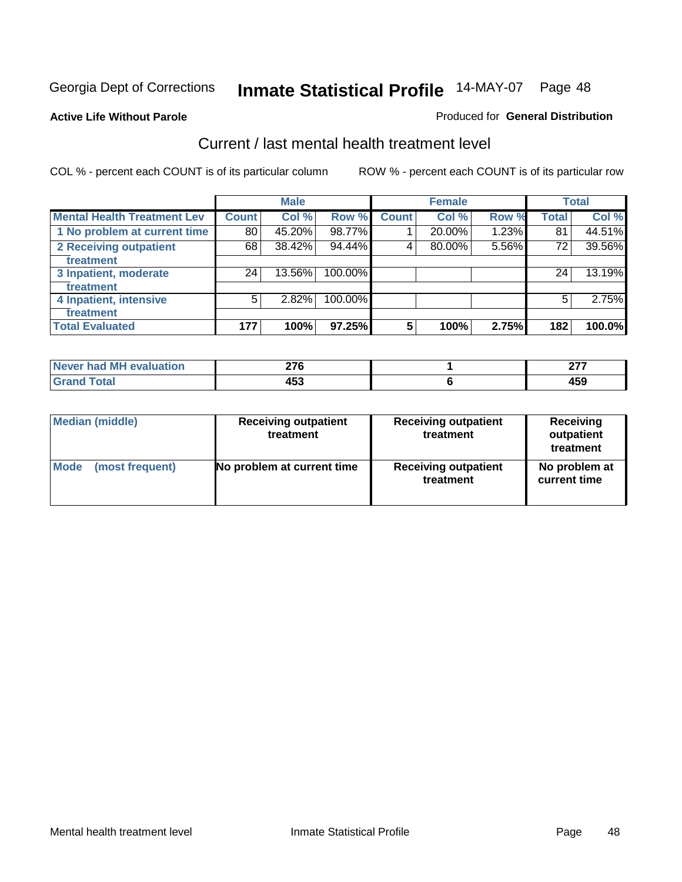Georgia Dept of Corrections **Inmate Statistical Profile** 14-MAY-07 Page 48

**Active Life Without Parole**

Produced for **General Distribution**

## Current / last mental health treatment level

COL % - percent each COUNT is of its particular column ROW % - percent each COUNT is of its particular row

| | Male | | | Female | | | Total | |
|---|---|---|---|---|---|---|---|---|
| **Mental Health Treatment Lev** | **Count** | **Col %** | **Row %** | **Count** | **Col %** | **Row %** | **Total** | **Col %** |
| 1 No problem at current time | 80 | 45.20% | 98.77% | 1 | 20.00% | 1.23% | 81 | 44.51% |
| 2 Receiving outpatient treatment | 68 | 38.42% | 94.44% | 4 | 80.00% | 5.56% | 72 | 39.56% |
| 3 Inpatient, moderate treatment | 24 | 13.56% | 100.00% | | | | 24 | 13.19% |
| 4 Inpatient, intensive treatment | 5 | 2.82% | 100.00% | | | | 5 | 2.75% |
| **Total Evaluated** | **177** | **100%** | **97.25%** | **5** | **100%** | **2.75%** | **182** | **100.0%** |

| | Male | Female | Total |
|---|---|---|---|
| Never had MH evaluation | 276 | 1 | 277 |
| Grand Total | 453 | 6 | 459 |

| | Male | Female | Total |
|---|---|---|---|
| Median (middle) | Receiving outpatient treatment | Receiving outpatient treatment | Receiving outpatient treatment |
| Mode (most frequent) | No problem at current time | Receiving outpatient treatment | No problem at current time |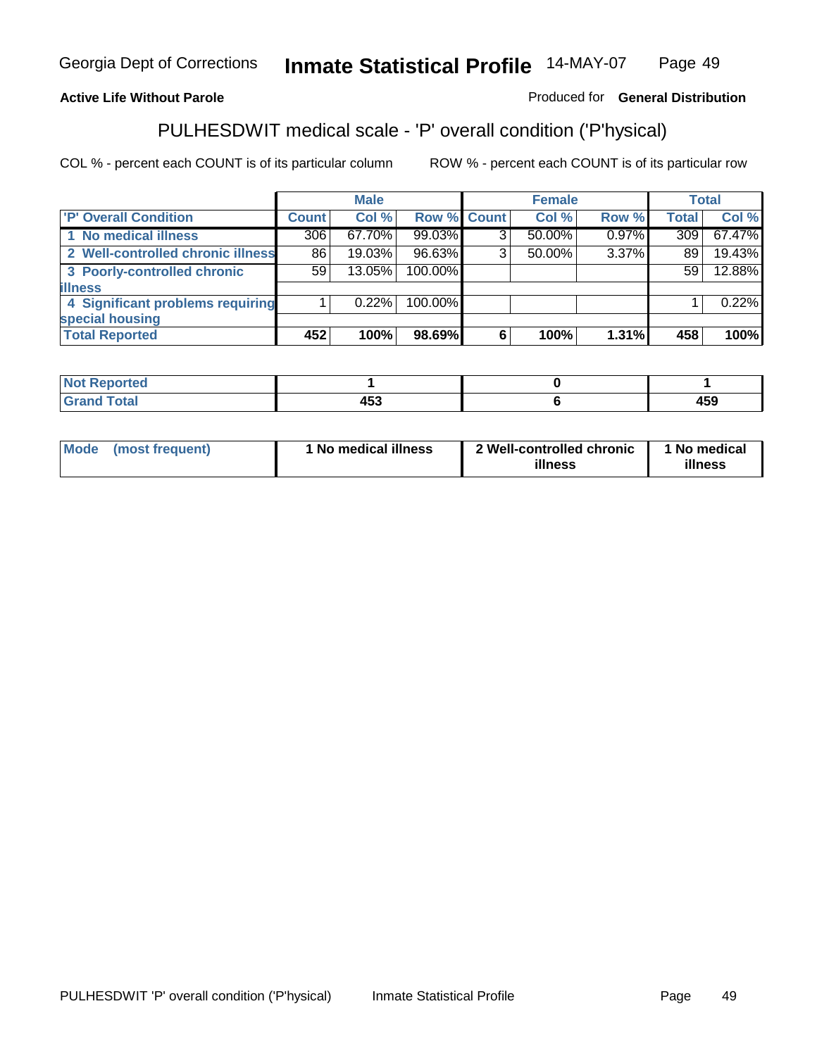Georgia Dept of Corrections **Inmate Statistical Profile** 14-MAY-07

**Active Life Without Parole** Produced for **General Distribution**

## PULHESDWIT medical scale - 'P' overall condition ('P'hysical)

COL % - percent each COUNT is of its particular column ROW % - percent each COUNT is of its particular row

| | Male | | | Female | | | Total | |
|---|---|---|---|---|---|---|---|---|
| 'P' Overall Condition | Count | Col % | Row % | Count | Col % | Row % | Total | Col % |
| 1 No medical illness | 306 | 67.70% | 99.03% | 3 | 50.00% | 0.97% | 309 | 67.47% |
| 2 Well-controlled chronic illness | 86 | 19.03% | 96.63% | 3 | 50.00% | 3.37% | 89 | 19.43% |
| 3 Poorly-controlled chronic illness | 59 | 13.05% | 100.00% | | | | 59 | 12.88% |
| 4 Significant problems requiring special housing | 1 | 0.22% | 100.00% | | | | 1 | 0.22% |
| **Total Reported** | **452** | **100%** | **98.69%** | **6** | **100%** | **1.31%** | **458** | **100%** |

| | Male | Female | Total |
|---|---|---|---|
| Not Reported | 1 | 0 | 1 |
| Grand Total | 453 | 6 | 459 |

| | Male | Female | Total |
|---|---|---|---|
| Mode (most frequent) | 1 No medical illness | 2 Well-controlled chronic illness | 1 No medical illness |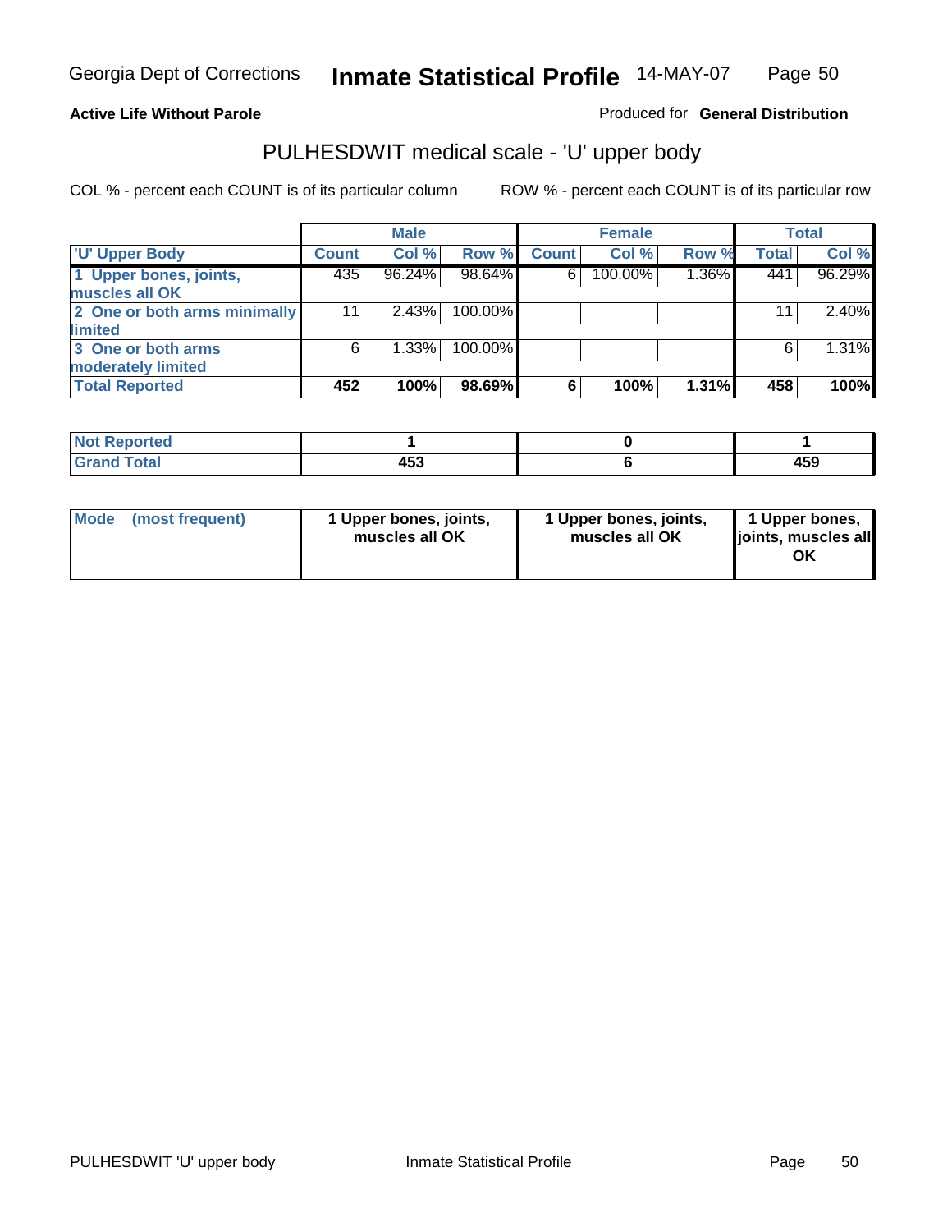Georgia Dept of Corrections **Inmate Statistical Profile** 14-MAY-07

**Active Life Without Parole**

Produced for **General Distribution**

## PULHESDWIT medical scale - 'U' upper body

COL % - percent each COUNT is of its particular column

ROW % - percent each COUNT is of its particular row

| | Male | | | Female | | | Total | |
|---|---|---|---|---|---|---|---|---|
| 'U' Upper Body | Count | Col % | Row % | Count | Col % | Row % | Total | Col % |
| 1 Upper bones, joints, muscles all OK | 435 | 96.24% | 98.64% | 6 | 100.00% | 1.36% | 441 | 96.29% |
| 2 One or both arms minimally limited | 11 | 2.43% | 100.00% | | | | 11 | 2.40% |
| 3 One or both arms moderately limited | 6 | 1.33% | 100.00% | | | | 6 | 1.31% |
| **Total Reported** | **452** | **100%** | **98.69%** | **6** | **100%** | **1.31%** | **458** | **100%** |

| | Male | Female | Total |
|---|---|---|---|
| **Not Reported** | **1** | **0** | **1** |
| **Grand Total** | **453** | **6** | **459** |

| | Male | Female | Total |
|---|---|---|---|
| **Mode (most frequent)** | **1 Upper bones, joints, muscles all OK** | **1 Upper bones, joints, muscles all OK** | **1 Upper bones, joints, muscles all OK** |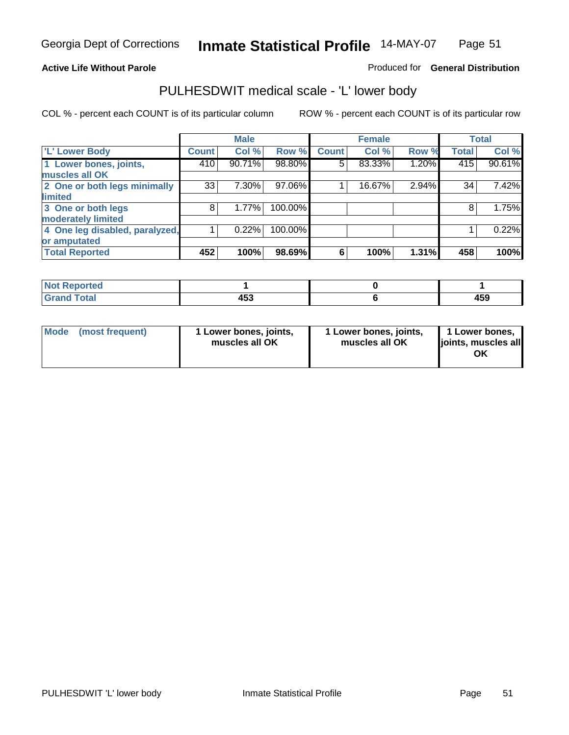Georgia Dept of Corrections **Inmate Statistical Profile** 14-MAY-07

**Active Life Without Parole** Produced for **General Distribution**

## PULHESDWIT medical scale - 'L' lower body

COL % - percent each COUNT is of its particular column ROW % - percent each COUNT is of its particular row

| | Male | | | Female | | | Total | |
|---|---|---|---|---|---|---|---|---|
| 'L' Lower Body | Count | Col % | Row % | Count | Col % | Row % | Total | Col % |
| 1 Lower bones, joints, muscles all OK | 410 | 90.71% | 98.80% | 5 | 83.33% | 1.20% | 415 | 90.61% |
| 2 One or both legs minimally limited | 33 | 7.30% | 97.06% | 1 | 16.67% | 2.94% | 34 | 7.42% |
| 3 One or both legs moderately limited | 8 | 1.77% | 100.00% | | | | 8 | 1.75% |
| 4 One leg disabled, paralyzed, or amputated | 1 | 0.22% | 100.00% | | | | 1 | 0.22% |
| **Total Reported** | **452** | **100%** | **98.69%** | **6** | **100%** | **1.31%** | **458** | **100%** |

| | Male | Female | Total |
|---|---|---|---|
| Not Reported | 1 | 0 | 1 |
| Grand Total | 453 | 6 | 459 |

| | Male | Female | Total |
|---|---|---|---|
| Mode (most frequent) | 1 Lower bones, joints, muscles all OK | 1 Lower bones, joints, muscles all OK | 1 Lower bones, joints, muscles all OK |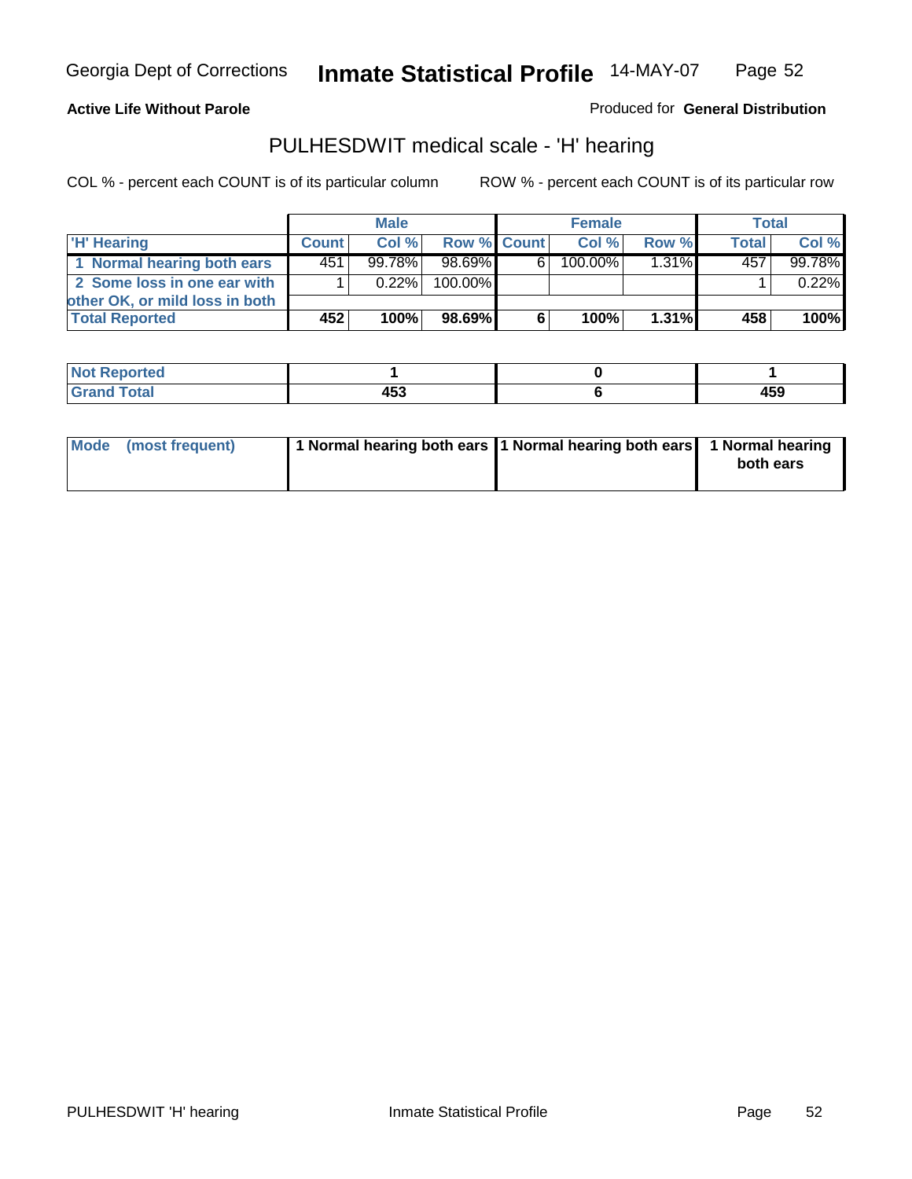Georgia Dept of Corrections **Inmate Statistical Profile** 14-MAY-07

**Active Life Without Parole**

Produced for **General Distribution**

## PULHESDWIT medical scale - 'H' hearing

COL % - percent each COUNT is of its particular column

ROW % - percent each COUNT is of its particular row

| | Male | | | Female | | | Total | |
|---|---|---|---|---|---|---|---|---|
| 'H' Hearing | Count | Col % | Row % | Count | Col % | Row % | Total | Col % |
| 1 Normal hearing both ears | 451 | 99.78% | 98.69% | 6 | 100.00% | 1.31% | 457 | 99.78% |
| 2 Some loss in one ear with other OK, or mild loss in both | 1 | 0.22% | 100.00% | | | | 1 | 0.22% |
| **Total Reported** | **452** | **100%** | **98.69%** | **6** | **100%** | **1.31%** | **458** | **100%** |

| | Male | Female | Total |
|---|---|---|---|
| Not Reported | 1 | 0 | 1 |
| Grand Total | 453 | 6 | 459 |

| | Male | Female | Total |
|---|---|---|---|
| Mode (most frequent) | 1 Normal hearing both ears | 1 Normal hearing both ears | 1 Normal hearing both ears |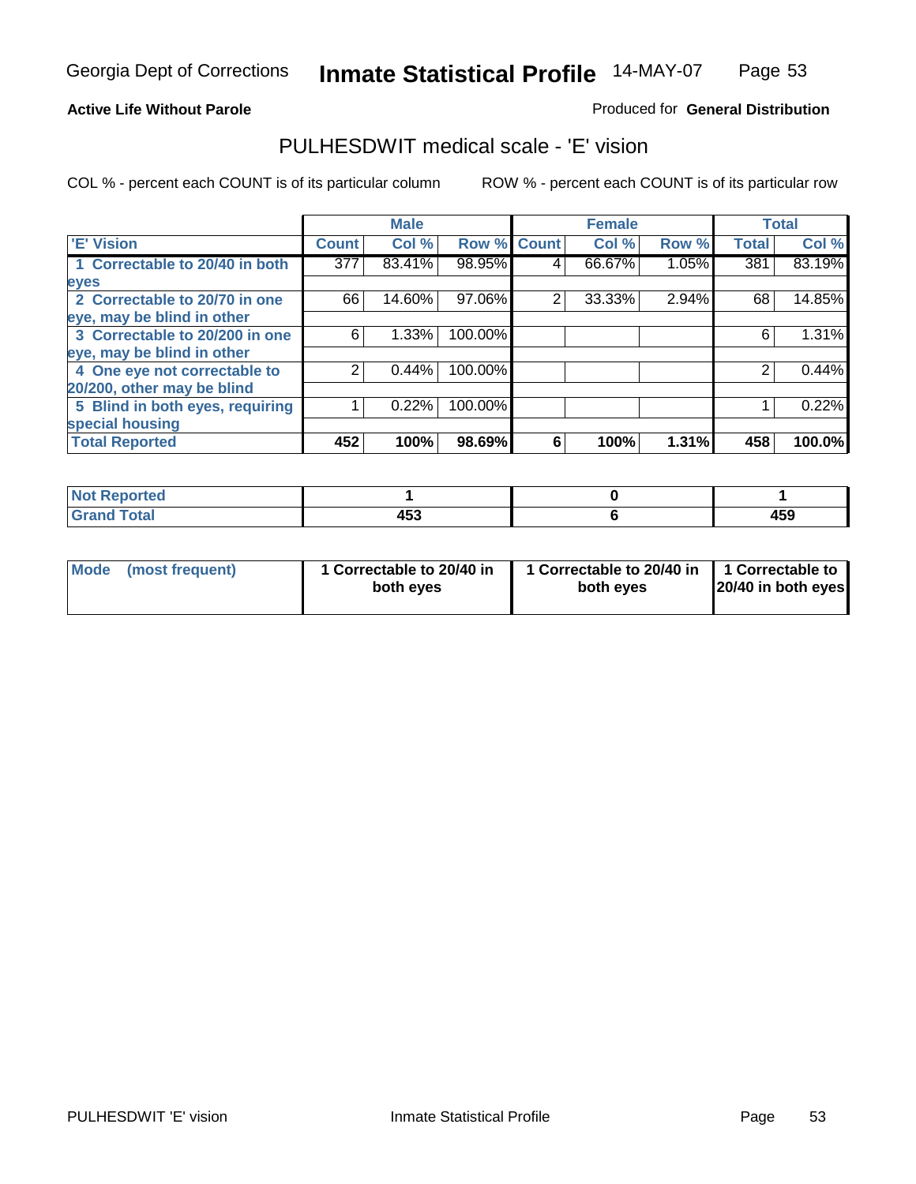Georgia Dept of Corrections **Inmate Statistical Profile** 14-MAY-07

**Active Life Without Parole**

Produced for **General Distribution**

## PULHESDWIT medical scale - 'E' vision

COL % - percent each COUNT is of its particular column    ROW % - percent each COUNT is of its particular row

| | Male | | | Female | | | Total | |
|---|---|---|---|---|---|---|---|---|
| 'E' Vision | Count | Col % | Row % | Count | Col % | Row % | Total | Col % |
| 1 Correctable to 20/40 in both eyes | 377 | 83.41% | 98.95% | 4 | 66.67% | 1.05% | 381 | 83.19% |
| 2 Correctable to 20/70 in one eye, may be blind in other | 66 | 14.60% | 97.06% | 2 | 33.33% | 2.94% | 68 | 14.85% |
| 3 Correctable to 20/200 in one eye, may be blind in other | 6 | 1.33% | 100.00% | | | | 6 | 1.31% |
| 4 One eye not correctable to 20/200, other may be blind | 2 | 0.44% | 100.00% | | | | 2 | 0.44% |
| 5 Blind in both eyes, requiring special housing | 1 | 0.22% | 100.00% | | | | 1 | 0.22% |
| **Total Reported** | **452** | **100%** | **98.69%** | **6** | **100%** | **1.31%** | **458** | **100.0%** |

| | Male | Female | Total |
|---|---|---|---|
| Not Reported | 1 | 0 | 1 |
| Grand Total | 453 | 6 | 459 |

| | Male | Female | Total |
|---|---|---|---|
| Mode (most frequent) | 1 Correctable to 20/40 in both eyes | 1 Correctable to 20/40 in both eyes | 1 Correctable to 20/40 in both eyes |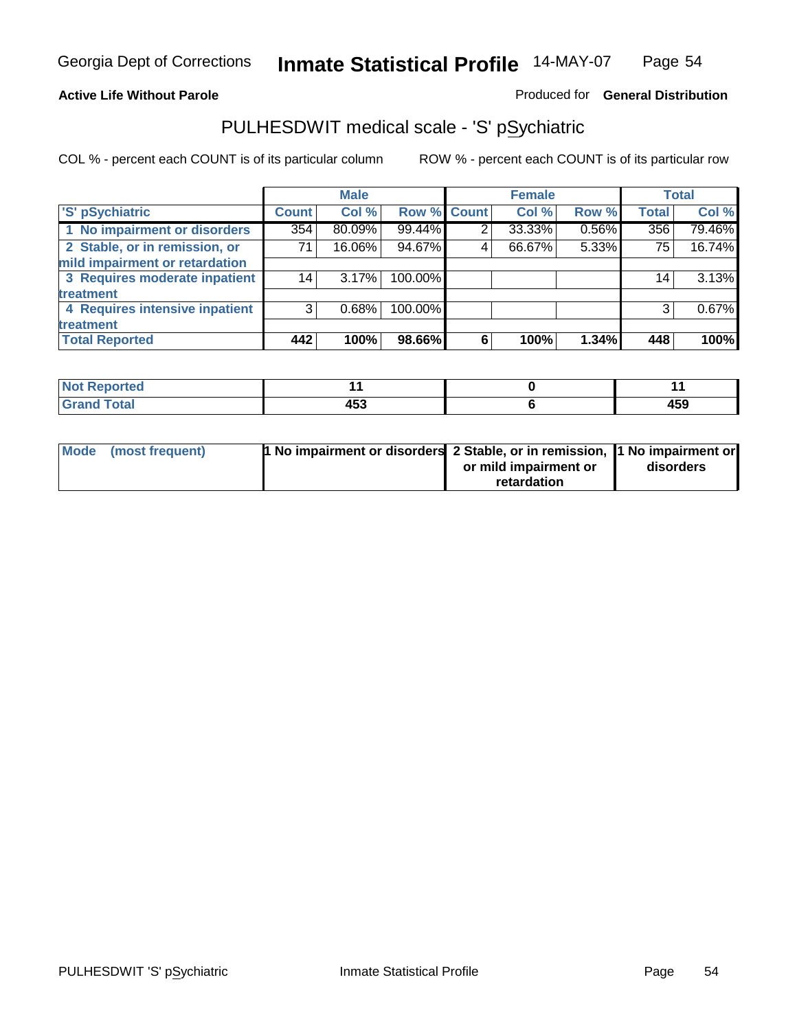Georgia Dept of Corrections **Inmate Statistical Profile** 14-MAY-07

**Active Life Without Parole**

Produced for **General Distribution**

## PULHESDWIT medical scale - 'S' pSychiatric

COL % - percent each COUNT is of its particular column

ROW % - percent each COUNT is of its particular row

| | Male | | | Female | | | Total | |
|---|---|---|---|---|---|---|---|---|
| 'S' pSychiatric | Count | Col % | Row % | Count | Col % | Row % | Total | Col % |
| 1 No impairment or disorders | 354 | 80.09% | 99.44% | 2 | 33.33% | 0.56% | 356 | 79.46% |
| 2 Stable, or in remission, or mild impairment or retardation | 71 | 16.06% | 94.67% | 4 | 66.67% | 5.33% | 75 | 16.74% |
| 3 Requires moderate inpatient treatment | 14 | 3.17% | 100.00% | | | | 14 | 3.13% |
| 4 Requires intensive inpatient treatment | 3 | 0.68% | 100.00% | | | | 3 | 0.67% |
| **Total Reported** | **442** | **100%** | **98.66%** | **6** | **100%** | **1.34%** | **448** | **100%** |

| | Male | Female | Total |
|---|---|---|---|
| Not Reported | 11 | 0 | 11 |
| Grand Total | 453 | 6 | 459 |

| | Male | Female | Total |
|---|---|---|---|
| Mode (most frequent) | 1 No impairment or disorders | 2 Stable, or in remission, or mild impairment or retardation | 1 No impairment or disorders |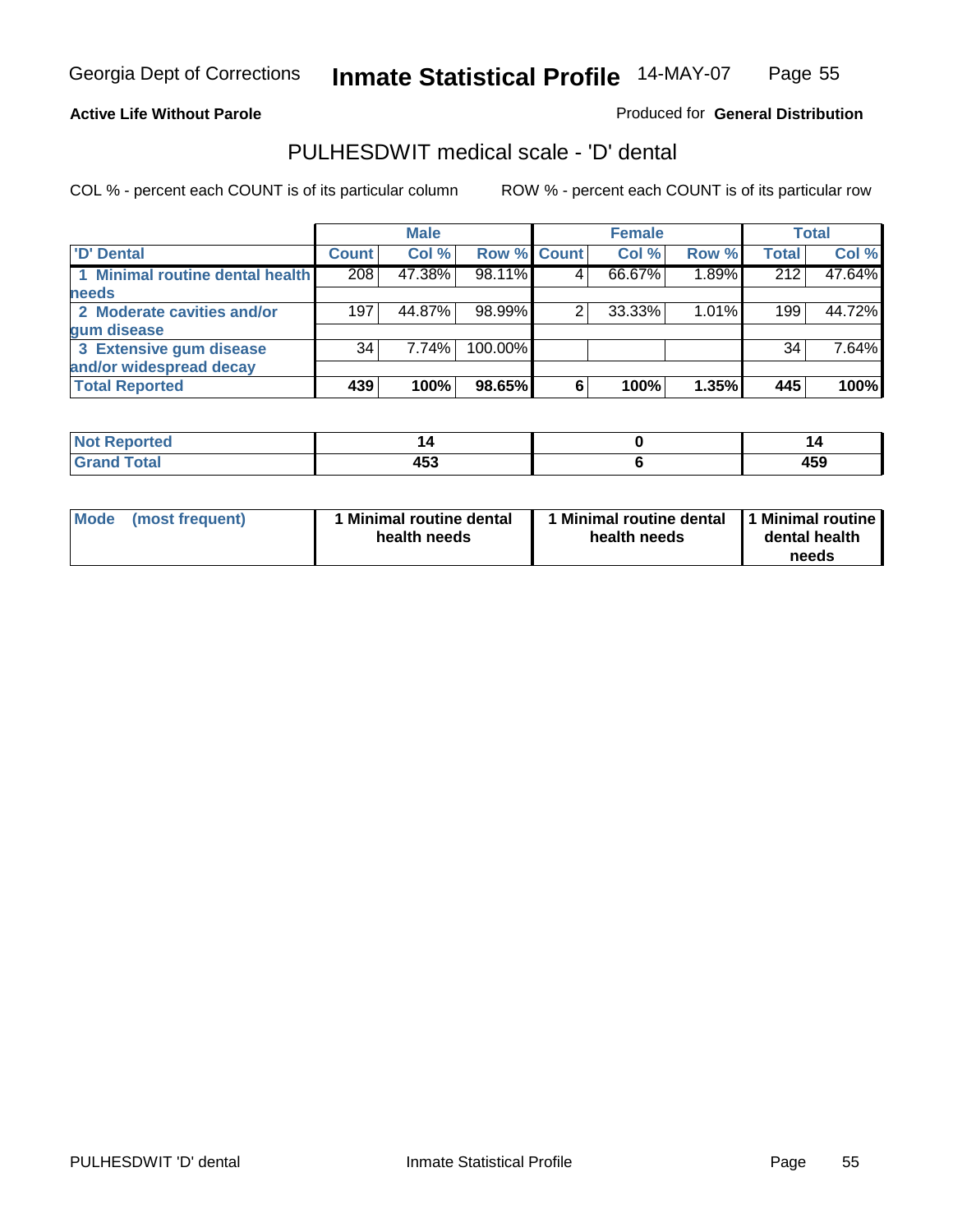**Active Life Without Parole**

Produced for **General Distribution**

## PULHESDWIT medical scale - 'D' dental

COL % - percent each COUNT is of its particular column

ROW % - percent each COUNT is of its particular row

| | Male | | | Female | | | Total | |
|---|---|---|---|---|---|---|---|---|
| 'D' Dental | Count | Col % | Row % | Count | Col % | Row % | Total | Col % |
| 1 Minimal routine dental health needs | 208 | 47.38% | 98.11% | 4 | 66.67% | 1.89% | 212 | 47.64% |
| 2 Moderate cavities and/or gum disease | 197 | 44.87% | 98.99% | 2 | 33.33% | 1.01% | 199 | 44.72% |
| 3 Extensive gum disease and/or widespread decay | 34 | 7.74% | 100.00% | | | | 34 | 7.64% |
| **Total Reported** | **439** | **100%** | **98.65%** | **6** | **100%** | **1.35%** | **445** | **100%** |

| | Male | Female | Total |
|---|---|---|---|
| Not Reported | 14 | 0 | 14 |
| Grand Total | 453 | 6 | 459 |

| | Male | Female | Total |
|---|---|---|---|
| Mode (most frequent) | 1 Minimal routine dental health needs | 1 Minimal routine dental health needs | 1 Minimal routine dental health needs |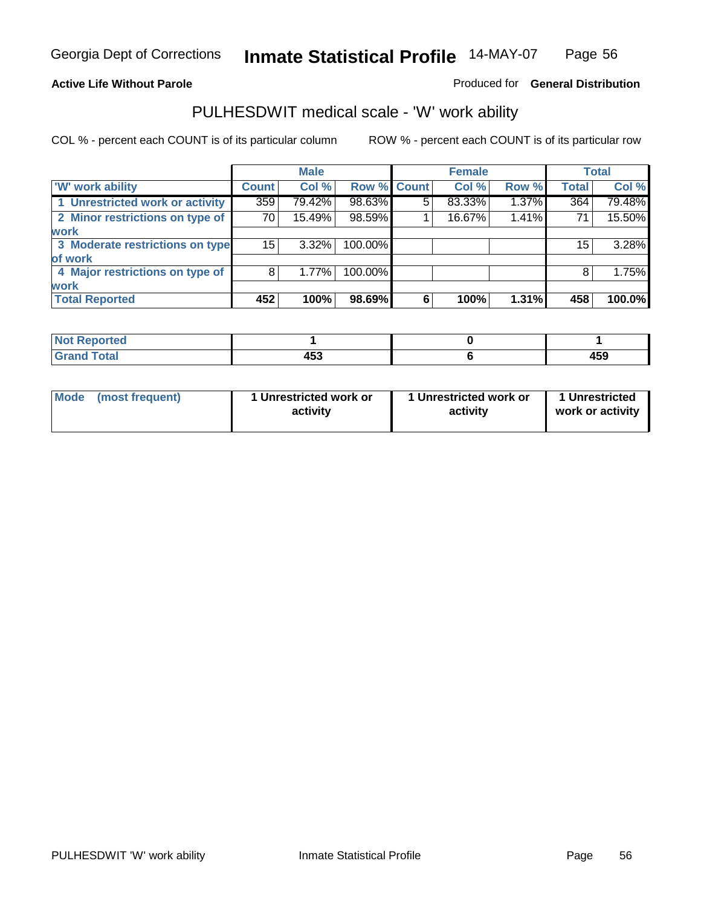Georgia Dept of Corrections **Inmate Statistical Profile** 14-MAY-07

**Active Life Without Parole**

Produced for **General Distribution**

## PULHESDWIT medical scale - 'W' work ability

COL % - percent each COUNT is of its particular column    ROW % - percent each COUNT is of its particular row

| | Male | | | Female | | | Total | |
|---|---|---|---|---|---|---|---|---|
| 'W' work ability | Count | Col % | Row % | Count | Col % | Row % | Total | Col % |
| 1 Unrestricted work or activity | 359 | 79.42% | 98.63% | 5 | 83.33% | 1.37% | 364 | 79.48% |
| 2 Minor restrictions on type of work | 70 | 15.49% | 98.59% | 1 | 16.67% | 1.41% | 71 | 15.50% |
| 3 Moderate restrictions on type of work | 15 | 3.32% | 100.00% | | | | 15 | 3.28% |
| 4 Major restrictions on type of work | 8 | 1.77% | 100.00% | | | | 8 | 1.75% |
| **Total Reported** | **452** | **100%** | **98.69%** | **6** | **100%** | **1.31%** | **458** | **100.0%** |

| | Male | Female | Total |
|---|---|---|---|
| Not Reported | 1 | 0 | 1 |
| Grand Total | 453 | 6 | 459 |

| | Male | Female | Total |
|---|---|---|---|
| Mode (most frequent) | 1 Unrestricted work or activity | 1 Unrestricted work or activity | 1 Unrestricted work or activity |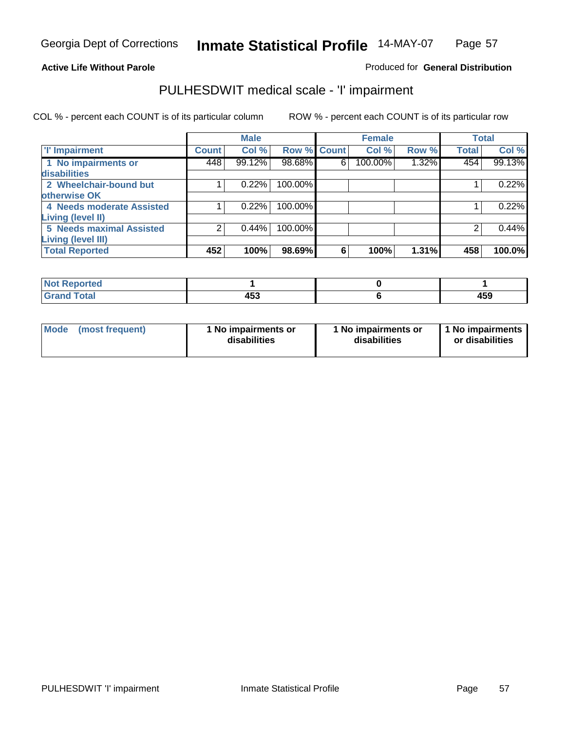Georgia Dept of Corrections **Inventory Statistical Profile** 14-MAY-07

**Active Life Without Parole**

Produced for **General Distribution**

## PULHESDWIT medical scale - 'I' impairment

COL % - percent each COUNT is of its particular column    ROW % - percent each COUNT is of its particular row

| | Male | | | Female | | | Total | |
|---|---|---|---|---|---|---|---|---|
| 'I' Impairment | Count | Col % | Row % | Count | Col % | Row % | Total | Col % |
| 1 No impairments or disabilities | 448 | 99.12% | 98.68% | 6 | 100.00% | 1.32% | 454 | 99.13% |
| 2 Wheelchair-bound but otherwise OK | 1 | 0.22% | 100.00% | | | | 1 | 0.22% |
| 4 Needs moderate Assisted Living (level II) | 1 | 0.22% | 100.00% | | | | 1 | 0.22% |
| 5 Needs maximal Assisted Living (level III) | 2 | 0.44% | 100.00% | | | | 2 | 0.44% |
| **Total Reported** | **452** | **100%** | **98.69%** | **6** | **100%** | **1.31%** | **458** | **100.0%** |

| | Male | Female | Total |
|---|---|---|---|
| Not Reported | 1 | 0 | 1 |
| Grand Total | 453 | 6 | 459 |

| | Male | Female | Total |
|---|---|---|---|
| Mode (most frequent) | 1 No impairments or disabilities | 1 No impairments or disabilities | 1 No impairments or disabilities |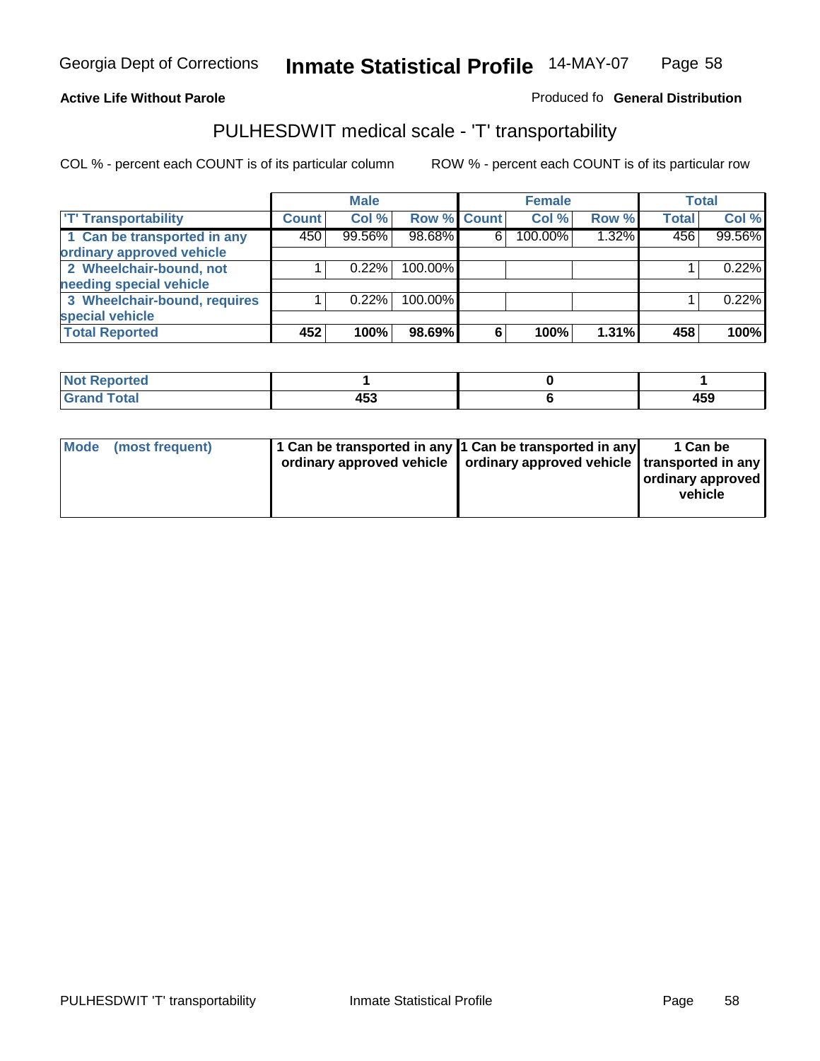Georgia Dept of Corrections **Inmate Statistical Profile** 14-MAY-07

**Active Life Without Parole**

Produced fo **General Distribution**

## PULHESDWIT medical scale - 'T' transportability

COL % - percent each COUNT is of its particular column ROW % - percent each COUNT is of its particular row

| | Male | | | Female | | | Total | |
|---|---|---|---|---|---|---|---|---|
| 'T' Transportability | Count | Col % | Row % | Count | Col % | Row % | Total | Col % |
| 1 Can be transported in any ordinary approved vehicle | 450 | 99.56% | 98.68% | 6 | 100.00% | 1.32% | 456 | 99.56% |
| 2 Wheelchair-bound, not needing special vehicle | 1 | 0.22% | 100.00% | | | | 1 | 0.22% |
| 3 Wheelchair-bound, requires special vehicle | 1 | 0.22% | 100.00% | | | | 1 | 0.22% |
| **Total Reported** | **452** | **100%** | **98.69%** | **6** | **100%** | **1.31%** | **458** | **100%** |

| | Male | Female | Total |
|---|---|---|---|
| Not Reported | 1 | 0 | 1 |
| Grand Total | 453 | 6 | 459 |

| | Male | Female | Total |
|---|---|---|---|
| Mode (most frequent) | 1 Can be transported in any ordinary approved vehicle | 1 Can be transported in any ordinary approved vehicle | 1 Can be transported in any ordinary approved vehicle |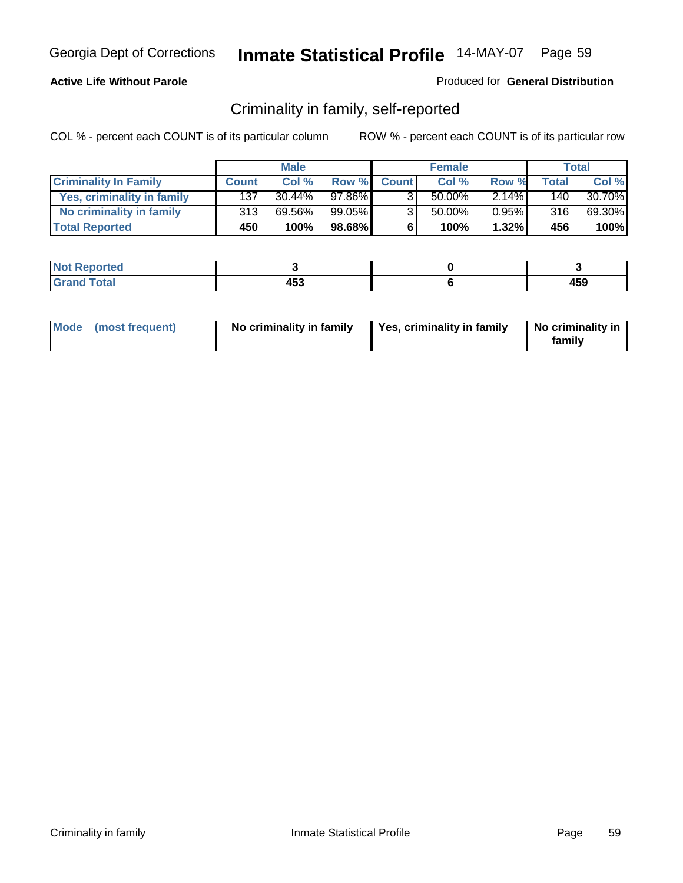Georgia Dept of Corrections **Inmate Statistical Profile** 14-MAY-07

**Active Life Without Parole**

Produced for **General Distribution**

## Criminality in family, self-reported

COL % - percent each COUNT is of its particular column

ROW % - percent each COUNT is of its particular row

| | Male | | | Female | | | Total | |
|---|---|---|---|---|---|---|---|---|
| **Criminality In Family** | **Count** | **Col %** | **Row %** | **Count** | **Col %** | **Row %** | **Total** | **Col %** |
| Yes, criminality in family | 137 | 30.44% | 97.86% | 3 | 50.00% | 2.14% | 140 | 30.70% |
| No criminality in family | 313 | 69.56% | 99.05% | 3 | 50.00% | 0.95% | 316 | 69.30% |
| **Total Reported** | **450** | **100%** | **98.68%** | **6** | **100%** | **1.32%** | **456** | **100%** |

| | Male | Female | Total |
|---|---|---|---|
| **Not Reported** | **3** | **0** | **3** |
| **Grand Total** | **453** | **6** | **459** |

| | Male | Female | Total |
|---|---|---|---|
| **Mode (most frequent)** | **No criminality in family** | **Yes, criminality in family** | **No criminality in family** |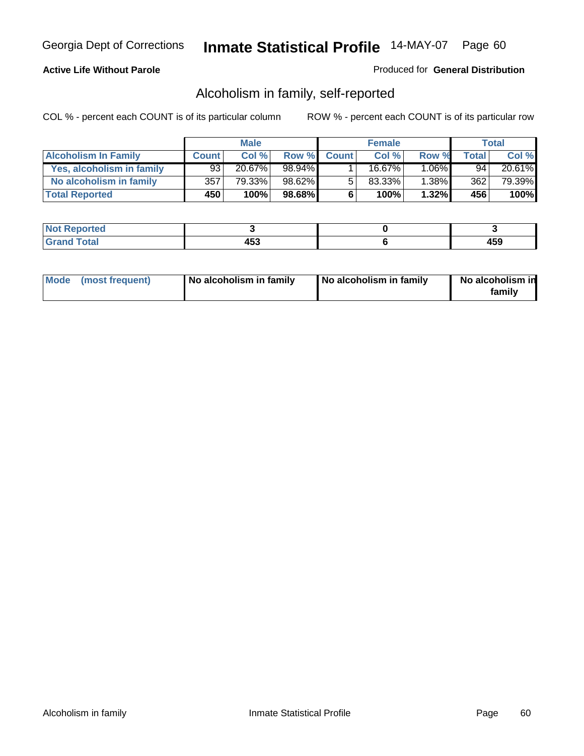**Active Life Without Parole**

Produced for **General Distribution**

## Alcoholism in family, self-reported

COL % - percent each COUNT is of its particular column

ROW % - percent each COUNT is of its particular row

| | Male | | | Female | | | Total | |
|---|---|---|---|---|---|---|---|---|
| **Alcoholism In Family** | **Count** | **Col %** | **Row %** | **Count** | **Col %** | **Row %** | **Total** | **Col %** |
| **Yes, alcoholism in family** | 93 | 20.67% | 98.94% | 1 | 16.67% | 1.06% | 94 | 20.61% |
| **No alcoholism in family** | 357 | 79.33% | 98.62% | 5 | 83.33% | 1.38% | 362 | 79.39% |
| **Total Reported** | **450** | **100%** | **98.68%** | **6** | **100%** | **1.32%** | **456** | **100%** |

| | Male | Female | Total |
|---|---|---|---|
| **Not Reported** | **3** | **0** | **3** |
| **Grand Total** | **453** | **6** | **459** |

| | Male | Female | Total |
|---|---|---|---|
| **Mode (most frequent)** | **No alcoholism in family** | **No alcoholism in family** | **No alcoholism in family** |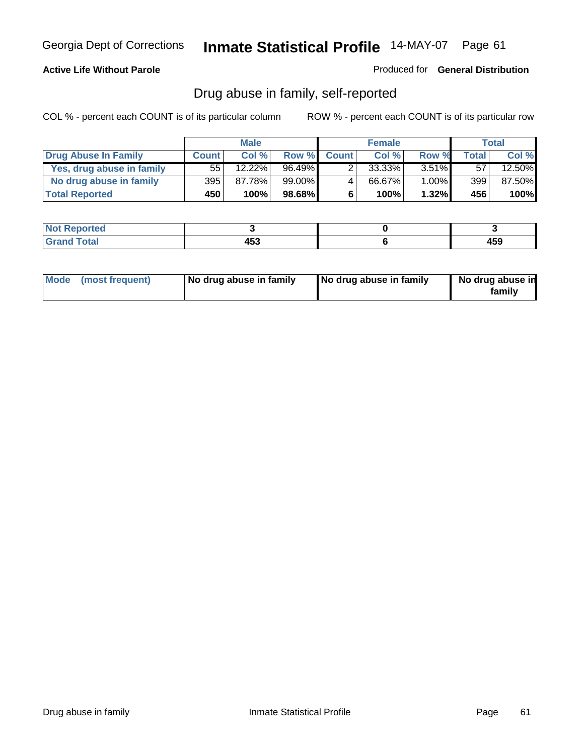**Active Life Without Parole**

Produced for **General Distribution**

## Drug abuse in family, self-reported

COL % - percent each COUNT is of its particular column

ROW % - percent each COUNT is of its particular row

| | Male | | | Female | | | Total | |
|---|---|---|---|---|---|---|---|---|
| **Drug Abuse In Family** | **Count** | **Col %** | **Row %** | **Count** | **Col %** | **Row %** | **Total** | **Col %** |
| **Yes, drug abuse in family** | 55 | 12.22% | 96.49% | 2 | 33.33% | 3.51% | 57 | 12.50% |
| **No drug abuse in family** | 395 | 87.78% | 99.00% | 4 | 66.67% | 1.00% | 399 | 87.50% |
| **Total Reported** | **450** | **100%** | **98.68%** | **6** | **100%** | **1.32%** | **456** | **100%** |

| | Male | Female | Total |
|---|---|---|---|
| **Not Reported** | **3** | **0** | **3** |
| **Grand Total** | **453** | **6** | **459** |

| | Male | Female | Total |
|---|---|---|---|
| **Mode (most frequent)** | **No drug abuse in family** | **No drug abuse in family** | **No drug abuse in family** |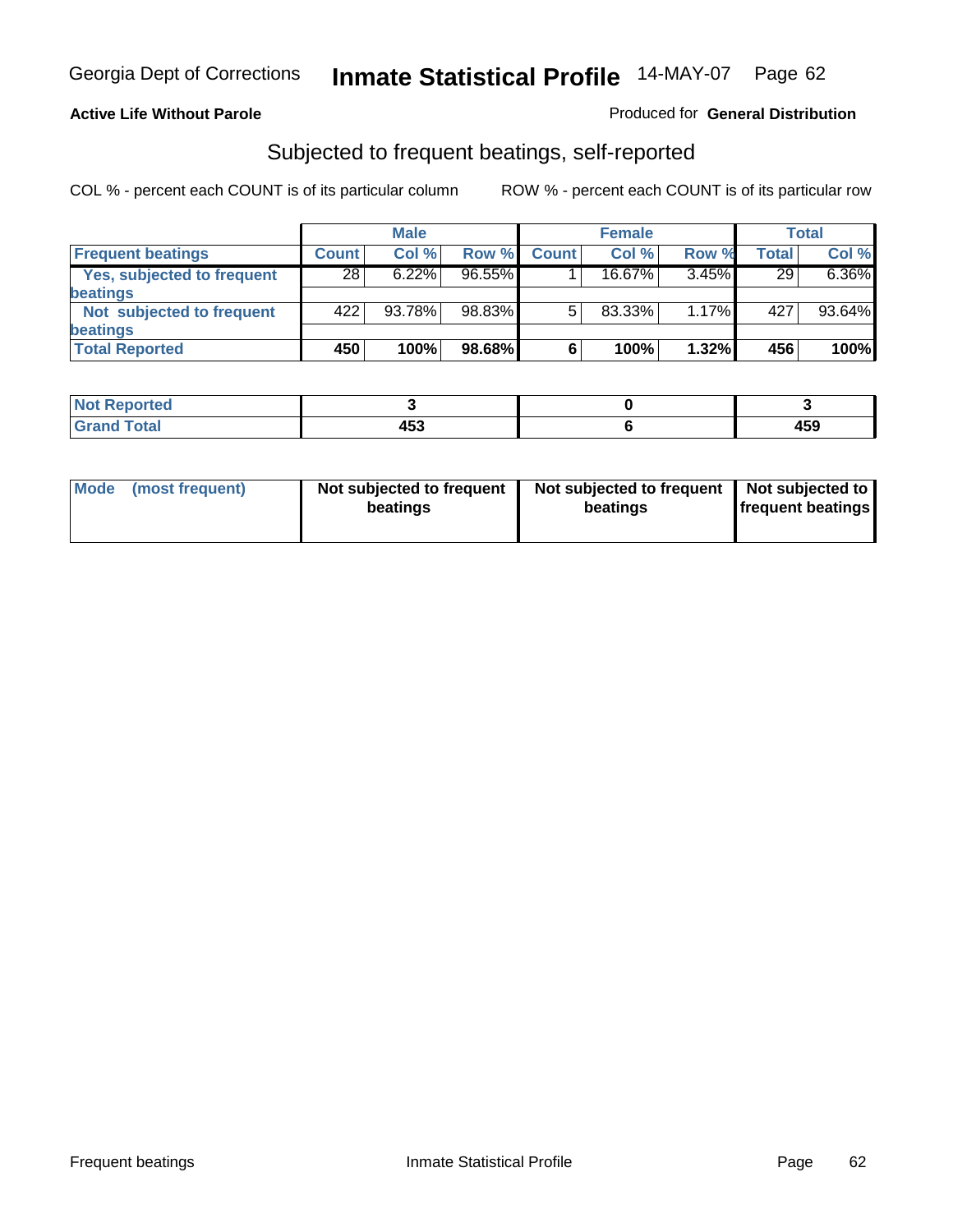Georgia Dept of Corrections **Inmate Statistical Profile** 14-MAY-07

**Active Life Without Parole**

Produced for **General Distribution**

## Subjected to frequent beatings, self-reported

COL % - percent each COUNT is of its particular column    ROW % - percent each COUNT is of its particular row

| | Male | | | Female | | | Total | |
|---|---|---|---|---|---|---|---|---|
| **Frequent beatings** | **Count** | **Col %** | **Row %** | **Count** | **Col %** | **Row %** | **Total** | **Col %** |
| **Yes, subjected to frequent beatings** | 28 | 6.22% | 96.55% | 1 | 16.67% | 3.45% | 29 | 6.36% |
| **Not subjected to frequent beatings** | 422 | 93.78% | 98.83% | 5 | 83.33% | 1.17% | 427 | 93.64% |
| **Total Reported** | **450** | **100%** | **98.68%** | **6** | **100%** | **1.32%** | **456** | **100%** |

| | Male | Female | Total |
|---|---|---|---|
| **Not Reported** | **3** | **0** | **3** |
| **Grand Total** | **453** | **6** | **459** |

| | Male | Female | Total |
|---|---|---|---|
| **Mode (most frequent)** | **Not subjected to frequent beatings** | **Not subjected to frequent beatings** | **Not subjected to frequent beatings** |

Frequent beatings    Inmate Statistical Profile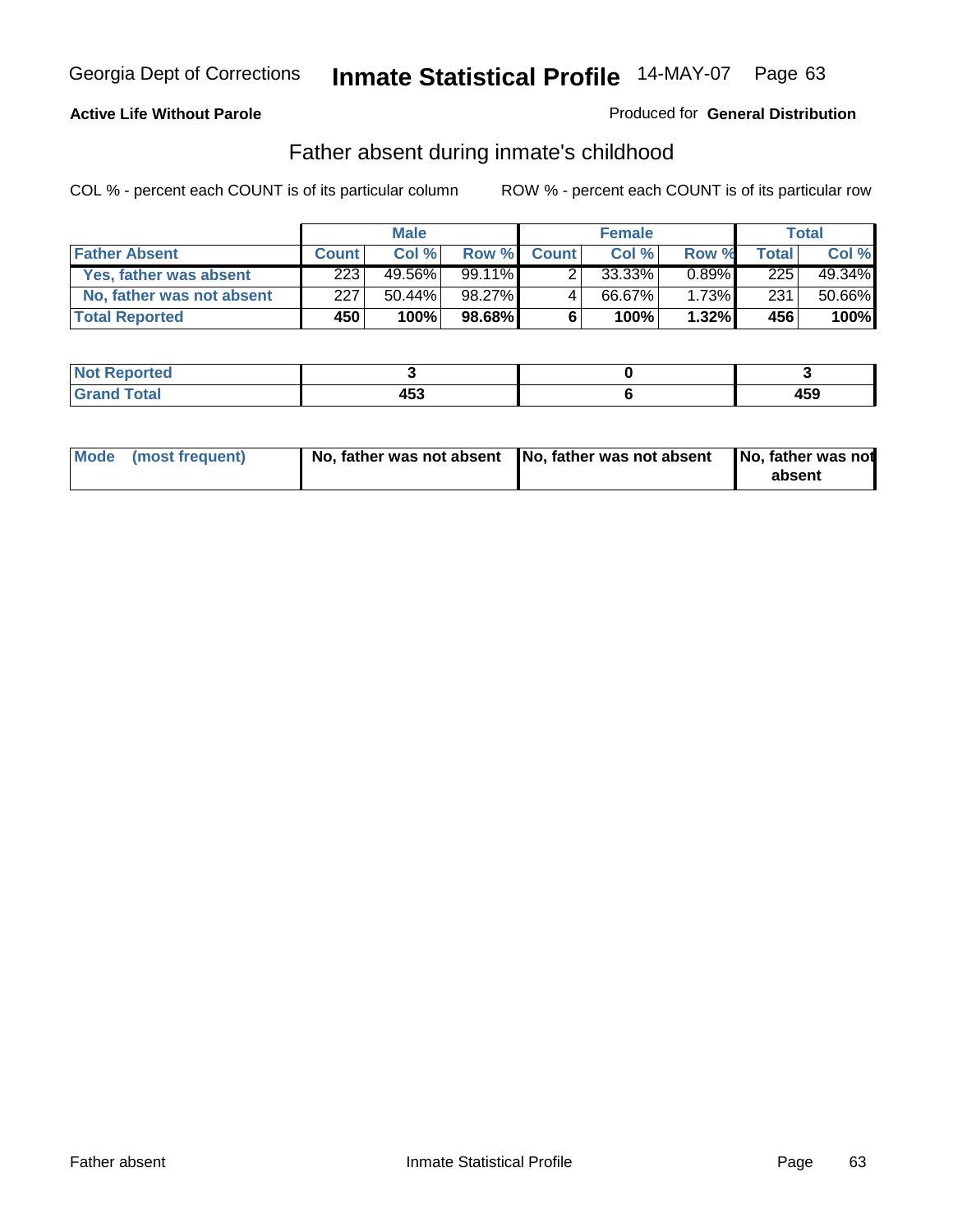Georgia Dept of Corrections **Inmate Statistical Profile** 14-MAY-07

**Active Life Without Parole**

Produced for **General Distribution**

## Father absent during inmate's childhood

COL % - percent each COUNT is of its particular column ROW % - percent each COUNT is of its particular row

| | Male | | | Female | | | Total | |
|---|---|---|---|---|---|---|---|---|
| **Father Absent** | **Count** | **Col %** | **Row %** | **Count** | **Col %** | **Row %** | **Total** | **Col %** |
| **Yes, father was absent** | 223 | 49.56% | 99.11% | 2 | 33.33% | 0.89% | 225 | 49.34% |
| **No, father was not absent** | 227 | 50.44% | 98.27% | 4 | 66.67% | 1.73% | 231 | 50.66% |
| **Total Reported** | **450** | **100%** | **98.68%** | **6** | **100%** | **1.32%** | **456** | **100%** |

| | Male | Female | Total |
|---|---|---|---|
| **Not Reported** | **3** | **0** | **3** |
| **Grand Total** | **453** | **6** | **459** |

| | Male | Female | Total |
|---|---|---|---|
| **Mode (most frequent)** | **No, father was not absent** | **No, father was not absent** | **No, father was not absent** |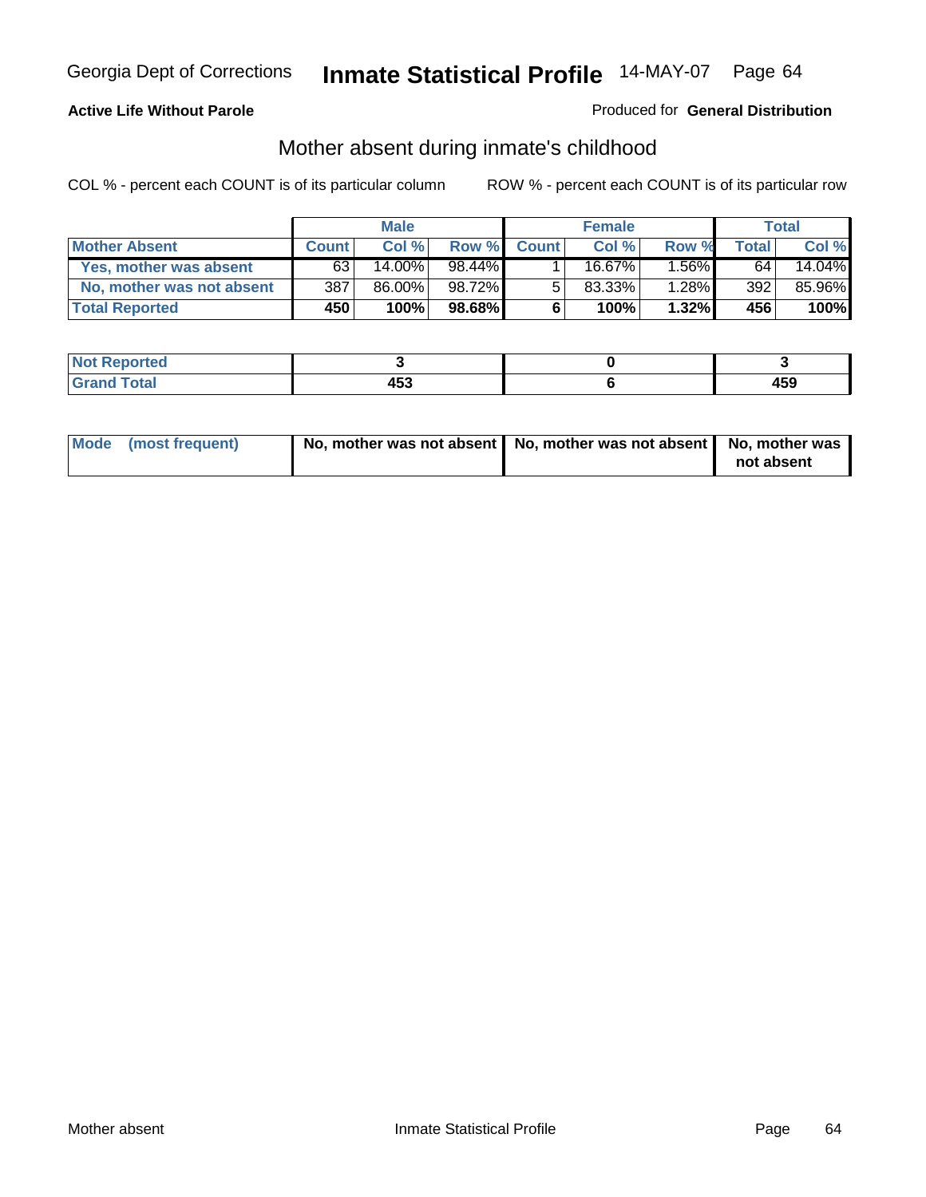Georgia Dept of Corrections **Inmate Statistical Profile** 14-MAY-07

**Active Life Without Parole**

Produced for **General Distribution**

## Mother absent during inmate's childhood

COL % - percent each COUNT is of its particular column

ROW % - percent each COUNT is of its particular row

| | Male | | | Female | | | Total | |
|---|---|---|---|---|---|---|---|---|
| **Mother Absent** | **Count** | **Col %** | **Row %** | **Count** | **Col %** | **Row %** | **Total** | **Col %** |
| **Yes, mother was absent** | 63 | 14.00% | 98.44% | 1 | 16.67% | 1.56% | 64 | 14.04% |
| **No, mother was not absent** | 387 | 86.00% | 98.72% | 5 | 83.33% | 1.28% | 392 | 85.96% |
| **Total Reported** | **450** | **100%** | **98.68%** | **6** | **100%** | **1.32%** | **456** | **100%** |

| | Male | Female | Total |
|---|---|---|---|
| **Not Reported** | **3** | **0** | **3** |
| **Grand Total** | **453** | **6** | **459** |

| | Male | Female | Total |
|---|---|---|---|
| **Mode (most frequent)** | **No, mother was not absent** | **No, mother was not absent** | **No, mother was not absent** |

Mother absent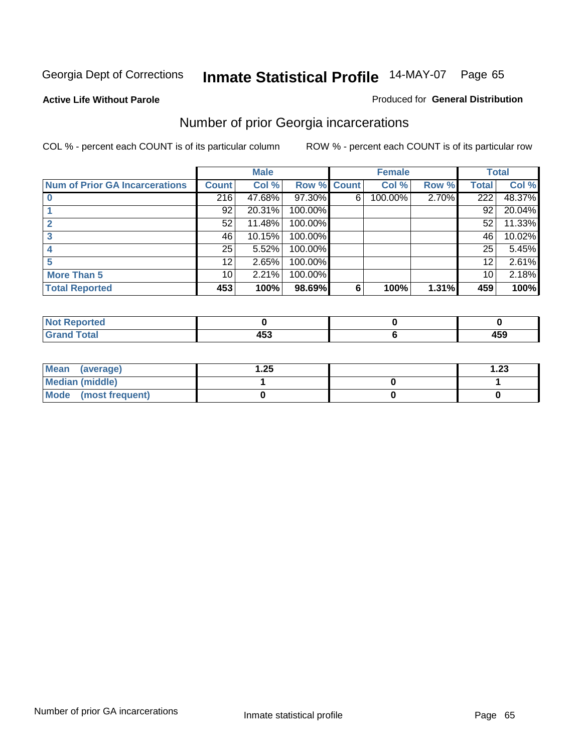Georgia Dept of Corrections **Inmate Statistical Profile** 14-MAY-07

**Active Life Without Parole**

Produced for **General Distribution**

## Number of prior Georgia incarcerations

COL % - percent each COUNT is of its particular column

ROW % - percent each COUNT is of its particular row

| | Male | | | Female | | | Total | |
|---|---|---|---|---|---|---|---|---|
| **Num of Prior GA Incarcerations** | **Count** | **Col %** | **Row %** | **Count** | **Col %** | **Row %** | **Total** | **Col %** |
| **0** | 216 | 47.68% | 97.30% | 6 | 100.00% | 2.70% | 222 | 48.37% |
| **1** | 92 | 20.31% | 100.00% | | | | 92 | 20.04% |
| **2** | 52 | 11.48% | 100.00% | | | | 52 | 11.33% |
| **3** | 46 | 10.15% | 100.00% | | | | 46 | 10.02% |
| **4** | 25 | 5.52% | 100.00% | | | | 25 | 5.45% |
| **5** | 12 | 2.65% | 100.00% | | | | 12 | 2.61% |
| **More Than 5** | 10 | 2.21% | 100.00% | | | | 10 | 2.18% |
| **Total Reported** | **453** | **100%** | **98.69%** | **6** | **100%** | **1.31%** | **459** | **100%** |

| | Male | Female | Total |
|---|---|---|---|
| **Not Reported** | **0** | **0** | **0** |
| **Grand Total** | **453** | **6** | **459** |

| | Male | Female | Total |
|---|---|---|---|
| **Mean (average)** | **1.25** | | **1.23** |
| **Median (middle)** | **1** | **0** | **1** |
| **Mode (most frequent)** | **0** | **0** | **0** |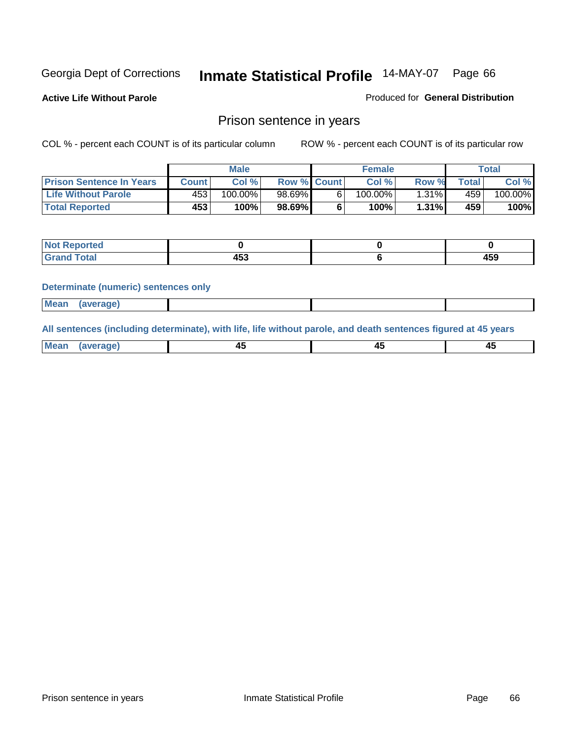Georgia Dept of Corrections **Inmate Statistical Profile** 14-MAY-07 Page 66

**Active Life Without Parole**

Produced for **General Distribution**

## Prison sentence in years

COL % - percent each COUNT is of its particular column

ROW % - percent each COUNT is of its particular row

| | Male | | | Female | | | Total | |
|---|---|---|---|---|---|---|---|---|
| **Prison Sentence In Years** | **Count** | **Col %** | **Row %** | **Count** | **Col %** | **Row %** | **Total** | **Col %** |
| **Life Without Parole** | 453 | 100.00% | 98.69% | 6 | 100.00% | 1.31% | 459 | 100.00% |
| **Total Reported** | **453** | **100%** | **98.69%** | **6** | **100%** | **1.31%** | **459** | **100%** |

| | Male | Female | Total |
|---|---|---|---|
| **Not Reported** | **0** | **0** | **0** |
| **Grand Total** | **453** | **6** | **459** |

**Determinate (numeric) sentences only**

| | Male | Female | Total |
|---|---|---|---|
| **Mean (average)** | | | |

**All sentences (including determinate), with life, life without parole, and death sentences figured at 45 years**

| | Male | Female | Total |
|---|---|---|---|
| **Mean (average)** | **45** | **45** | **45** |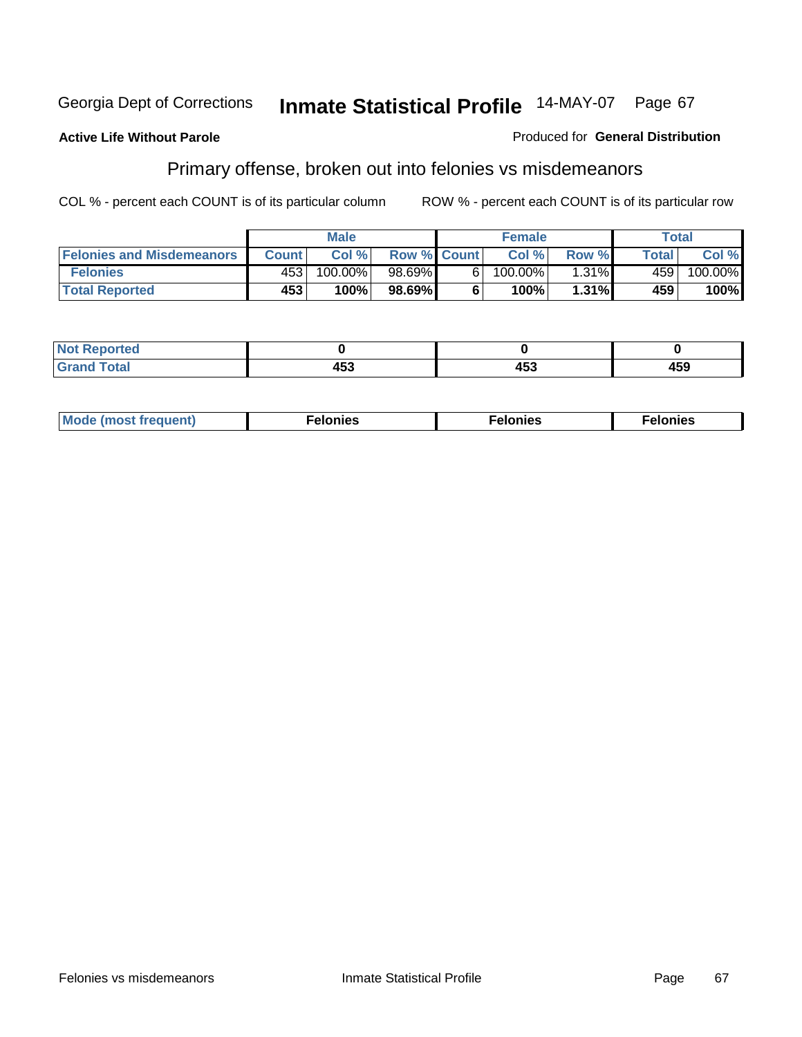Georgia Dept of Corrections **Inmate Statistical Profile** 14-MAY-07 Page 67

**Active Life Without Parole**

Produced for **General Distribution**

## Primary offense, broken out into felonies vs misdemeanors

COL % - percent each COUNT is of its particular column

ROW % - percent each COUNT is of its particular row

| | Male | | | Female | | | Total | |
|---|---|---|---|---|---|---|---|---|
| **Felonies and Misdemeanors** | **Count** | **Col %** | **Row %** | **Count** | **Col %** | **Row %** | **Total** | **Col %** |
| **Felonies** | 453 | 100.00% | 98.69% | 6 | 100.00% | 1.31% | 459 | 100.00% |
| **Total Reported** | **453** | **100%** | **98.69%** | **6** | **100%** | **1.31%** | **459** | **100%** |

| | Male | Female | Total |
|---|---|---|---|
| **Not Reported** | **0** | **0** | **0** |
| **Grand Total** | **453** | **453** | **459** |

| | Male | Female | Total |
|---|---|---|---|
| **Mode (most frequent)** | **Felonies** | **Felonies** | **Felonies** |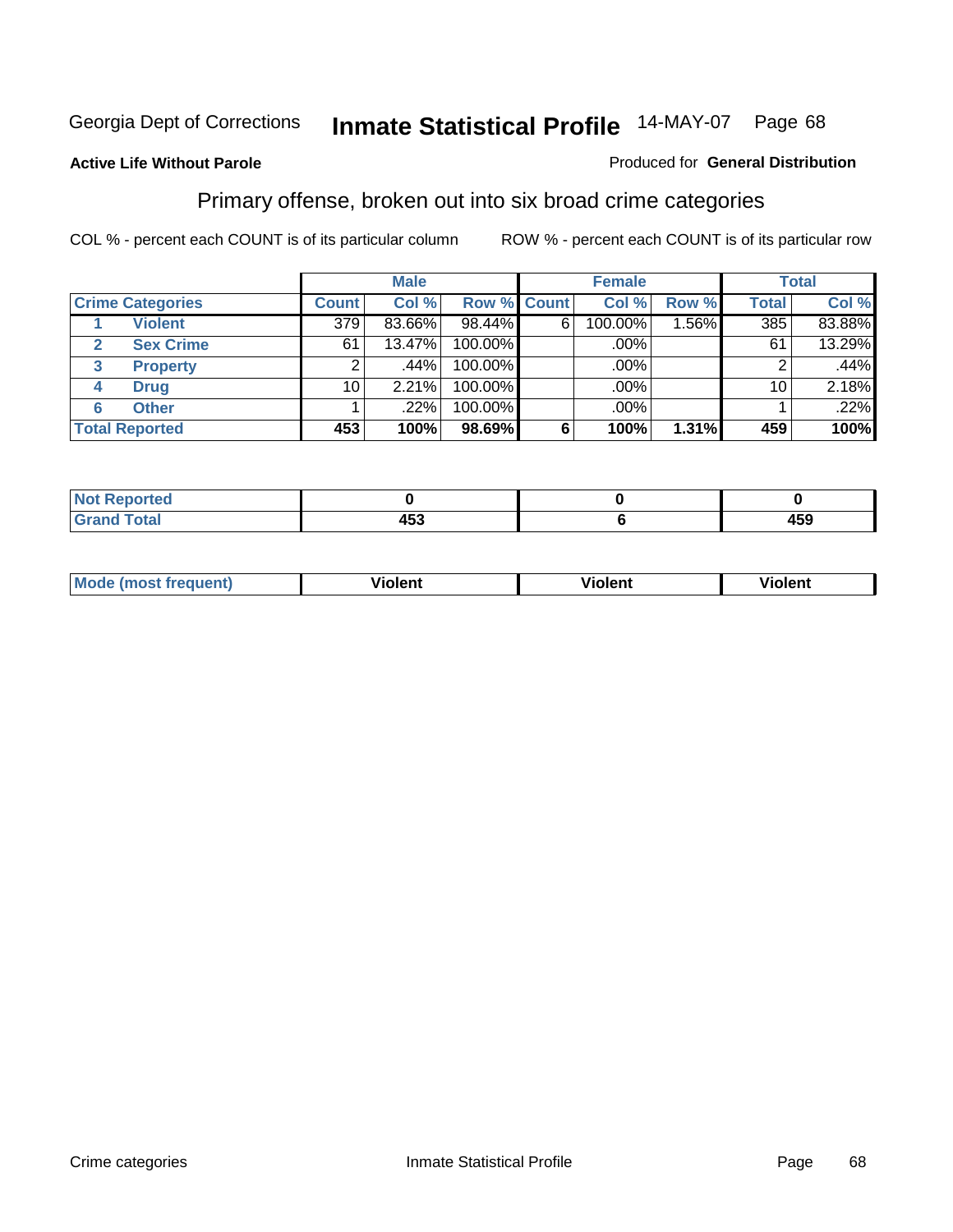Georgia Dept of Corrections **Inmate Statistical Profile** 14-MAY-07 Page 68

**Active Life Without Parole**

Produced for **General Distribution**

## Primary offense, broken out into six broad crime categories

COL % - percent each COUNT is of its particular column

ROW % - percent each COUNT is of its particular row

| | | Male | | | Female | | | Total | |
|---|---|---|---|---|---|---|---|---|---|
| **Crime Categories** | | **Count** | **Col %** | **Row %** | **Count** | **Col %** | **Row %** | **Total** | **Col %** |
| 1 | **Violent** | 379 | 83.66% | 98.44% | 6 | 100.00% | 1.56% | 385 | 83.88% |
| 2 | **Sex Crime** | 61 | 13.47% | 100.00% | | .00% | | 61 | 13.29% |
| 3 | **Property** | 2 | .44% | 100.00% | | .00% | | 2 | .44% |
| 4 | **Drug** | 10 | 2.21% | 100.00% | | .00% | | 10 | 2.18% |
| 6 | **Other** | 1 | .22% | 100.00% | | .00% | | 1 | .22% |
| **Total Reported** | | **453** | **100%** | **98.69%** | **6** | **100%** | **1.31%** | **459** | **100%** |

| | Male | Female | Total |
|---|---|---|---|
| **Not Reported** | **0** | **0** | **0** |
| **Grand Total** | **453** | **6** | **459** |

| | Male | Female | Total |
|---|---|---|---|
| **Mode (most frequent)** | **Violent** | **Violent** | **Violent** |

Crime categories Inmate Statistical Profile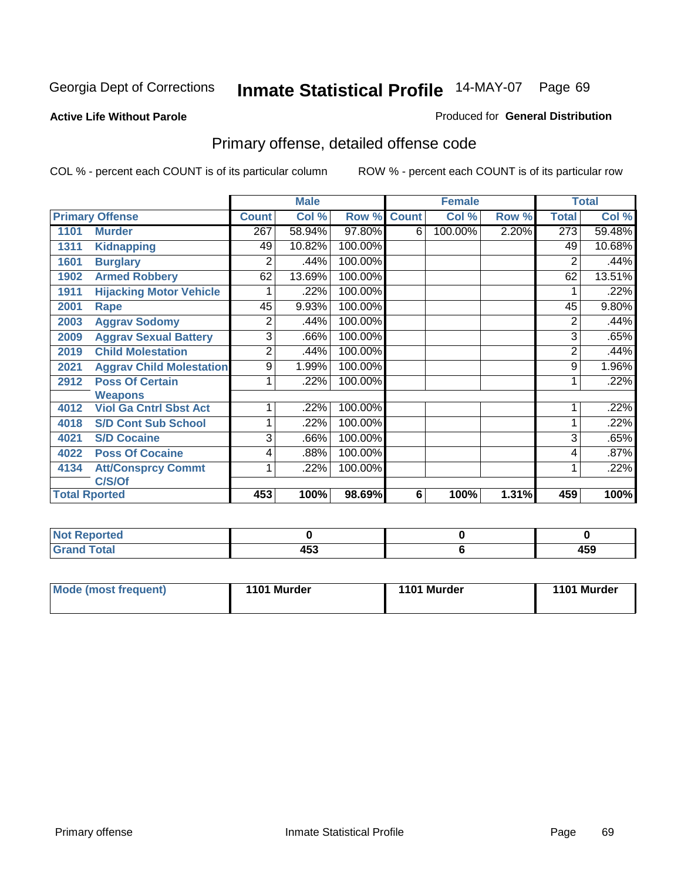Georgia Dept of Corrections **Inmate Statistical Profile** 14-MAY-07 Page 69

**Active Life Without Parole**

Produced for **General Distribution**

## Primary offense, detailed offense code

COL % - percent each COUNT is of its particular column

ROW % - percent each COUNT is of its particular row

| Primary Offense | | Male | | | Female | | | Total | |
|---|---|---|---|---|---|---|---|---|---|
| | | Count | Col % | Row % | Count | Col % | Row % | Total | Col % |
| 1101 | Murder | 267 | 58.94% | 97.80% | 6 | 100.00% | 2.20% | 273 | 59.48% |
| 1311 | Kidnapping | 49 | 10.82% | 100.00% | | | | 49 | 10.68% |
| 1601 | Burglary | 2 | .44% | 100.00% | | | | 2 | .44% |
| 1902 | Armed Robbery | 62 | 13.69% | 100.00% | | | | 62 | 13.51% |
| 1911 | Hijacking Motor Vehicle | 1 | .22% | 100.00% | | | | 1 | .22% |
| 2001 | Rape | 45 | 9.93% | 100.00% | | | | 45 | 9.80% |
| 2003 | Aggrav Sodomy | 2 | .44% | 100.00% | | | | 2 | .44% |
| 2009 | Aggrav Sexual Battery | 3 | .66% | 100.00% | | | | 3 | .65% |
| 2019 | Child Molestation | 2 | .44% | 100.00% | | | | 2 | .44% |
| 2021 | Aggrav Child Molestation | 9 | 1.99% | 100.00% | | | | 9 | 1.96% |
| 2912 | Poss Of Certain Weapons | 1 | .22% | 100.00% | | | | 1 | .22% |
| 4012 | Viol Ga Cntrl Sbst Act | 1 | .22% | 100.00% | | | | 1 | .22% |
| 4018 | S/D Cont Sub School | 1 | .22% | 100.00% | | | | 1 | .22% |
| 4021 | S/D Cocaine | 3 | .66% | 100.00% | | | | 3 | .65% |
| 4022 | Poss Of Cocaine | 4 | .88% | 100.00% | | | | 4 | .87% |
| 4134 | Att/Consprcy Commt C/S/Of | 1 | .22% | 100.00% | | | | 1 | .22% |
| **Total Rported** | | **453** | **100%** | **98.69%** | **6** | **100%** | **1.31%** | **459** | **100%** |

| | Male | Female | Total |
|---|---|---|---|
| Not Reported | 0 | 0 | 0 |
| Grand Total | 453 | 6 | 459 |

| | Male | Female | Total |
|---|---|---|---|
| Mode (most frequent) | 1101 Murder | 1101 Murder | 1101 Murder |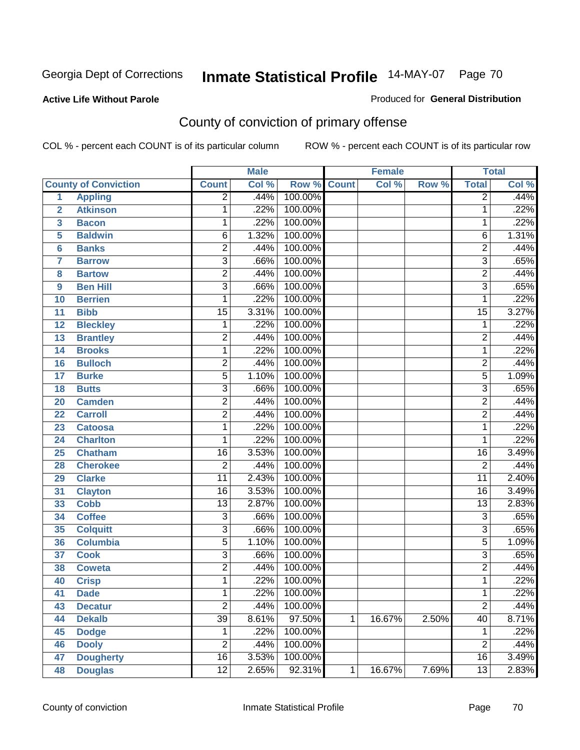**Active Life Without Parole**

Produced for **General Distribution**

## County of conviction of primary offense

COL % - percent each COUNT is of its particular column

ROW % - percent each COUNT is of its particular row

| County of Conviction | | Male | | | Female | | | Total | |
|---|---|---|---|---|---|---|---|---|---|
| | | Count | Col % | Row % | Count | Col % | Row % | Total | Col % |
| 1 | Appling | 2 | .44% | 100.00% | | | | 2 | .44% |
| 2 | Atkinson | 1 | .22% | 100.00% | | | | 1 | .22% |
| 3 | Bacon | 1 | .22% | 100.00% | | | | 1 | .22% |
| 5 | Baldwin | 6 | 1.32% | 100.00% | | | | 6 | 1.31% |
| 6 | Banks | 2 | .44% | 100.00% | | | | 2 | .44% |
| 7 | Barrow | 3 | .66% | 100.00% | | | | 3 | .65% |
| 8 | Bartow | 2 | .44% | 100.00% | | | | 2 | .44% |
| 9 | Ben Hill | 3 | .66% | 100.00% | | | | 3 | .65% |
| 10 | Berrien | 1 | .22% | 100.00% | | | | 1 | .22% |
| 11 | Bibb | 15 | 3.31% | 100.00% | | | | 15 | 3.27% |
| 12 | Bleckley | 1 | .22% | 100.00% | | | | 1 | .22% |
| 13 | Brantley | 2 | .44% | 100.00% | | | | 2 | .44% |
| 14 | Brooks | 1 | .22% | 100.00% | | | | 1 | .22% |
| 16 | Bulloch | 2 | .44% | 100.00% | | | | 2 | .44% |
| 17 | Burke | 5 | 1.10% | 100.00% | | | | 5 | 1.09% |
| 18 | Butts | 3 | .66% | 100.00% | | | | 3 | .65% |
| 20 | Camden | 2 | .44% | 100.00% | | | | 2 | .44% |
| 22 | Carroll | 2 | .44% | 100.00% | | | | 2 | .44% |
| 23 | Catoosa | 1 | .22% | 100.00% | | | | 1 | .22% |
| 24 | Charlton | 1 | .22% | 100.00% | | | | 1 | .22% |
| 25 | Chatham | 16 | 3.53% | 100.00% | | | | 16 | 3.49% |
| 28 | Cherokee | 2 | .44% | 100.00% | | | | 2 | .44% |
| 29 | Clarke | 11 | 2.43% | 100.00% | | | | 11 | 2.40% |
| 31 | Clayton | 16 | 3.53% | 100.00% | | | | 16 | 3.49% |
| 33 | Cobb | 13 | 2.87% | 100.00% | | | | 13 | 2.83% |
| 34 | Coffee | 3 | .66% | 100.00% | | | | 3 | .65% |
| 35 | Colquitt | 3 | .66% | 100.00% | | | | 3 | .65% |
| 36 | Columbia | 5 | 1.10% | 100.00% | | | | 5 | 1.09% |
| 37 | Cook | 3 | .66% | 100.00% | | | | 3 | .65% |
| 38 | Coweta | 2 | .44% | 100.00% | | | | 2 | .44% |
| 40 | Crisp | 1 | .22% | 100.00% | | | | 1 | .22% |
| 41 | Dade | 1 | .22% | 100.00% | | | | 1 | .22% |
| 43 | Decatur | 2 | .44% | 100.00% | | | | 2 | .44% |
| 44 | Dekalb | 39 | 8.61% | 97.50% | 1 | 16.67% | 2.50% | 40 | 8.71% |
| 45 | Dodge | 1 | .22% | 100.00% | | | | 1 | .22% |
| 46 | Dooly | 2 | .44% | 100.00% | | | | 2 | .44% |
| 47 | Dougherty | 16 | 3.53% | 100.00% | | | | 16 | 3.49% |
| 48 | Douglas | 12 | 2.65% | 92.31% | 1 | 16.67% | 7.69% | 13 | 2.83% |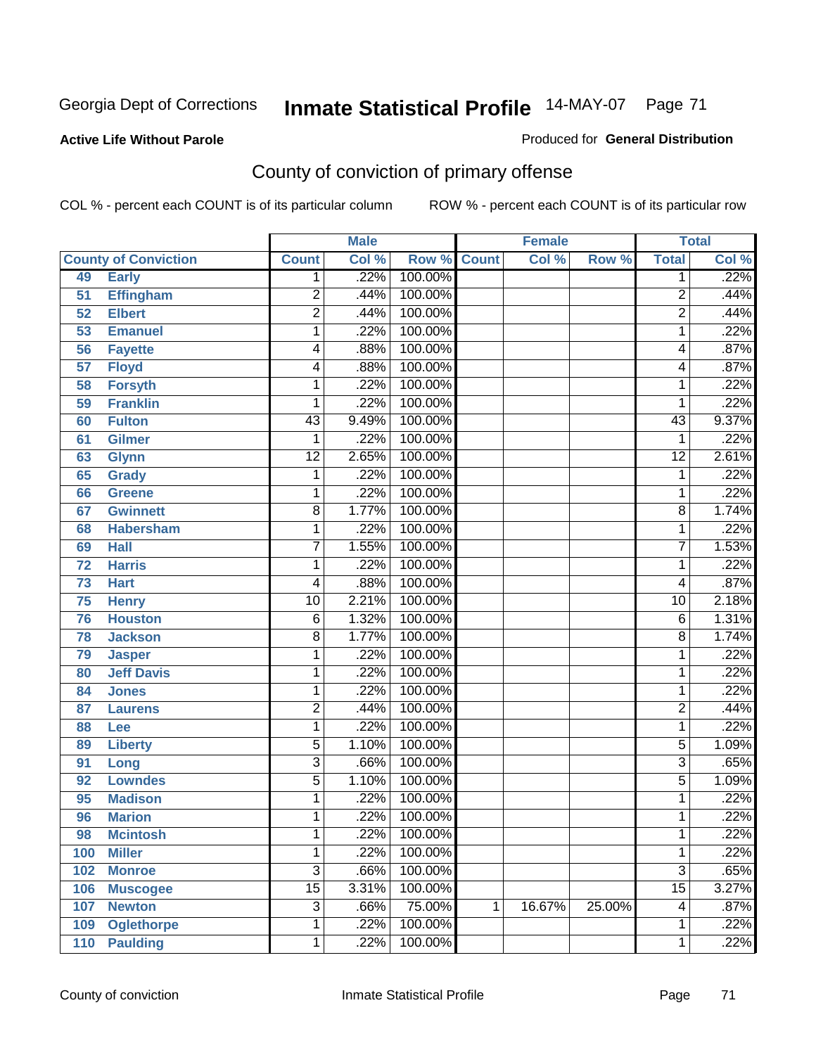Georgia Dept of Corrections

# Inmate Statistical Profile

14-MAY-07

**Active Life Without Parole**

Produced for **General Distribution**

## County of conviction of primary offense

COL % - percent each COUNT is of its particular column

ROW % - percent each COUNT is of its particular row

| County of Conviction | | Male | | | Female | | | Total | |
|---|---|---|---|---|---|---|---|---|---|
| | | Count | Col % | Row % | Count | Col % | Row % | Total | Col % |
| 49 | Early | 1 | .22% | 100.00% | | | | 1 | .22% |
| 51 | Effingham | 2 | .44% | 100.00% | | | | 2 | .44% |
| 52 | Elbert | 2 | .44% | 100.00% | | | | 2 | .44% |
| 53 | Emanuel | 1 | .22% | 100.00% | | | | 1 | .22% |
| 56 | Fayette | 4 | .88% | 100.00% | | | | 4 | .87% |
| 57 | Floyd | 4 | .88% | 100.00% | | | | 4 | .87% |
| 58 | Forsyth | 1 | .22% | 100.00% | | | | 1 | .22% |
| 59 | Franklin | 1 | .22% | 100.00% | | | | 1 | .22% |
| 60 | Fulton | 43 | 9.49% | 100.00% | | | | 43 | 9.37% |
| 61 | Gilmer | 1 | .22% | 100.00% | | | | 1 | .22% |
| 63 | Glynn | 12 | 2.65% | 100.00% | | | | 12 | 2.61% |
| 65 | Grady | 1 | .22% | 100.00% | | | | 1 | .22% |
| 66 | Greene | 1 | .22% | 100.00% | | | | 1 | .22% |
| 67 | Gwinnett | 8 | 1.77% | 100.00% | | | | 8 | 1.74% |
| 68 | Habersham | 1 | .22% | 100.00% | | | | 1 | .22% |
| 69 | Hall | 7 | 1.55% | 100.00% | | | | 7 | 1.53% |
| 72 | Harris | 1 | .22% | 100.00% | | | | 1 | .22% |
| 73 | Hart | 4 | .88% | 100.00% | | | | 4 | .87% |
| 75 | Henry | 10 | 2.21% | 100.00% | | | | 10 | 2.18% |
| 76 | Houston | 6 | 1.32% | 100.00% | | | | 6 | 1.31% |
| 78 | Jackson | 8 | 1.77% | 100.00% | | | | 8 | 1.74% |
| 79 | Jasper | 1 | .22% | 100.00% | | | | 1 | .22% |
| 80 | Jeff Davis | 1 | .22% | 100.00% | | | | 1 | .22% |
| 84 | Jones | 1 | .22% | 100.00% | | | | 1 | .22% |
| 87 | Laurens | 2 | .44% | 100.00% | | | | 2 | .44% |
| 88 | Lee | 1 | .22% | 100.00% | | | | 1 | .22% |
| 89 | Liberty | 5 | 1.10% | 100.00% | | | | 5 | 1.09% |
| 91 | Long | 3 | .66% | 100.00% | | | | 3 | .65% |
| 92 | Lowndes | 5 | 1.10% | 100.00% | | | | 5 | 1.09% |
| 95 | Madison | 1 | .22% | 100.00% | | | | 1 | .22% |
| 96 | Marion | 1 | .22% | 100.00% | | | | 1 | .22% |
| 98 | Mcintosh | 1 | .22% | 100.00% | | | | 1 | .22% |
| 100 | Miller | 1 | .22% | 100.00% | | | | 1 | .22% |
| 102 | Monroe | 3 | .66% | 100.00% | | | | 3 | .65% |
| 106 | Muscogee | 15 | 3.31% | 100.00% | | | | 15 | 3.27% |
| 107 | Newton | 3 | .66% | 75.00% | 1 | 16.67% | 25.00% | 4 | .87% |
| 109 | Oglethorpe | 1 | .22% | 100.00% | | | | 1 | .22% |
| 110 | Paulding | 1 | .22% | 100.00% | | | | 1 | .22% |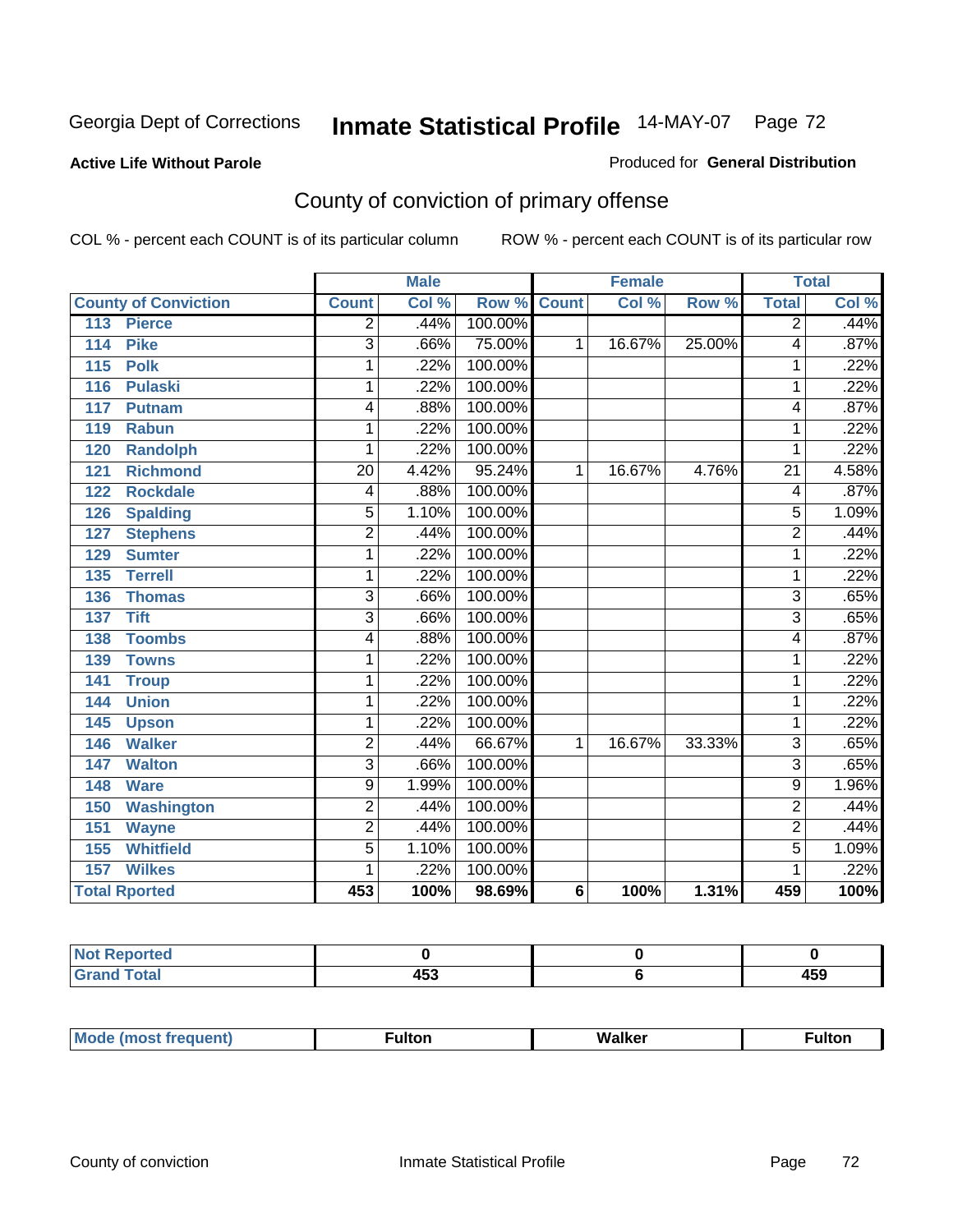Georgia Dept of Corrections **Inmate Statistical Profile** 14-MAY-07

**Active Life Without Parole**

Produced for **General Distribution**

## County of conviction of primary offense

COL % - percent each COUNT is of its particular column ROW % - percent each COUNT is of its particular row

| County of Conviction | Male | | | Female | | | Total | |
|---|---|---|---|---|---|---|---|---|
| | Count | Col % | Row % | Count | Col % | Row % | Total | Col % |
| 113 Pierce | 2 | .44% | 100.00% | | | | 2 | .44% |
| 114 Pike | 3 | .66% | 75.00% | 1 | 16.67% | 25.00% | 4 | .87% |
| 115 Polk | 1 | .22% | 100.00% | | | | 1 | .22% |
| 116 Pulaski | 1 | .22% | 100.00% | | | | 1 | .22% |
| 117 Putnam | 4 | .88% | 100.00% | | | | 4 | .87% |
| 119 Rabun | 1 | .22% | 100.00% | | | | 1 | .22% |
| 120 Randolph | 1 | .22% | 100.00% | | | | 1 | .22% |
| 121 Richmond | 20 | 4.42% | 95.24% | 1 | 16.67% | 4.76% | 21 | 4.58% |
| 122 Rockdale | 4 | .88% | 100.00% | | | | 4 | .87% |
| 126 Spalding | 5 | 1.10% | 100.00% | | | | 5 | 1.09% |
| 127 Stephens | 2 | .44% | 100.00% | | | | 2 | .44% |
| 129 Sumter | 1 | .22% | 100.00% | | | | 1 | .22% |
| 135 Terrell | 1 | .22% | 100.00% | | | | 1 | .22% |
| 136 Thomas | 3 | .66% | 100.00% | | | | 3 | .65% |
| 137 Tift | 3 | .66% | 100.00% | | | | 3 | .65% |
| 138 Toombs | 4 | .88% | 100.00% | | | | 4 | .87% |
| 139 Towns | 1 | .22% | 100.00% | | | | 1 | .22% |
| 141 Troup | 1 | .22% | 100.00% | | | | 1 | .22% |
| 144 Union | 1 | .22% | 100.00% | | | | 1 | .22% |
| 145 Upson | 1 | .22% | 100.00% | | | | 1 | .22% |
| 146 Walker | 2 | .44% | 66.67% | 1 | 16.67% | 33.33% | 3 | .65% |
| 147 Walton | 3 | .66% | 100.00% | | | | 3 | .65% |
| 148 Ware | 9 | 1.99% | 100.00% | | | | 9 | 1.96% |
| 150 Washington | 2 | .44% | 100.00% | | | | 2 | .44% |
| 151 Wayne | 2 | .44% | 100.00% | | | | 2 | .44% |
| 155 Whitfield | 5 | 1.10% | 100.00% | | | | 5 | 1.09% |
| 157 Wilkes | 1 | .22% | 100.00% | | | | 1 | .22% |
| **Total Rported** | **453** | **100%** | **98.69%** | **6** | **100%** | **1.31%** | **459** | **100%** |

| | Male | Female | Total |
|---|---|---|---|
| Not Reported | **0** | **0** | **0** |
| Grand Total | **453** | **6** | **459** |

| | Male | Female | Total |
|---|---|---|---|
| Mode (most frequent) | **Fulton** | **Walker** | **Fulton** |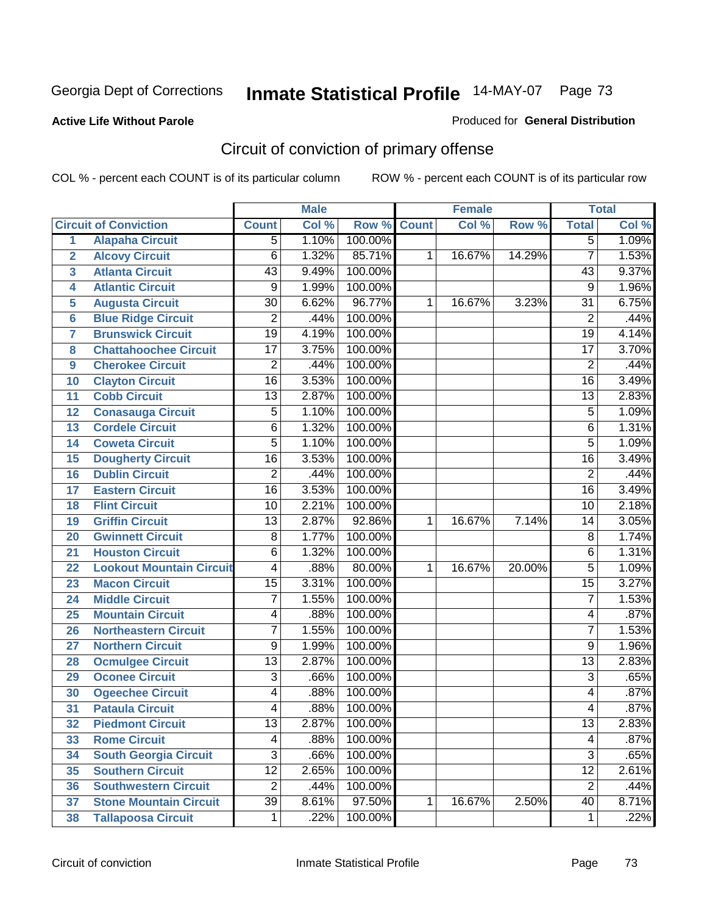Georgia Dept of Corrections

# Inmate Statistical Profile 14-MAY-07

**Active Life Without Parole**

Produced for **General Distribution**

## Circuit of conviction of primary offense

COL % - percent each COUNT is of its particular column

ROW % - percent each COUNT is of its particular row

| | | Male | | | Female | | | Total | |
|---|---|---|---|---|---|---|---|---|---|
| Circuit of Conviction | | Count | Col % | Row % | Count | Col % | Row % | Total | Col % |
| 1 | Alapaha Circuit | 5 | 1.10% | 100.00% | | | | 5 | 1.09% |
| 2 | Alcovy Circuit | 6 | 1.32% | 85.71% | 1 | 16.67% | 14.29% | 7 | 1.53% |
| 3 | Atlanta Circuit | 43 | 9.49% | 100.00% | | | | 43 | 9.37% |
| 4 | Atlantic Circuit | 9 | 1.99% | 100.00% | | | | 9 | 1.96% |
| 5 | Augusta Circuit | 30 | 6.62% | 96.77% | 1 | 16.67% | 3.23% | 31 | 6.75% |
| 6 | Blue Ridge Circuit | 2 | .44% | 100.00% | | | | 2 | .44% |
| 7 | Brunswick Circuit | 19 | 4.19% | 100.00% | | | | 19 | 4.14% |
| 8 | Chattahoochee Circuit | 17 | 3.75% | 100.00% | | | | 17 | 3.70% |
| 9 | Cherokee Circuit | 2 | .44% | 100.00% | | | | 2 | .44% |
| 10 | Clayton Circuit | 16 | 3.53% | 100.00% | | | | 16 | 3.49% |
| 11 | Cobb Circuit | 13 | 2.87% | 100.00% | | | | 13 | 2.83% |
| 12 | Conasauga Circuit | 5 | 1.10% | 100.00% | | | | 5 | 1.09% |
| 13 | Cordele Circuit | 6 | 1.32% | 100.00% | | | | 6 | 1.31% |
| 14 | Coweta Circuit | 5 | 1.10% | 100.00% | | | | 5 | 1.09% |
| 15 | Dougherty Circuit | 16 | 3.53% | 100.00% | | | | 16 | 3.49% |
| 16 | Dublin Circuit | 2 | .44% | 100.00% | | | | 2 | .44% |
| 17 | Eastern Circuit | 16 | 3.53% | 100.00% | | | | 16 | 3.49% |
| 18 | Flint Circuit | 10 | 2.21% | 100.00% | | | | 10 | 2.18% |
| 19 | Griffin Circuit | 13 | 2.87% | 92.86% | 1 | 16.67% | 7.14% | 14 | 3.05% |
| 20 | Gwinnett Circuit | 8 | 1.77% | 100.00% | | | | 8 | 1.74% |
| 21 | Houston Circuit | 6 | 1.32% | 100.00% | | | | 6 | 1.31% |
| 22 | Lookout Mountain Circuit | 4 | .88% | 80.00% | 1 | 16.67% | 20.00% | 5 | 1.09% |
| 23 | Macon Circuit | 15 | 3.31% | 100.00% | | | | 15 | 3.27% |
| 24 | Middle Circuit | 7 | 1.55% | 100.00% | | | | 7 | 1.53% |
| 25 | Mountain Circuit | 4 | .88% | 100.00% | | | | 4 | .87% |
| 26 | Northeastern Circuit | 7 | 1.55% | 100.00% | | | | 7 | 1.53% |
| 27 | Northern Circuit | 9 | 1.99% | 100.00% | | | | 9 | 1.96% |
| 28 | Ocmulgee Circuit | 13 | 2.87% | 100.00% | | | | 13 | 2.83% |
| 29 | Oconee Circuit | 3 | .66% | 100.00% | | | | 3 | .65% |
| 30 | Ogeechee Circuit | 4 | .88% | 100.00% | | | | 4 | .87% |
| 31 | Pataula Circuit | 4 | .88% | 100.00% | | | | 4 | .87% |
| 32 | Piedmont Circuit | 13 | 2.87% | 100.00% | | | | 13 | 2.83% |
| 33 | Rome Circuit | 4 | .88% | 100.00% | | | | 4 | .87% |
| 34 | South Georgia Circuit | 3 | .66% | 100.00% | | | | 3 | .65% |
| 35 | Southern Circuit | 12 | 2.65% | 100.00% | | | | 12 | 2.61% |
| 36 | Southwestern Circuit | 2 | .44% | 100.00% | | | | 2 | .44% |
| 37 | Stone Mountain Circuit | 39 | 8.61% | 97.50% | 1 | 16.67% | 2.50% | 40 | 8.71% |
| 38 | Tallapoosa Circuit | 1 | .22% | 100.00% | | | | 1 | .22% |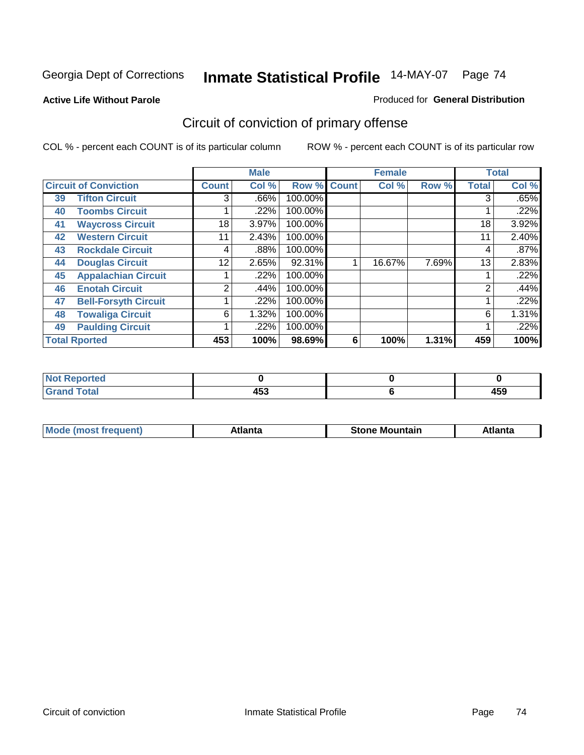Georgia Dept of Corrections **Inmate Statistical Profile** 14-MAY-07

**Active Life Without Parole**

Produced for **General Distribution**

## Circuit of conviction of primary offense

COL % - percent each COUNT is of its particular column ROW % - percent each COUNT is of its particular row

| Circuit of Conviction | Male Count | Male Col % | Male Row % | Female Count | Female Col % | Female Row % | Total | Total Col % |
|---|---|---|---|---|---|---|---|---|
| 39 Tifton Circuit | 3 | .66% | 100.00% | | | | 3 | .65% |
| 40 Toombs Circuit | 1 | .22% | 100.00% | | | | 1 | .22% |
| 41 Waycross Circuit | 18 | 3.97% | 100.00% | | | | 18 | 3.92% |
| 42 Western Circuit | 11 | 2.43% | 100.00% | | | | 11 | 2.40% |
| 43 Rockdale Circuit | 4 | .88% | 100.00% | | | | 4 | .87% |
| 44 Douglas Circuit | 12 | 2.65% | 92.31% | 1 | 16.67% | 7.69% | 13 | 2.83% |
| 45 Appalachian Circuit | 1 | .22% | 100.00% | | | | 1 | .22% |
| 46 Enotah Circuit | 2 | .44% | 100.00% | | | | 2 | .44% |
| 47 Bell-Forsyth Circuit | 1 | .22% | 100.00% | | | | 1 | .22% |
| 48 Towaliga Circuit | 6 | 1.32% | 100.00% | | | | 6 | 1.31% |
| 49 Paulding Circuit | 1 | .22% | 100.00% | | | | 1 | .22% |
| **Total Rported** | **453** | **100%** | **98.69%** | **6** | **100%** | **1.31%** | **459** | **100%** |

| | Male | Female | Total |
|---|---|---|---|
| Not Reported | 0 | 0 | 0 |
| Grand Total | 453 | 6 | 459 |

| | Male | Female | Total |
|---|---|---|---|
| Mode (most frequent) | Atlanta | Stone Mountain | Atlanta |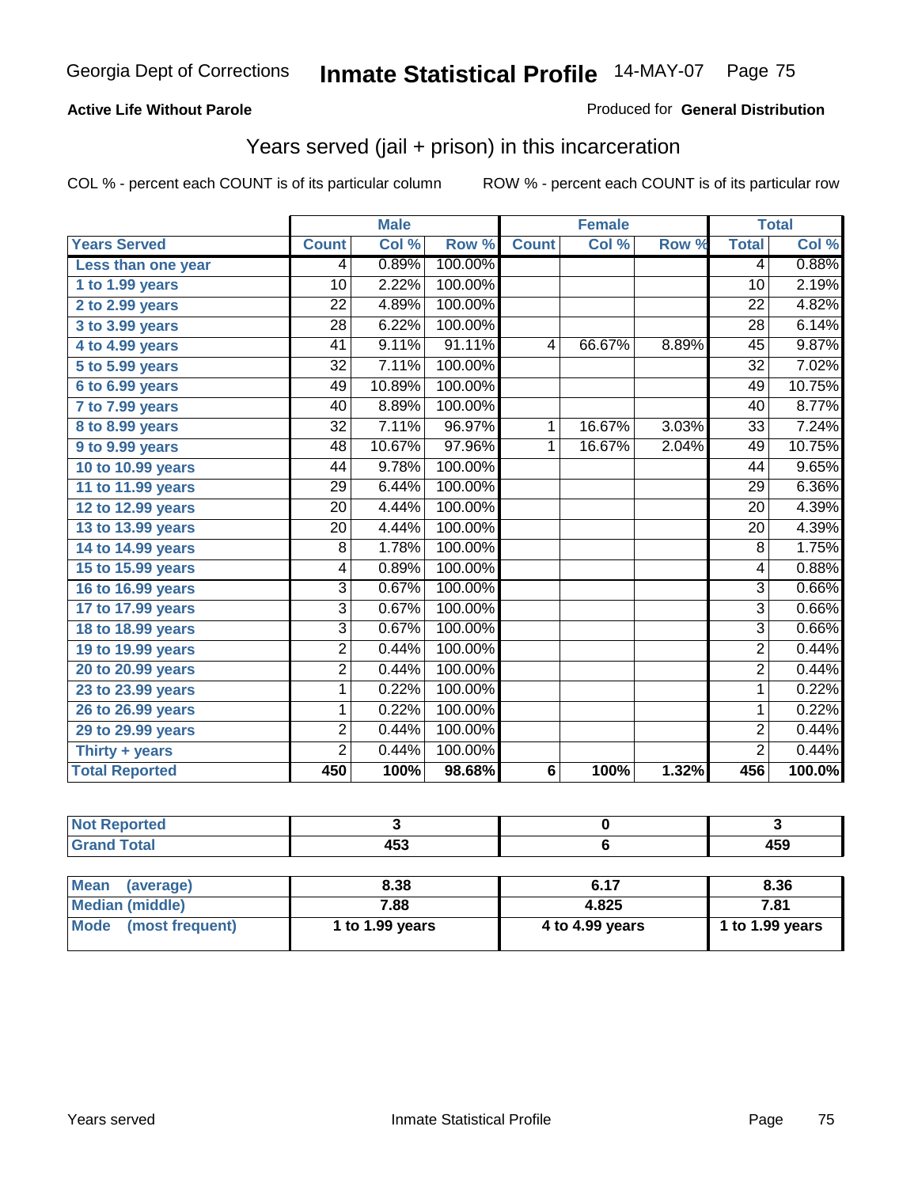Georgia Dept of Corrections **Inmate Statistical Profile** 14-MAY-07

**Active Life Without Parole**

Produced for **General Distribution**

## Years served (jail + prison) in this incarceration

COL % - percent each COUNT is of its particular column

ROW % - percent each COUNT is of its particular row

| | Male | | | Female | | | Total | |
|---|---|---|---|---|---|---|---|---|
| **Years Served** | **Count** | **Col %** | **Row %** | **Count** | **Col %** | **Row %** | **Total** | **Col %** |
| **Less than one year** | 4 | 0.89% | 100.00% | | | | 4 | 0.88% |
| **1 to 1.99 years** | 10 | 2.22% | 100.00% | | | | 10 | 2.19% |
| **2 to 2.99 years** | 22 | 4.89% | 100.00% | | | | 22 | 4.82% |
| **3 to 3.99 years** | 28 | 6.22% | 100.00% | | | | 28 | 6.14% |
| **4 to 4.99 years** | 41 | 9.11% | 91.11% | 4 | 66.67% | 8.89% | 45 | 9.87% |
| **5 to 5.99 years** | 32 | 7.11% | 100.00% | | | | 32 | 7.02% |
| **6 to 6.99 years** | 49 | 10.89% | 100.00% | | | | 49 | 10.75% |
| **7 to 7.99 years** | 40 | 8.89% | 100.00% | | | | 40 | 8.77% |
| **8 to 8.99 years** | 32 | 7.11% | 96.97% | 1 | 16.67% | 3.03% | 33 | 7.24% |
| **9 to 9.99 years** | 48 | 10.67% | 97.96% | 1 | 16.67% | 2.04% | 49 | 10.75% |
| **10 to 10.99 years** | 44 | 9.78% | 100.00% | | | | 44 | 9.65% |
| **11 to 11.99 years** | 29 | 6.44% | 100.00% | | | | 29 | 6.36% |
| **12 to 12.99 years** | 20 | 4.44% | 100.00% | | | | 20 | 4.39% |
| **13 to 13.99 years** | 20 | 4.44% | 100.00% | | | | 20 | 4.39% |
| **14 to 14.99 years** | 8 | 1.78% | 100.00% | | | | 8 | 1.75% |
| **15 to 15.99 years** | 4 | 0.89% | 100.00% | | | | 4 | 0.88% |
| **16 to 16.99 years** | 3 | 0.67% | 100.00% | | | | 3 | 0.66% |
| **17 to 17.99 years** | 3 | 0.67% | 100.00% | | | | 3 | 0.66% |
| **18 to 18.99 years** | 3 | 0.67% | 100.00% | | | | 3 | 0.66% |
| **19 to 19.99 years** | 2 | 0.44% | 100.00% | | | | 2 | 0.44% |
| **20 to 20.99 years** | 2 | 0.44% | 100.00% | | | | 2 | 0.44% |
| **23 to 23.99 years** | 1 | 0.22% | 100.00% | | | | 1 | 0.22% |
| **26 to 26.99 years** | 1 | 0.22% | 100.00% | | | | 1 | 0.22% |
| **29 to 29.99 years** | 2 | 0.44% | 100.00% | | | | 2 | 0.44% |
| **Thirty + years** | 2 | 0.44% | 100.00% | | | | 2 | 0.44% |
| **Total Reported** | **450** | **100%** | **98.68%** | **6** | **100%** | **1.32%** | **456** | **100.0%** |

| | Male | Female | Total |
|---|---|---|---|
| **Not Reported** | **3** | **0** | **3** |
| **Grand Total** | **453** | **6** | **459** |

| | Male | Female | Total |
|---|---|---|---|
| **Mean (average)** | **8.38** | **6.17** | **8.36** |
| **Median (middle)** | **7.88** | **4.825** | **7.81** |
| **Mode (most frequent)** | **1 to 1.99 years** | **4 to 4.99 years** | **1 to 1.99 years** |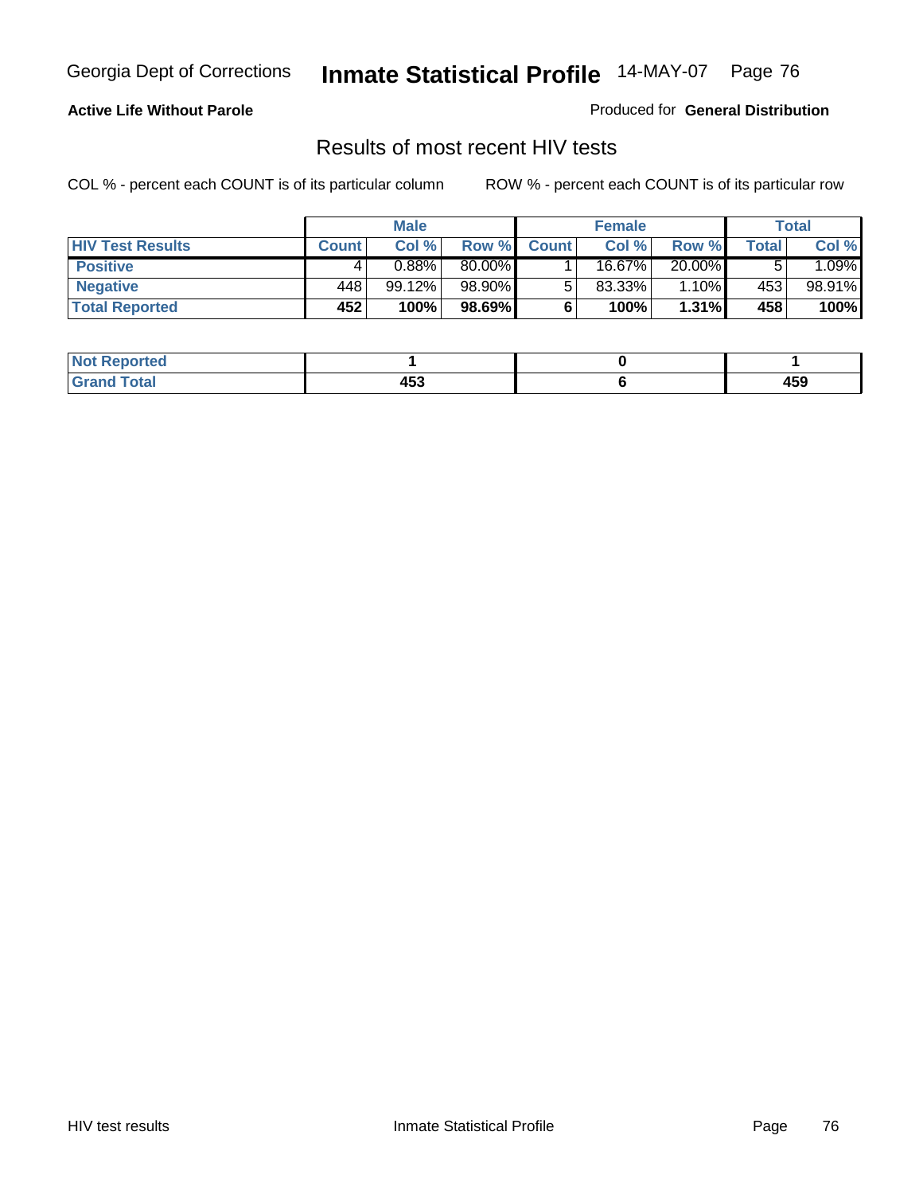Georgia Dept of Corrections **Inmate Statistical Profile** 14-MAY-07

**Active Life Without Parole**

Produced for **General Distribution**

## Results of most recent HIV tests

COL % - percent each COUNT is of its particular column ROW % - percent each COUNT is of its particular row

| | Male | | | Female | | | Total | |
|---|---|---|---|---|---|---|---|---|
| **HIV Test Results** | **Count** | **Col %** | **Row %** | **Count** | **Col %** | **Row %** | **Total** | **Col %** |
| **Positive** | 4 | 0.88% | 80.00% | 1 | 16.67% | 20.00% | 5 | 1.09% |
| **Negative** | 448 | 99.12% | 98.90% | 5 | 83.33% | 1.10% | 453 | 98.91% |
| **Total Reported** | **452** | **100%** | **98.69%** | **6** | **100%** | **1.31%** | **458** | **100%** |

| | Male | Female | Total |
|---|---|---|---|
| **Not Reported** | **1** | **0** | **1** |
| **Grand Total** | **453** | **6** | **459** |

HIV test results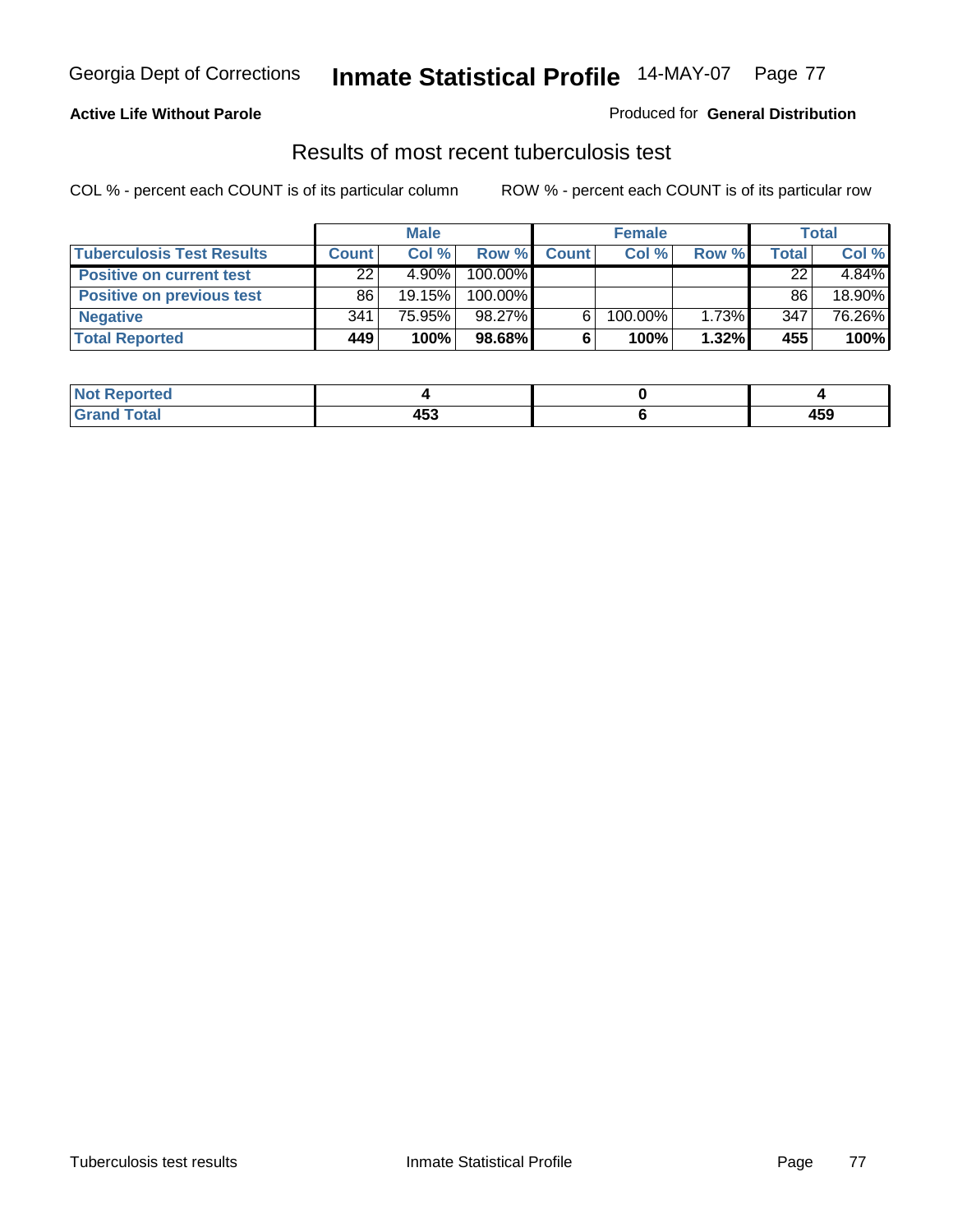Georgia Dept of Corrections **Inmate Statistical Profile** 14-MAY-07

**Active Life Without Parole**

Produced for **General Distribution**

## Results of most recent tuberculosis test

COL % - percent each COUNT is of its particular column    ROW % - percent each COUNT is of its particular row

| | Male | | | Female | | | Total | |
|---|---|---|---|---|---|---|---|---|
| **Tuberculosis Test Results** | **Count** | **Col %** | **Row %** | **Count** | **Col %** | **Row %** | **Total** | **Col %** |
| **Positive on current test** | 22 | 4.90% | 100.00% | | | | 22 | 4.84% |
| **Positive on previous test** | 86 | 19.15% | 100.00% | | | | 86 | 18.90% |
| **Negative** | 341 | 75.95% | 98.27% | 6 | 100.00% | 1.73% | 347 | 76.26% |
| **Total Reported** | **449** | **100%** | **98.68%** | **6** | **100%** | **1.32%** | **455** | **100%** |

| | Male | Female | Total |
|---|---|---|---|
| **Not Reported** | **4** | **0** | **4** |
| **Grand Total** | **453** | **6** | **459** |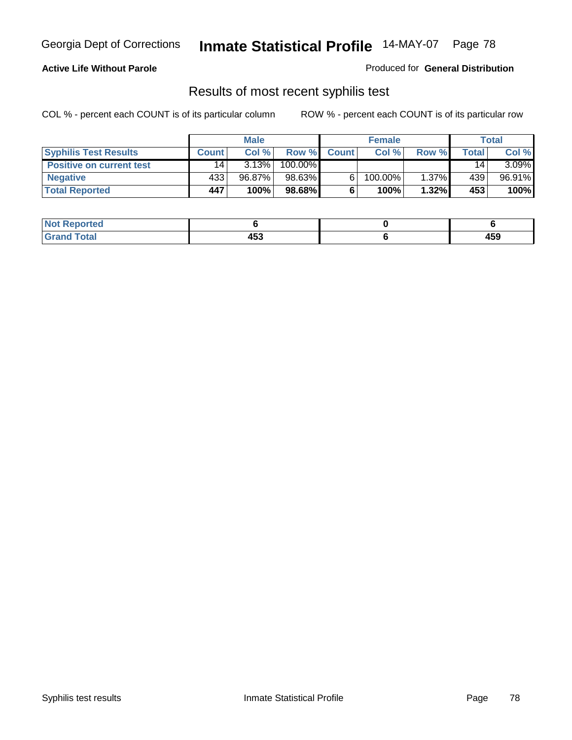**Active Life Without Parole**

Produced for **General Distribution**

## Results of most recent syphilis test

COL % - percent each COUNT is of its particular column

ROW % - percent each COUNT is of its particular row

| | Male | | | Female | | | Total | |
|---|---|---|---|---|---|---|---|---|
| **Syphilis Test Results** | **Count** | **Col %** | **Row %** | **Count** | **Col %** | **Row %** | **Total** | **Col %** |
| **Positive on current test** | 14 | 3.13% | 100.00% | | | | 14 | 3.09% |
| **Negative** | 433 | 96.87% | 98.63% | 6 | 100.00% | 1.37% | 439 | 96.91% |
| **Total Reported** | **447** | **100%** | **98.68%** | **6** | **100%** | **1.32%** | **453** | **100%** |

| | Male | Female | Total |
|---|---|---|---|
| **Not Reported** | **6** | **0** | **6** |
| **Grand Total** | **453** | **6** | **459** |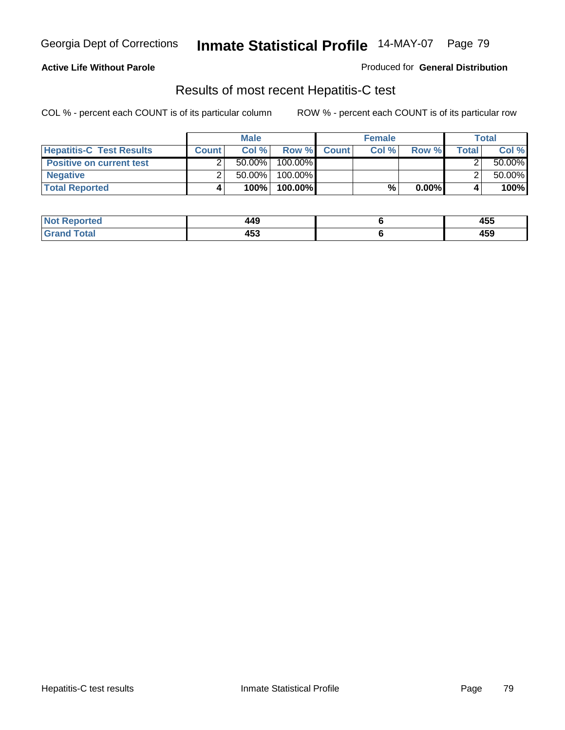**Active Life Without Parole**

Produced for **General Distribution**

## Results of most recent Hepatitis-C test

COL % - percent each COUNT is of its particular column

ROW % - percent each COUNT is of its particular row

| | Male | | | Female | | | Total | |
|---|---|---|---|---|---|---|---|---|
| **Hepatitis-C Test Results** | **Count** | **Col %** | **Row %** | **Count** | **Col %** | **Row %** | **Total** | **Col %** |
| **Positive on current test** | 2 | 50.00% | 100.00% | | | | 2 | 50.00% |
| **Negative** | 2 | 50.00% | 100.00% | | | | 2 | 50.00% |
| **Total Reported** | **4** | **100%** | **100.00%** | | **%** | **0.00%** | **4** | **100%** |

| | Male | Female | Total |
|---|---|---|---|
| **Not Reported** | **449** | **6** | **455** |
| **Grand Total** | **453** | **6** | **459** |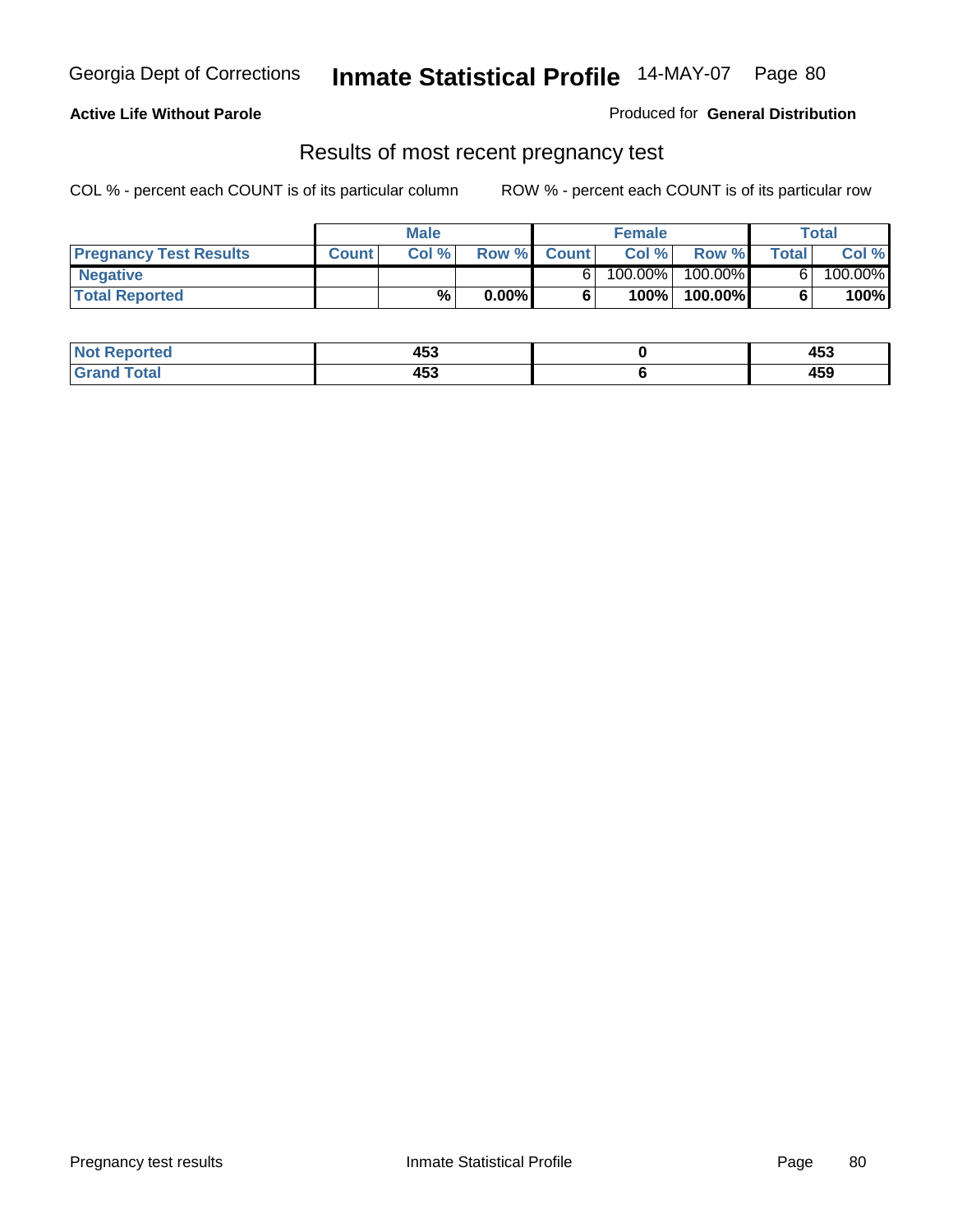Georgia Dept of Corrections **Inmate Statistical Profile** 14-MAY-07 Page 80

**Active Life Without Parole**

Produced for **General Distribution**

## Results of most recent pregnancy test

COL % - percent each COUNT is of its particular column

ROW % - percent each COUNT is of its particular row

| | Male | | | Female | | | Total | |
|---|---|---|---|---|---|---|---|---|
| **Pregnancy Test Results** | **Count** | **Col %** | **Row %** | **Count** | **Col %** | **Row %** | **Total** | **Col %** |
| **Negative** | | | | 6 | 100.00% | 100.00% | 6 | 100.00% |
| **Total Reported** | | **%** | **0.00%** | **6** | **100%** | **100.00%** | **6** | **100%** |

| | Male | Female | Total |
|---|---|---|---|
| **Not Reported** | **453** | **0** | **453** |
| **Grand Total** | **453** | **6** | **459** |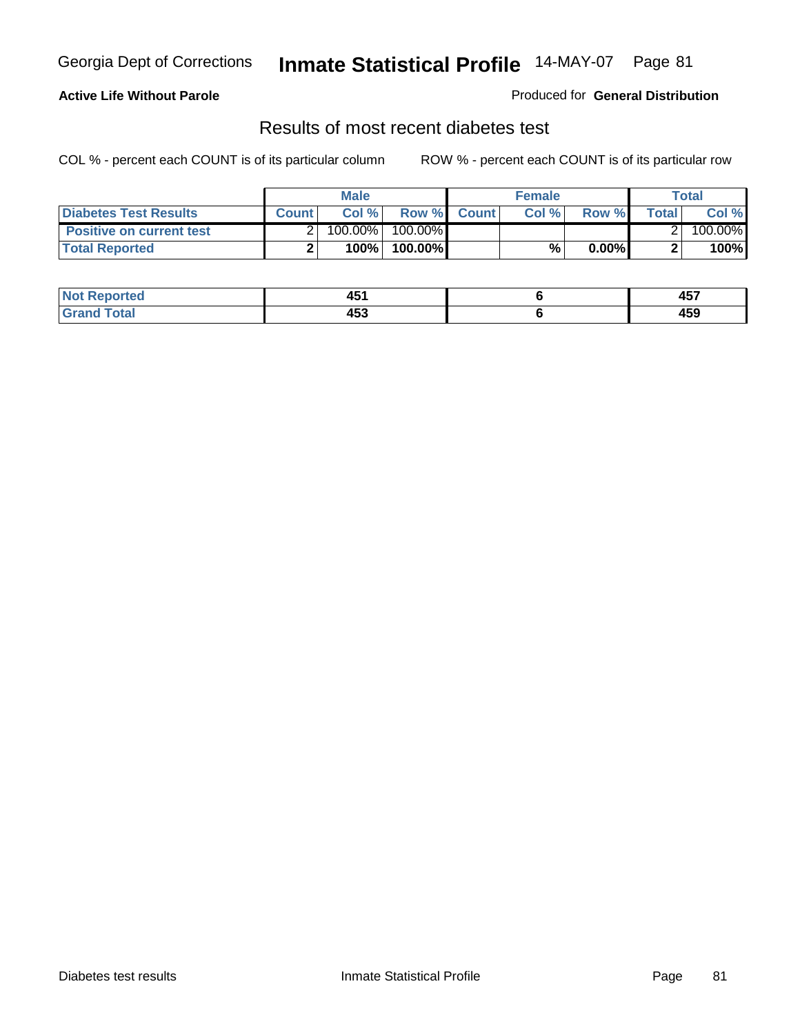Georgia Dept of Corrections **Inmate Statistical Profile** 14-MAY-07

**Active Life Without Parole**

Produced for **General Distribution**

## Results of most recent diabetes test

COL % - percent each COUNT is of its particular column ROW % - percent each COUNT is of its particular row

| | Male | | | Female | | | Total | |
|---|---|---|---|---|---|---|---|---|
| **Diabetes Test Results** | **Count** | **Col %** | **Row %** | **Count** | **Col %** | **Row %** | **Total** | **Col %** |
| **Positive on current test** | 2 | 100.00% | 100.00% | | | | 2 | 100.00% |
| **Total Reported** | **2** | **100%** | **100.00%** | | **%** | **0.00%** | **2** | **100%** |

| | Male | Female | Total |
|---|---|---|---|
| **Not Reported** | **451** | **6** | **457** |
| **Grand Total** | **453** | **6** | **459** |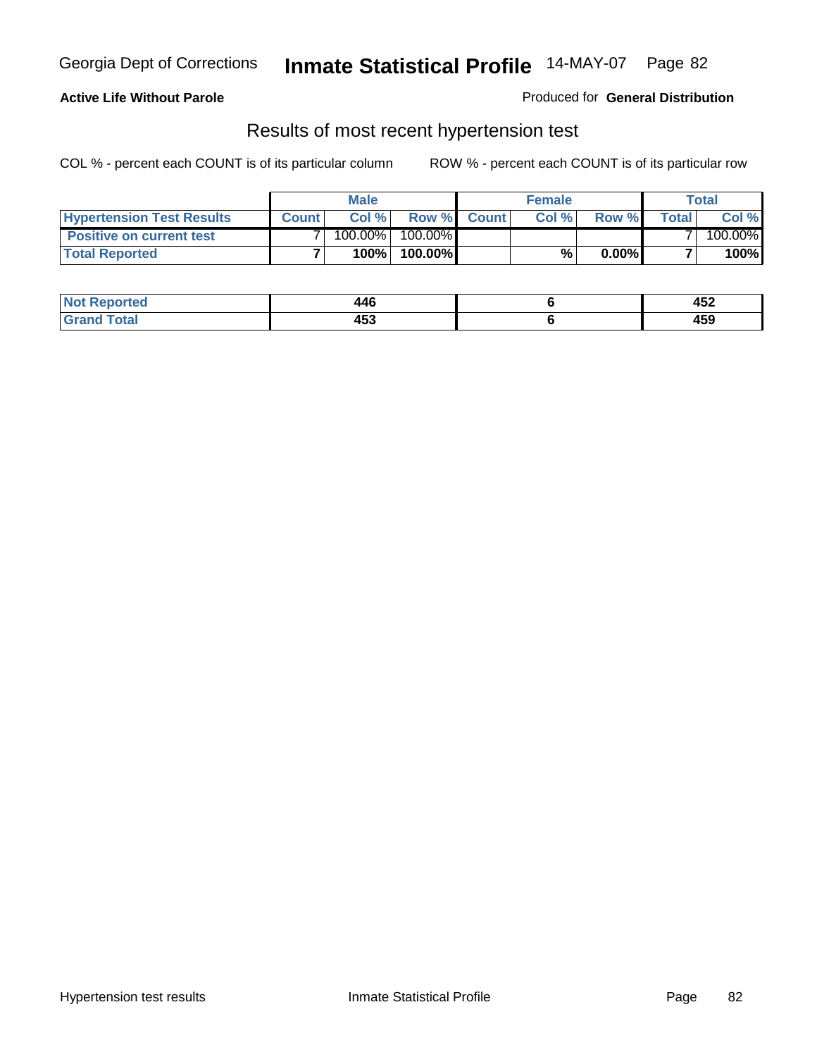Georgia Dept of Corrections **Inmate Statistical Profile** 14-MAY-07

**Active Life Without Parole**

Produced for **General Distribution**

## Results of most recent hypertension test

COL % - percent each COUNT is of its particular column    ROW % - percent each COUNT is of its particular row

| | Male | | | Female | | | Total | |
|---|---|---|---|---|---|---|---|---|
| **Hypertension Test Results** | **Count** | **Col %** | **Row %** | **Count** | **Col %** | **Row %** | **Total** | **Col %** |
| **Positive on current test** | 7 | 100.00% | 100.00% | | | | 7 | 100.00% |
| **Total Reported** | **7** | **100%** | **100.00%** | | **%** | **0.00%** | **7** | **100%** |

| | Male | Female | Total |
|---|---|---|---|
| **Not Reported** | **446** | **6** | **452** |
| **Grand Total** | **453** | **6** | **459** |

Hypertension test results    Inmate Statistical Profile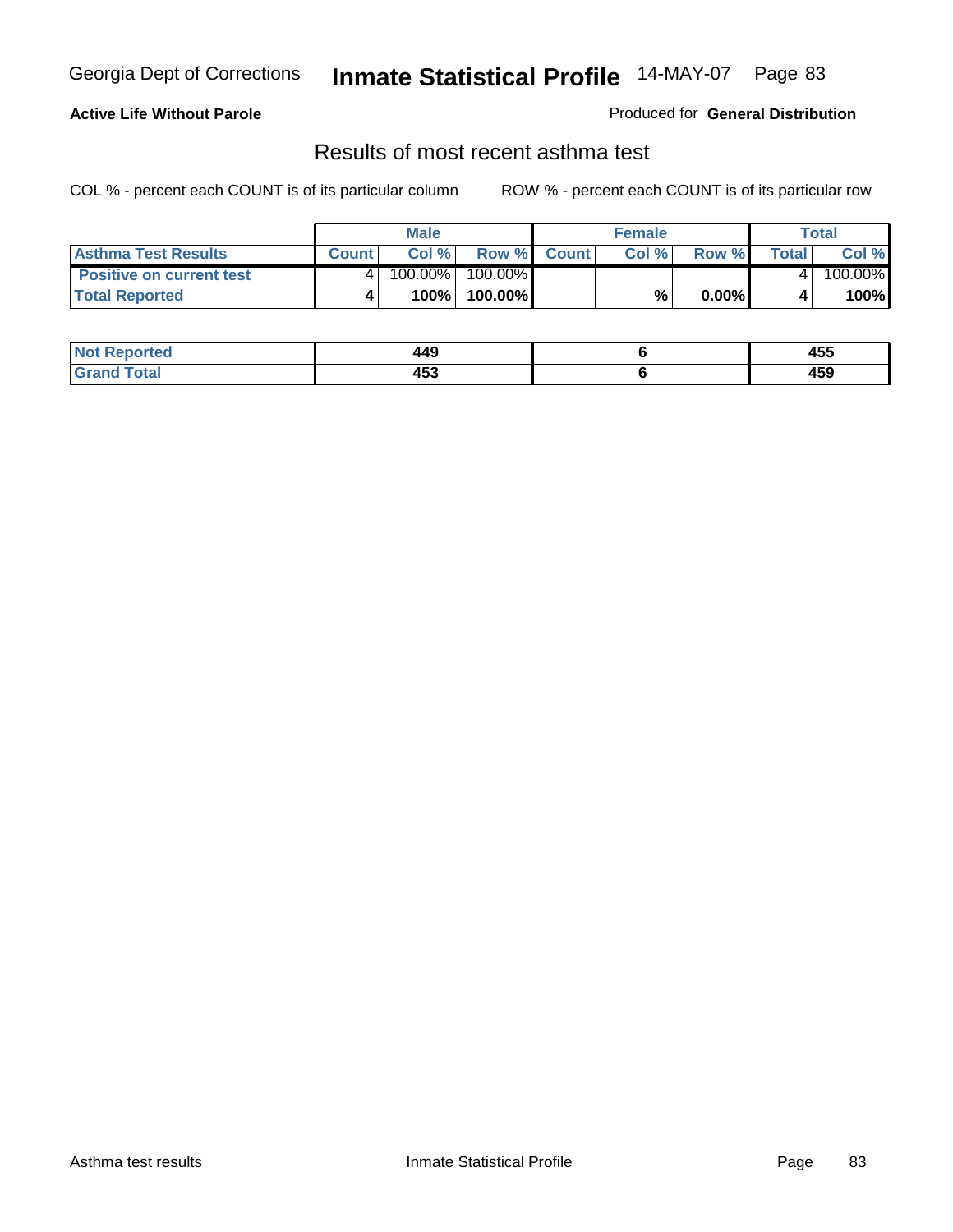Georgia Dept of Corrections **Inmate Statistical Profile** 14-MAY-07 Page 83

**Active Life Without Parole**

Produced for **General Distribution**

## Results of most recent asthma test

COL % - percent each COUNT is of its particular column

ROW % - percent each COUNT is of its particular row

| | Male | | | Female | | | Total | |
|---|---|---|---|---|---|---|---|---|
| **Asthma Test Results** | **Count** | **Col %** | **Row %** | **Count** | **Col %** | **Row %** | **Total** | **Col %** |
| **Positive on current test** | 4 | 100.00% | 100.00% | | | | 4 | 100.00% |
| **Total Reported** | **4** | **100%** | **100.00%** | | **%** | **0.00%** | **4** | **100%** |

| | Male | Female | Total |
|---|---|---|---|
| **Not Reported** | **449** | **6** | **455** |
| **Grand Total** | **453** | **6** | **459** |

Asthma test results Inmate Statistical Profile Page 83